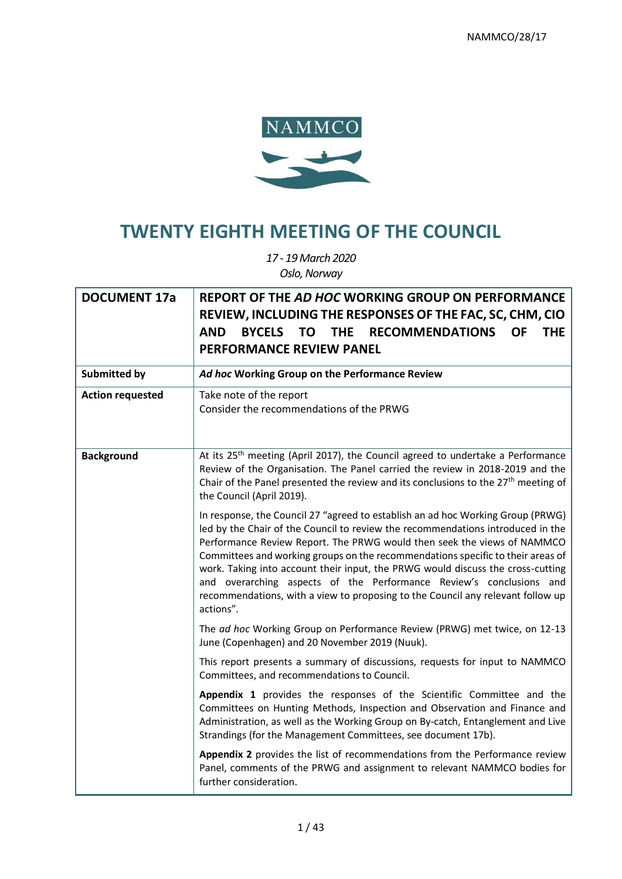NAMMCO/28/17

# TWENTY EIGHTH MEETING OF THE COUNCIL

*17 - 19 March 2020*
*Oslo, Norway*

| **DOCUMENT 17a** | **REPORT OF THE *AD HOC* WORKING GROUP ON PERFORMANCE REVIEW, INCLUDING THE RESPONSES OF THE FAC, SC, CHM, CIO AND BYCELS TO THE RECOMMENDATIONS OF THE PERFORMANCE REVIEW PANEL** |
|---|---|
| **Submitted by** | ***Ad hoc* Working Group on the Performance Review** |
| **Action requested** | Take note of the report<br>Consider the recommendations of the PRWG |
| **Background** | At its 25th meeting (April 2017), the Council agreed to undertake a Performance Review of the Organisation. The Panel carried the review in 2018-2019 and the Chair of the Panel presented the review and its conclusions to the 27th meeting of the Council (April 2019).<br><br>In response, the Council 27 "agreed to establish an ad hoc Working Group (PRWG) led by the Chair of the Council to review the recommendations introduced in the Performance Review Report. The PRWG would then seek the views of NAMMCO Committees and working groups on the recommendations specific to their areas of work. Taking into account their input, the PRWG would discuss the cross-cutting and overarching aspects of the Performance Review's conclusions and recommendations, with a view to proposing to the Council any relevant follow up actions".<br><br>The *ad hoc* Working Group on Performance Review (PRWG) met twice, on 12-13 June (Copenhagen) and 20 November 2019 (Nuuk).<br><br>This report presents a summary of discussions, requests for input to NAMMCO Committees, and recommendations to Council.<br><br>**Appendix 1** provides the responses of the Scientific Committee and the Committees on Hunting Methods, Inspection and Observation and Finance and Administration, as well as the Working Group on By-catch, Entanglement and Live Strandings (for the Management Committees, see document 17b).<br><br>**Appendix 2** provides the list of recommendations from the Performance review Panel, comments of the PRWG and assignment to relevant NAMMCO bodies for further consideration. |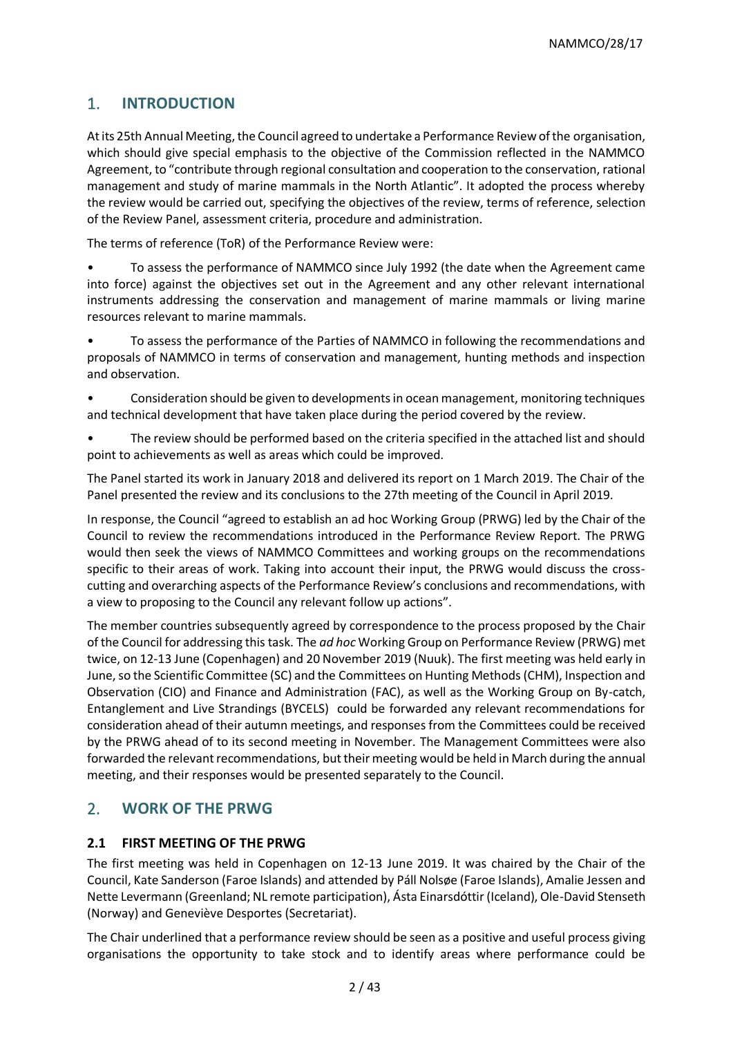## 1. INTRODUCTION

At its 25th Annual Meeting, the Council agreed to undertake a Performance Review of the organisation, which should give special emphasis to the objective of the Commission reflected in the NAMMCO Agreement, to "contribute through regional consultation and cooperation to the conservation, rational management and study of marine mammals in the North Atlantic". It adopted the process whereby the review would be carried out, specifying the objectives of the review, terms of reference, selection of the Review Panel, assessment criteria, procedure and administration.

The terms of reference (ToR) of the Performance Review were:

- To assess the performance of NAMMCO since July 1992 (the date when the Agreement came into force) against the objectives set out in the Agreement and any other relevant international instruments addressing the conservation and management of marine mammals or living marine resources relevant to marine mammals.
- To assess the performance of the Parties of NAMMCO in following the recommendations and proposals of NAMMCO in terms of conservation and management, hunting methods and inspection and observation.
- Consideration should be given to developments in ocean management, monitoring techniques and technical development that have taken place during the period covered by the review.
- The review should be performed based on the criteria specified in the attached list and should point to achievements as well as areas which could be improved.

The Panel started its work in January 2018 and delivered its report on 1 March 2019. The Chair of the Panel presented the review and its conclusions to the 27th meeting of the Council in April 2019.

In response, the Council "agreed to establish an ad hoc Working Group (PRWG) led by the Chair of the Council to review the recommendations introduced in the Performance Review Report. The PRWG would then seek the views of NAMMCO Committees and working groups on the recommendations specific to their areas of work. Taking into account their input, the PRWG would discuss the cross-cutting and overarching aspects of the Performance Review's conclusions and recommendations, with a view to proposing to the Council any relevant follow up actions".

The member countries subsequently agreed by correspondence to the process proposed by the Chair of the Council for addressing this task. The *ad hoc* Working Group on Performance Review (PRWG) met twice, on 12-13 June (Copenhagen) and 20 November 2019 (Nuuk). The first meeting was held early in June, so the Scientific Committee (SC) and the Committees on Hunting Methods (CHM), Inspection and Observation (CIO) and Finance and Administration (FAC), as well as the Working Group on By-catch, Entanglement and Live Strandings (BYCELS) could be forwarded any relevant recommendations for consideration ahead of their autumn meetings, and responses from the Committees could be received by the PRWG ahead of to its second meeting in November. The Management Committees were also forwarded the relevant recommendations, but their meeting would be held in March during the annual meeting, and their responses would be presented separately to the Council.

## 2. WORK OF THE PRWG

### 2.1 FIRST MEETING OF THE PRWG

The first meeting was held in Copenhagen on 12-13 June 2019. It was chaired by the Chair of the Council, Kate Sanderson (Faroe Islands) and attended by Páll Nolsøe (Faroe Islands), Amalie Jessen and Nette Levermann (Greenland; NL remote participation), Ásta Einarsdóttir (Iceland), Ole-David Stenseth (Norway) and Geneviève Desportes (Secretariat).

The Chair underlined that a performance review should be seen as a positive and useful process giving organisations the opportunity to take stock and to identify areas where performance could be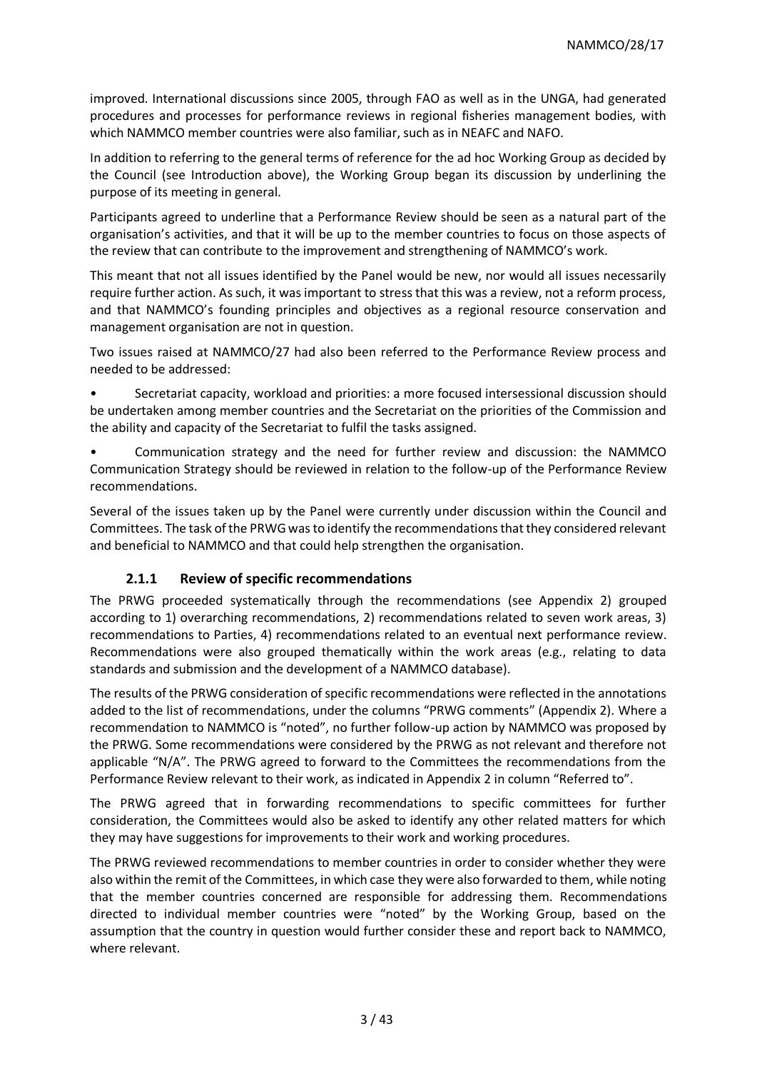improved. International discussions since 2005, through FAO as well as in the UNGA, had generated procedures and processes for performance reviews in regional fisheries management bodies, with which NAMMCO member countries were also familiar, such as in NEAFC and NAFO.

In addition to referring to the general terms of reference for the ad hoc Working Group as decided by the Council (see Introduction above), the Working Group began its discussion by underlining the purpose of its meeting in general.

Participants agreed to underline that a Performance Review should be seen as a natural part of the organisation's activities, and that it will be up to the member countries to focus on those aspects of the review that can contribute to the improvement and strengthening of NAMMCO's work.

This meant that not all issues identified by the Panel would be new, nor would all issues necessarily require further action. As such, it was important to stress that this was a review, not a reform process, and that NAMMCO's founding principles and objectives as a regional resource conservation and management organisation are not in question.

Two issues raised at NAMMCO/27 had also been referred to the Performance Review process and needed to be addressed:

- Secretariat capacity, workload and priorities: a more focused intersessional discussion should be undertaken among member countries and the Secretariat on the priorities of the Commission and the ability and capacity of the Secretariat to fulfil the tasks assigned.
- Communication strategy and the need for further review and discussion: the NAMMCO Communication Strategy should be reviewed in relation to the follow-up of the Performance Review recommendations.

Several of the issues taken up by the Panel were currently under discussion within the Council and Committees. The task of the PRWG was to identify the recommendations that they considered relevant and beneficial to NAMMCO and that could help strengthen the organisation.

### 2.1.1 Review of specific recommendations

The PRWG proceeded systematically through the recommendations (see Appendix 2) grouped according to 1) overarching recommendations, 2) recommendations related to seven work areas, 3) recommendations to Parties, 4) recommendations related to an eventual next performance review. Recommendations were also grouped thematically within the work areas (e.g., relating to data standards and submission and the development of a NAMMCO database).

The results of the PRWG consideration of specific recommendations were reflected in the annotations added to the list of recommendations, under the columns "PRWG comments" (Appendix 2). Where a recommendation to NAMMCO is "noted", no further follow-up action by NAMMCO was proposed by the PRWG. Some recommendations were considered by the PRWG as not relevant and therefore not applicable "N/A". The PRWG agreed to forward to the Committees the recommendations from the Performance Review relevant to their work, as indicated in Appendix 2 in column "Referred to".

The PRWG agreed that in forwarding recommendations to specific committees for further consideration, the Committees would also be asked to identify any other related matters for which they may have suggestions for improvements to their work and working procedures.

The PRWG reviewed recommendations to member countries in order to consider whether they were also within the remit of the Committees, in which case they were also forwarded to them, while noting that the member countries concerned are responsible for addressing them. Recommendations directed to individual member countries were "noted" by the Working Group, based on the assumption that the country in question would further consider these and report back to NAMMCO, where relevant.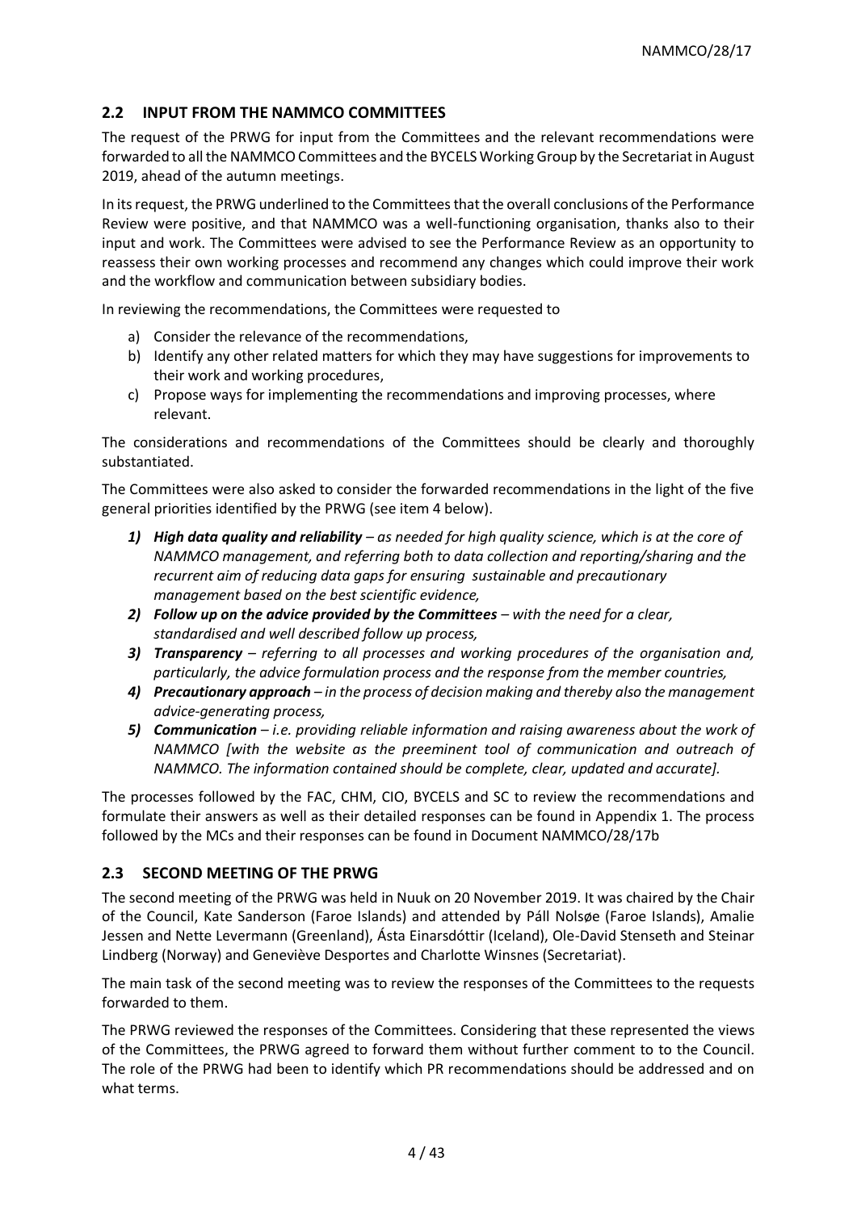## 2.2 INPUT FROM THE NAMMCO COMMITTEES

The request of the PRWG for input from the Committees and the relevant recommendations were forwarded to all the NAMMCO Committees and the BYCELS Working Group by the Secretariat in August 2019, ahead of the autumn meetings.

In its request, the PRWG underlined to the Committees that the overall conclusions of the Performance Review were positive, and that NAMMCO was a well-functioning organisation, thanks also to their input and work. The Committees were advised to see the Performance Review as an opportunity to reassess their own working processes and recommend any changes which could improve their work and the workflow and communication between subsidiary bodies.

In reviewing the recommendations, the Committees were requested to

a) Consider the relevance of the recommendations,
b) Identify any other related matters for which they may have suggestions for improvements to their work and working procedures,
c) Propose ways for implementing the recommendations and improving processes, where relevant.

The considerations and recommendations of the Committees should be clearly and thoroughly substantiated.

The Committees were also asked to consider the forwarded recommendations in the light of the five general priorities identified by the PRWG (see item 4 below).

1) ***High data quality and reliability*** *– as needed for high quality science, which is at the core of NAMMCO management, and referring both to data collection and reporting/sharing and the recurrent aim of reducing data gaps for ensuring sustainable and precautionary management based on the best scientific evidence,*
2) ***Follow up on the advice provided by the Committees*** *– with the need for a clear, standardised and well described follow up process,*
3) ***Transparency*** *– referring to all processes and working procedures of the organisation and, particularly, the advice formulation process and the response from the member countries,*
4) ***Precautionary approach*** *– in the process of decision making and thereby also the management advice-generating process,*
5) ***Communication*** *– i.e. providing reliable information and raising awareness about the work of NAMMCO [with the website as the preeminent tool of communication and outreach of NAMMCO. The information contained should be complete, clear, updated and accurate].*

The processes followed by the FAC, CHM, CIO, BYCELS and SC to review the recommendations and formulate their answers as well as their detailed responses can be found in Appendix 1. The process followed by the MCs and their responses can be found in Document NAMMCO/28/17b

## 2.3 SECOND MEETING OF THE PRWG

The second meeting of the PRWG was held in Nuuk on 20 November 2019. It was chaired by the Chair of the Council, Kate Sanderson (Faroe Islands) and attended by Páll Nolsøe (Faroe Islands), Amalie Jessen and Nette Levermann (Greenland), Ásta Einarsdóttir (Iceland), Ole-David Stenseth and Steinar Lindberg (Norway) and Geneviève Desportes and Charlotte Winsnes (Secretariat).

The main task of the second meeting was to review the responses of the Committees to the requests forwarded to them.

The PRWG reviewed the responses of the Committees. Considering that these represented the views of the Committees, the PRWG agreed to forward them without further comment to to the Council. The role of the PRWG had been to identify which PR recommendations should be addressed and on what terms.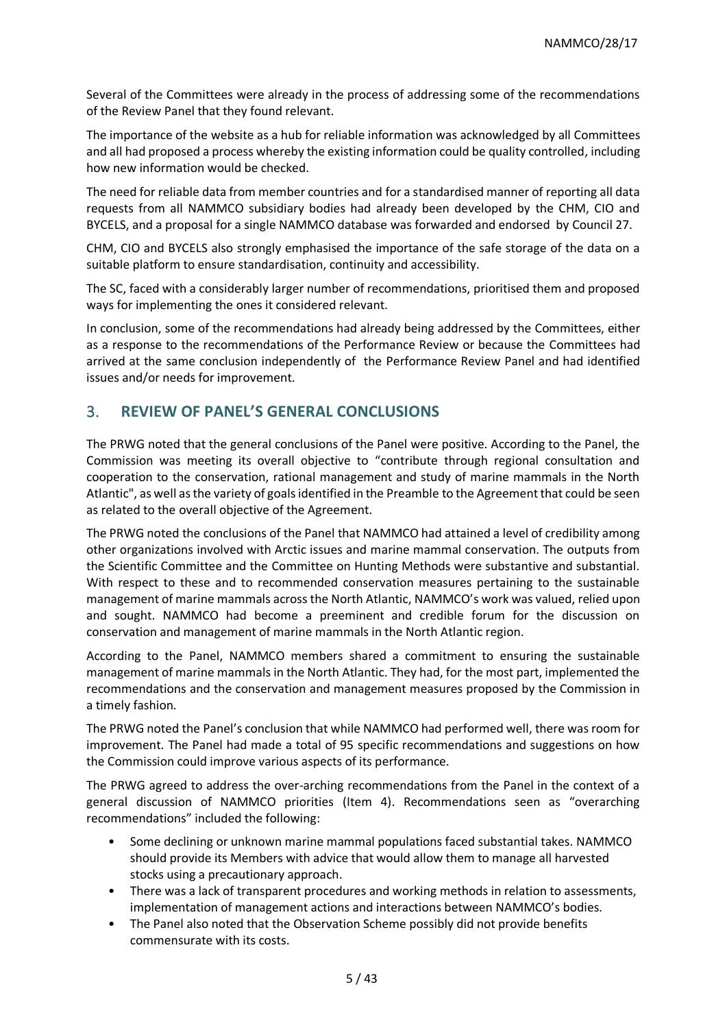Several of the Committees were already in the process of addressing some of the recommendations of the Review Panel that they found relevant.

The importance of the website as a hub for reliable information was acknowledged by all Committees and all had proposed a process whereby the existing information could be quality controlled, including how new information would be checked.

The need for reliable data from member countries and for a standardised manner of reporting all data requests from all NAMMCO subsidiary bodies had already been developed by the CHM, CIO and BYCELS, and a proposal for a single NAMMCO database was forwarded and endorsed by Council 27.

CHM, CIO and BYCELS also strongly emphasised the importance of the safe storage of the data on a suitable platform to ensure standardisation, continuity and accessibility.

The SC, faced with a considerably larger number of recommendations, prioritised them and proposed ways for implementing the ones it considered relevant.

In conclusion, some of the recommendations had already being addressed by the Committees, either as a response to the recommendations of the Performance Review or because the Committees had arrived at the same conclusion independently of the Performance Review Panel and had identified issues and/or needs for improvement.

## 3. REVIEW OF PANEL'S GENERAL CONCLUSIONS

The PRWG noted that the general conclusions of the Panel were positive. According to the Panel, the Commission was meeting its overall objective to "contribute through regional consultation and cooperation to the conservation, rational management and study of marine mammals in the North Atlantic", as well as the variety of goals identified in the Preamble to the Agreement that could be seen as related to the overall objective of the Agreement.

The PRWG noted the conclusions of the Panel that NAMMCO had attained a level of credibility among other organizations involved with Arctic issues and marine mammal conservation. The outputs from the Scientific Committee and the Committee on Hunting Methods were substantive and substantial. With respect to these and to recommended conservation measures pertaining to the sustainable management of marine mammals across the North Atlantic, NAMMCO's work was valued, relied upon and sought. NAMMCO had become a preeminent and credible forum for the discussion on conservation and management of marine mammals in the North Atlantic region.

According to the Panel, NAMMCO members shared a commitment to ensuring the sustainable management of marine mammals in the North Atlantic. They had, for the most part, implemented the recommendations and the conservation and management measures proposed by the Commission in a timely fashion.

The PRWG noted the Panel's conclusion that while NAMMCO had performed well, there was room for improvement. The Panel had made a total of 95 specific recommendations and suggestions on how the Commission could improve various aspects of its performance.

The PRWG agreed to address the over-arching recommendations from the Panel in the context of a general discussion of NAMMCO priorities (Item 4). Recommendations seen as "overarching recommendations" included the following:

- Some declining or unknown marine mammal populations faced substantial takes. NAMMCO should provide its Members with advice that would allow them to manage all harvested stocks using a precautionary approach.
- There was a lack of transparent procedures and working methods in relation to assessments, implementation of management actions and interactions between NAMMCO's bodies.
- The Panel also noted that the Observation Scheme possibly did not provide benefits commensurate with its costs.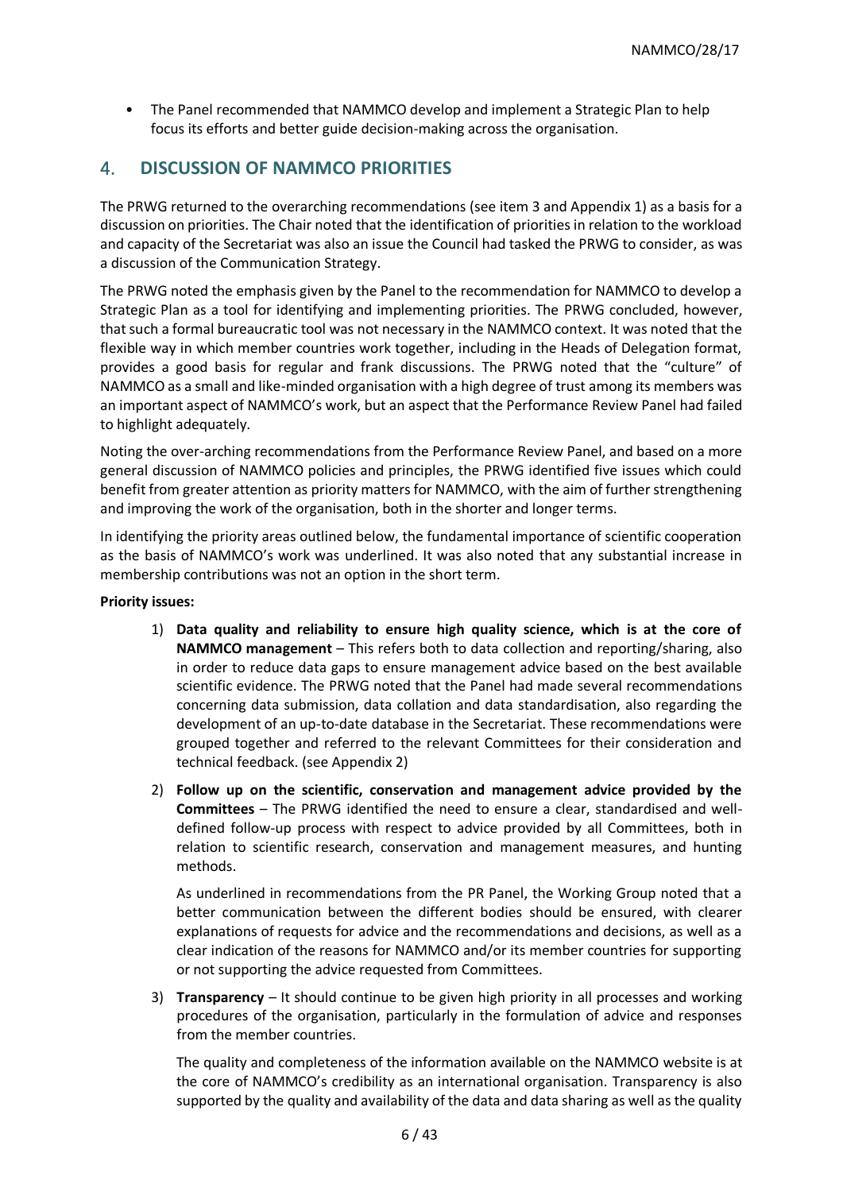- The Panel recommended that NAMMCO develop and implement a Strategic Plan to help focus its efforts and better guide decision-making across the organisation.

## 4. DISCUSSION OF NAMMCO PRIORITIES

The PRWG returned to the overarching recommendations (see item 3 and Appendix 1) as a basis for a discussion on priorities. The Chair noted that the identification of priorities in relation to the workload and capacity of the Secretariat was also an issue the Council had tasked the PRWG to consider, as was a discussion of the Communication Strategy.

The PRWG noted the emphasis given by the Panel to the recommendation for NAMMCO to develop a Strategic Plan as a tool for identifying and implementing priorities. The PRWG concluded, however, that such a formal bureaucratic tool was not necessary in the NAMMCO context. It was noted that the flexible way in which member countries work together, including in the Heads of Delegation format, provides a good basis for regular and frank discussions. The PRWG noted that the "culture" of NAMMCO as a small and like-minded organisation with a high degree of trust among its members was an important aspect of NAMMCO's work, but an aspect that the Performance Review Panel had failed to highlight adequately.

Noting the over-arching recommendations from the Performance Review Panel, and based on a more general discussion of NAMMCO policies and principles, the PRWG identified five issues which could benefit from greater attention as priority matters for NAMMCO, with the aim of further strengthening and improving the work of the organisation, both in the shorter and longer terms.

In identifying the priority areas outlined below, the fundamental importance of scientific cooperation as the basis of NAMMCO's work was underlined. It was also noted that any substantial increase in membership contributions was not an option in the short term.

**Priority issues:**

1) **Data quality and reliability to ensure high quality science, which is at the core of NAMMCO management** – This refers both to data collection and reporting/sharing, also in order to reduce data gaps to ensure management advice based on the best available scientific evidence. The PRWG noted that the Panel had made several recommendations concerning data submission, data collation and data standardisation, also regarding the development of an up-to-date database in the Secretariat. These recommendations were grouped together and referred to the relevant Committees for their consideration and technical feedback. (see Appendix 2)

2) **Follow up on the scientific, conservation and management advice provided by the Committees** – The PRWG identified the need to ensure a clear, standardised and well-defined follow-up process with respect to advice provided by all Committees, both in relation to scientific research, conservation and management measures, and hunting methods.

   As underlined in recommendations from the PR Panel, the Working Group noted that a better communication between the different bodies should be ensured, with clearer explanations of requests for advice and the recommendations and decisions, as well as a clear indication of the reasons for NAMMCO and/or its member countries for supporting or not supporting the advice requested from Committees.

3) **Transparency** – It should continue to be given high priority in all processes and working procedures of the organisation, particularly in the formulation of advice and responses from the member countries.

   The quality and completeness of the information available on the NAMMCO website is at the core of NAMMCO's credibility as an international organisation. Transparency is also supported by the quality and availability of the data and data sharing as well as the quality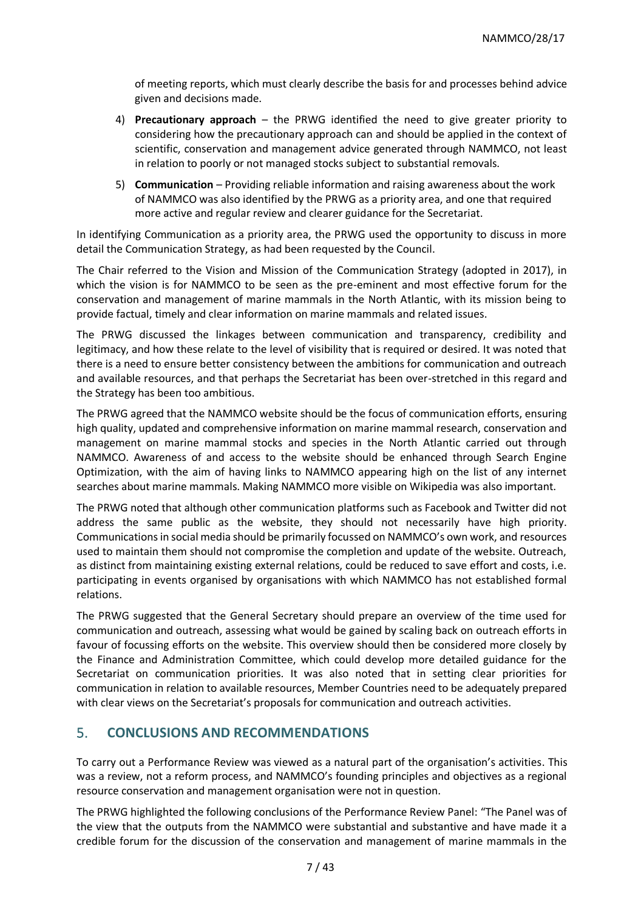of meeting reports, which must clearly describe the basis for and processes behind advice given and decisions made.

4) **Precautionary approach** – the PRWG identified the need to give greater priority to considering how the precautionary approach can and should be applied in the context of scientific, conservation and management advice generated through NAMMCO, not least in relation to poorly or not managed stocks subject to substantial removals.
5) **Communication** – Providing reliable information and raising awareness about the work of NAMMCO was also identified by the PRWG as a priority area, and one that required more active and regular review and clearer guidance for the Secretariat.

In identifying Communication as a priority area, the PRWG used the opportunity to discuss in more detail the Communication Strategy, as had been requested by the Council.

The Chair referred to the Vision and Mission of the Communication Strategy (adopted in 2017), in which the vision is for NAMMCO to be seen as the pre-eminent and most effective forum for the conservation and management of marine mammals in the North Atlantic, with its mission being to provide factual, timely and clear information on marine mammals and related issues.

The PRWG discussed the linkages between communication and transparency, credibility and legitimacy, and how these relate to the level of visibility that is required or desired. It was noted that there is a need to ensure better consistency between the ambitions for communication and outreach and available resources, and that perhaps the Secretariat has been over-stretched in this regard and the Strategy has been too ambitious.

The PRWG agreed that the NAMMCO website should be the focus of communication efforts, ensuring high quality, updated and comprehensive information on marine mammal research, conservation and management on marine mammal stocks and species in the North Atlantic carried out through NAMMCO. Awareness of and access to the website should be enhanced through Search Engine Optimization, with the aim of having links to NAMMCO appearing high on the list of any internet searches about marine mammals. Making NAMMCO more visible on Wikipedia was also important.

The PRWG noted that although other communication platforms such as Facebook and Twitter did not address the same public as the website, they should not necessarily have high priority. Communications in social media should be primarily focussed on NAMMCO's own work, and resources used to maintain them should not compromise the completion and update of the website. Outreach, as distinct from maintaining existing external relations, could be reduced to save effort and costs, i.e. participating in events organised by organisations with which NAMMCO has not established formal relations.

The PRWG suggested that the General Secretary should prepare an overview of the time used for communication and outreach, assessing what would be gained by scaling back on outreach efforts in favour of focussing efforts on the website. This overview should then be considered more closely by the Finance and Administration Committee, which could develop more detailed guidance for the Secretariat on communication priorities. It was also noted that in setting clear priorities for communication in relation to available resources, Member Countries need to be adequately prepared with clear views on the Secretariat's proposals for communication and outreach activities.

## 5. CONCLUSIONS AND RECOMMENDATIONS

To carry out a Performance Review was viewed as a natural part of the organisation's activities. This was a review, not a reform process, and NAMMCO's founding principles and objectives as a regional resource conservation and management organisation were not in question.

The PRWG highlighted the following conclusions of the Performance Review Panel: "The Panel was of the view that the outputs from the NAMMCO were substantial and substantive and have made it a credible forum for the discussion of the conservation and management of marine mammals in the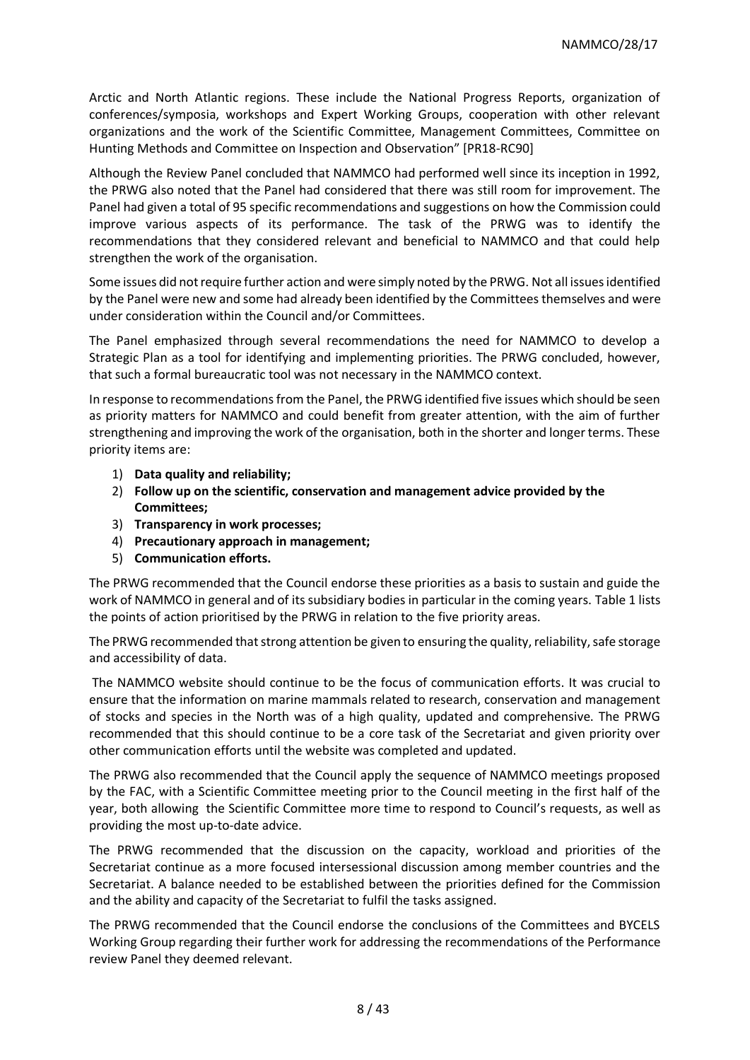Arctic and North Atlantic regions. These include the National Progress Reports, organization of conferences/symposia, workshops and Expert Working Groups, cooperation with other relevant organizations and the work of the Scientific Committee, Management Committees, Committee on Hunting Methods and Committee on Inspection and Observation" [PR18-RC90]

Although the Review Panel concluded that NAMMCO had performed well since its inception in 1992, the PRWG also noted that the Panel had considered that there was still room for improvement. The Panel had given a total of 95 specific recommendations and suggestions on how the Commission could improve various aspects of its performance. The task of the PRWG was to identify the recommendations that they considered relevant and beneficial to NAMMCO and that could help strengthen the work of the organisation.

Some issues did not require further action and were simply noted by the PRWG. Not all issues identified by the Panel were new and some had already been identified by the Committees themselves and were under consideration within the Council and/or Committees.

The Panel emphasized through several recommendations the need for NAMMCO to develop a Strategic Plan as a tool for identifying and implementing priorities. The PRWG concluded, however, that such a formal bureaucratic tool was not necessary in the NAMMCO context.

In response to recommendations from the Panel, the PRWG identified five issues which should be seen as priority matters for NAMMCO and could benefit from greater attention, with the aim of further strengthening and improving the work of the organisation, both in the shorter and longer terms. These priority items are:

1) **Data quality and reliability;**
2) **Follow up on the scientific, conservation and management advice provided by the Committees;**
3) **Transparency in work processes;**
4) **Precautionary approach in management;**
5) **Communication efforts.**

The PRWG recommended that the Council endorse these priorities as a basis to sustain and guide the work of NAMMCO in general and of its subsidiary bodies in particular in the coming years. Table 1 lists the points of action prioritised by the PRWG in relation to the five priority areas.

The PRWG recommended that strong attention be given to ensuring the quality, reliability, safe storage and accessibility of data.

The NAMMCO website should continue to be the focus of communication efforts. It was crucial to ensure that the information on marine mammals related to research, conservation and management of stocks and species in the North was of a high quality, updated and comprehensive. The PRWG recommended that this should continue to be a core task of the Secretariat and given priority over other communication efforts until the website was completed and updated.

The PRWG also recommended that the Council apply the sequence of NAMMCO meetings proposed by the FAC, with a Scientific Committee meeting prior to the Council meeting in the first half of the year, both allowing the Scientific Committee more time to respond to Council's requests, as well as providing the most up-to-date advice.

The PRWG recommended that the discussion on the capacity, workload and priorities of the Secretariat continue as a more focused intersessional discussion among member countries and the Secretariat. A balance needed to be established between the priorities defined for the Commission and the ability and capacity of the Secretariat to fulfil the tasks assigned.

The PRWG recommended that the Council endorse the conclusions of the Committees and BYCELS Working Group regarding their further work for addressing the recommendations of the Performance review Panel they deemed relevant.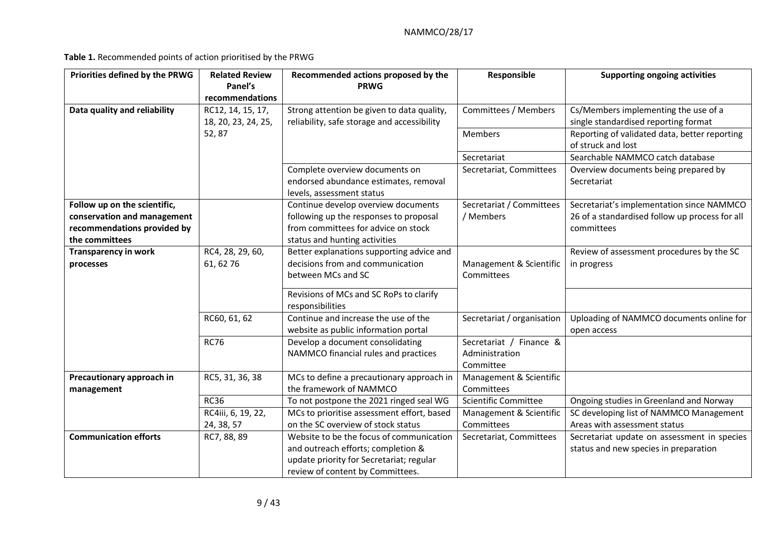**Table 1.** Recommended points of action prioritised by the PRWG

| Priorities defined by the PRWG | Related Review Panel's recommendations | Recommended actions proposed by the PRWG | Responsible | Supporting ongoing activities |
|---|---|---|---|---|
| **Data quality and reliability** | RC12, 14, 15, 17, 18, 20, 23, 24, 25, 52, 87 | Strong attention be given to data quality, reliability, safe storage and accessibility | Committees / Members | Cs/Members implementing the use of a single standardised reporting format |
| | | | Members | Reporting of validated data, better reporting of struck and lost |
| | | | Secretariat | Searchable NAMMCO catch database |
| | | Complete overview documents on endorsed abundance estimates, removal levels, assessment status | Secretariat, Committees | Overview documents being prepared by Secretariat |
| **Follow up on the scientific, conservation and management recommendations provided by the committees** | | Continue develop overview documents following up the responses to proposal from committees for advice on stock status and hunting activities | Secretariat / Committees / Members | Secretariat's implementation since NAMMCO 26 of a standardised follow up process for all committees |
| **Transparency in work processes** | RC4, 28, 29, 60, 61, 62 76 | Better explanations supporting advice and decisions from and communication between MCs and SC | Management & Scientific Committees | Review of assessment procedures by the SC in progress |
| | | Revisions of MCs and SC RoPs to clarify responsibilities | | |
| | RC60, 61, 62 | Continue and increase the use of the website as public information portal | Secretariat / organisation | Uploading of NAMMCO documents online for open access |
| | RC76 | Develop a document consolidating NAMMCO financial rules and practices | Secretariat / Finance & Administration Committee | |
| **Precautionary approach in management** | RC5, 31, 36, 38 | MCs to define a precautionary approach in the framework of NAMMCO | Management & Scientific Committees | |
| | RC36 | To not postpone the 2021 ringed seal WG | Scientific Committee | Ongoing studies in Greenland and Norway |
| | RC4iii, 6, 19, 22, 24, 38, 57 | MCs to prioritise assessment effort, based on the SC overview of stock status | Management & Scientific Committees | SC developing list of NAMMCO Management Areas with assessment status |
| **Communication efforts** | RC7, 88, 89 | Website to be the focus of communication and outreach efforts; completion & update priority for Secretariat; regular review of content by Committees. | Secretariat, Committees | Secretariat update on assessment in species status and new species in preparation |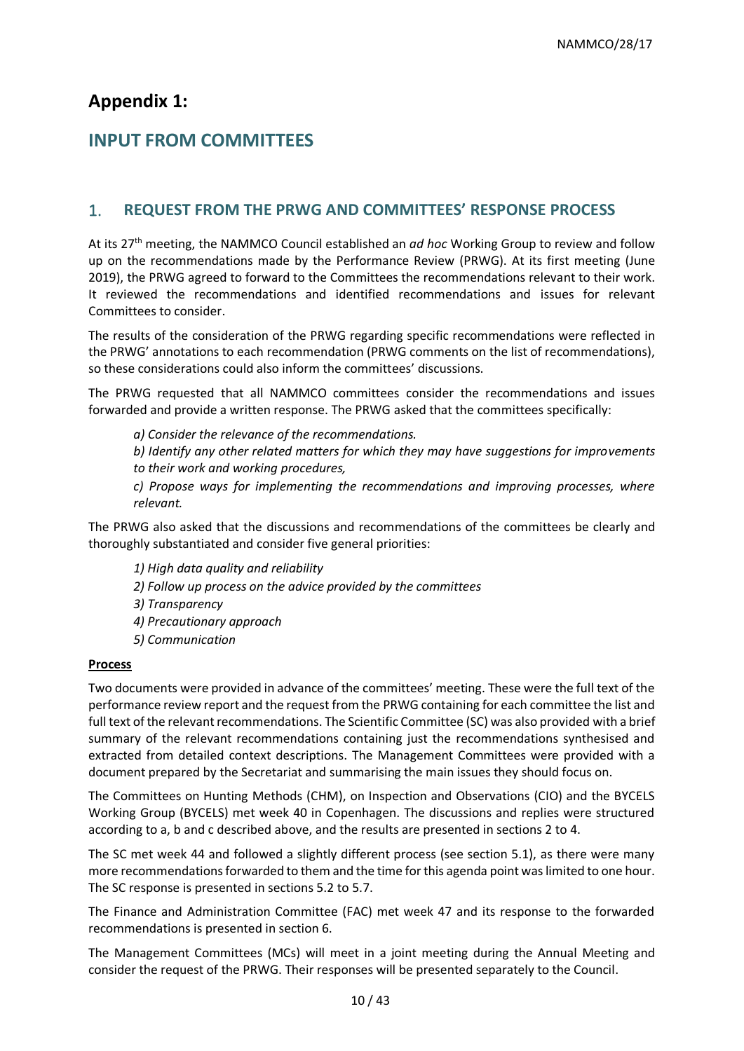# Appendix 1:

## INPUT FROM COMMITTEES

### 1. REQUEST FROM THE PRWG AND COMMITTEES' RESPONSE PROCESS

At its 27th meeting, the NAMMCO Council established an *ad hoc* Working Group to review and follow up on the recommendations made by the Performance Review (PRWG). At its first meeting (June 2019), the PRWG agreed to forward to the Committees the recommendations relevant to their work. It reviewed the recommendations and identified recommendations and issues for relevant Committees to consider.

The results of the consideration of the PRWG regarding specific recommendations were reflected in the PRWG' annotations to each recommendation (PRWG comments on the list of recommendations), so these considerations could also inform the committees' discussions.

The PRWG requested that all NAMMCO committees consider the recommendations and issues forwarded and provide a written response. The PRWG asked that the committees specifically:

> *a) Consider the relevance of the recommendations.*
>
> *b) Identify any other related matters for which they may have suggestions for improvements to their work and working procedures,*
>
> *c) Propose ways for implementing the recommendations and improving processes, where relevant.*

The PRWG also asked that the discussions and recommendations of the committees be clearly and thoroughly substantiated and consider five general priorities:

> *1) High data quality and reliability*
>
> *2) Follow up process on the advice provided by the committees*
>
> *3) Transparency*
>
> *4) Precautionary approach*
>
> *5) Communication*

**Process**

Two documents were provided in advance of the committees' meeting. These were the full text of the performance review report and the request from the PRWG containing for each committee the list and full text of the relevant recommendations. The Scientific Committee (SC) was also provided with a brief summary of the relevant recommendations containing just the recommendations synthesised and extracted from detailed context descriptions. The Management Committees were provided with a document prepared by the Secretariat and summarising the main issues they should focus on.

The Committees on Hunting Methods (CHM), on Inspection and Observations (CIO) and the BYCELS Working Group (BYCELS) met week 40 in Copenhagen. The discussions and replies were structured according to a, b and c described above, and the results are presented in sections 2 to 4.

The SC met week 44 and followed a slightly different process (see section 5.1), as there were many more recommendations forwarded to them and the time for this agenda point was limited to one hour. The SC response is presented in sections 5.2 to 5.7.

The Finance and Administration Committee (FAC) met week 47 and its response to the forwarded recommendations is presented in section 6.

The Management Committees (MCs) will meet in a joint meeting during the Annual Meeting and consider the request of the PRWG. Their responses will be presented separately to the Council.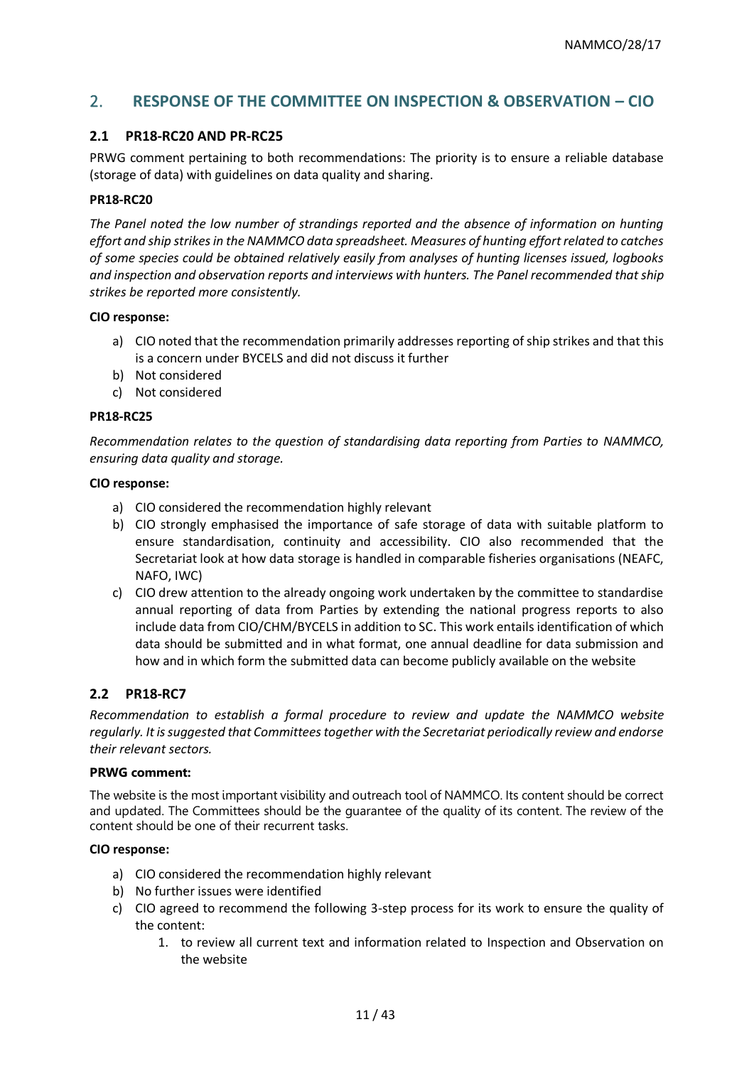## 2. RESPONSE OF THE COMMITTEE ON INSPECTION & OBSERVATION – CIO

### 2.1 PR18-RC20 AND PR-RC25

PRWG comment pertaining to both recommendations: The priority is to ensure a reliable database (storage of data) with guidelines on data quality and sharing.

#### PR18-RC20

*The Panel noted the low number of strandings reported and the absence of information on hunting effort and ship strikes in the NAMMCO data spreadsheet. Measures of hunting effort related to catches of some species could be obtained relatively easily from analyses of hunting licenses issued, logbooks and inspection and observation reports and interviews with hunters. The Panel recommended that ship strikes be reported more consistently.*

**CIO response:**

a) CIO noted that the recommendation primarily addresses reporting of ship strikes and that this is a concern under BYCELS and did not discuss it further
b) Not considered
c) Not considered

#### PR18-RC25

*Recommendation relates to the question of standardising data reporting from Parties to NAMMCO, ensuring data quality and storage.*

**CIO response:**

a) CIO considered the recommendation highly relevant
b) CIO strongly emphasised the importance of safe storage of data with suitable platform to ensure standardisation, continuity and accessibility. CIO also recommended that the Secretariat look at how data storage is handled in comparable fisheries organisations (NEAFC, NAFO, IWC)
c) CIO drew attention to the already ongoing work undertaken by the committee to standardise annual reporting of data from Parties by extending the national progress reports to also include data from CIO/CHM/BYCELS in addition to SC. This work entails identification of which data should be submitted and in what format, one annual deadline for data submission and how and in which form the submitted data can become publicly available on the website

### 2.2 PR18-RC7

*Recommendation to establish a formal procedure to review and update the NAMMCO website regularly. It is suggested that Committees together with the Secretariat periodically review and endorse their relevant sectors.*

**PRWG comment:**

The website is the most important visibility and outreach tool of NAMMCO. Its content should be correct and updated. The Committees should be the guarantee of the quality of its content. The review of the content should be one of their recurrent tasks.

**CIO response:**

a) CIO considered the recommendation highly relevant
b) No further issues were identified
c) CIO agreed to recommend the following 3-step process for its work to ensure the quality of the content:
    1. to review all current text and information related to Inspection and Observation on the website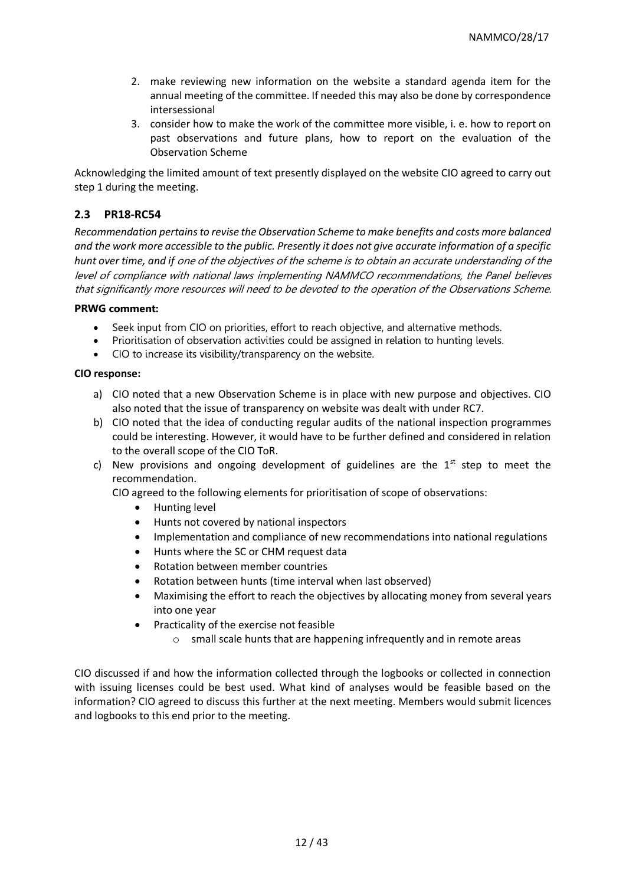2. make reviewing new information on the website a standard agenda item for the annual meeting of the committee. If needed this may also be done by correspondence intersessional
3. consider how to make the work of the committee more visible, i. e. how to report on past observations and future plans, how to report on the evaluation of the Observation Scheme

Acknowledging the limited amount of text presently displayed on the website CIO agreed to carry out step 1 during the meeting.

## 2.3 PR18-RC54

*Recommendation pertains to revise the Observation Scheme to make benefits and costs more balanced and the work more accessible to the public. Presently it does not give accurate information of a specific hunt over time, and if one of the objectives of the scheme is to obtain an accurate understanding of the level of compliance with national laws implementing NAMMCO recommendations, the Panel believes that significantly more resources will need to be devoted to the operation of the Observations Scheme.*

**PRWG comment:**

- Seek input from CIO on priorities, effort to reach objective, and alternative methods.
- Prioritisation of observation activities could be assigned in relation to hunting levels.
- CIO to increase its visibility/transparency on the website.

**CIO response:**

a) CIO noted that a new Observation Scheme is in place with new purpose and objectives. CIO also noted that the issue of transparency on website was dealt with under RC7.
b) CIO noted that the idea of conducting regular audits of the national inspection programmes could be interesting. However, it would have to be further defined and considered in relation to the overall scope of the CIO ToR.
c) New provisions and ongoing development of guidelines are the 1st step to meet the recommendation.

   CIO agreed to the following elements for prioritisation of scope of observations:

   - Hunting level
   - Hunts not covered by national inspectors
   - Implementation and compliance of new recommendations into national regulations
   - Hunts where the SC or CHM request data
   - Rotation between member countries
   - Rotation between hunts (time interval when last observed)
   - Maximising the effort to reach the objectives by allocating money from several years into one year
   - Practicality of the exercise not feasible
     - small scale hunts that are happening infrequently and in remote areas

CIO discussed if and how the information collected through the logbooks or collected in connection with issuing licenses could be best used. What kind of analyses would be feasible based on the information? CIO agreed to discuss this further at the next meeting. Members would submit licences and logbooks to this end prior to the meeting.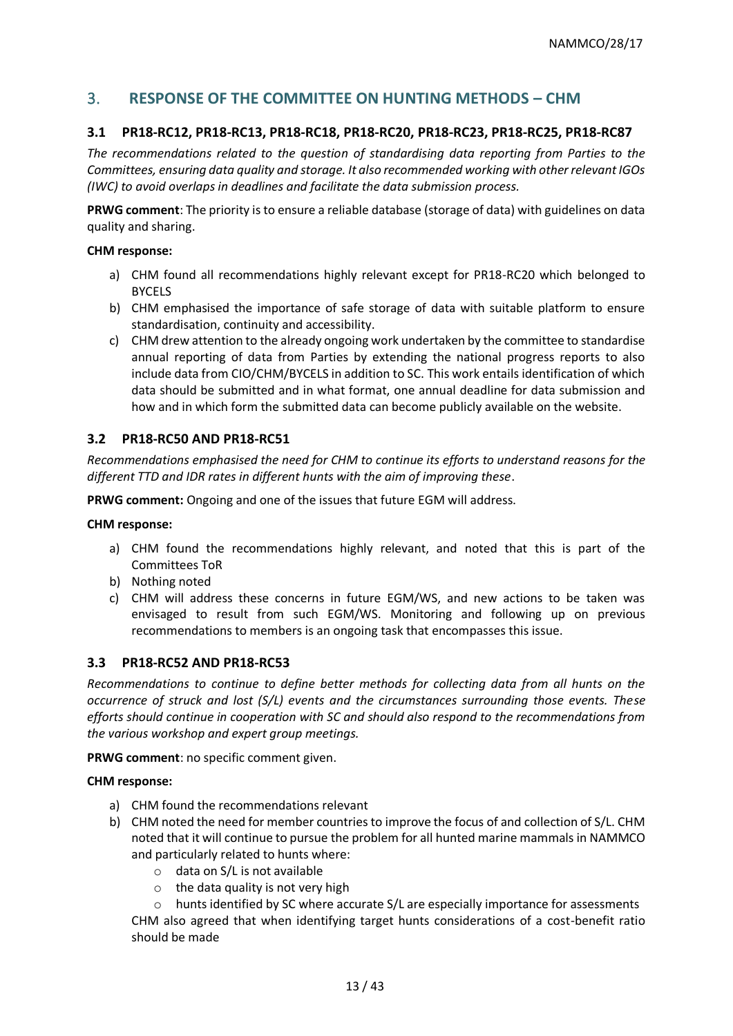## 3. RESPONSE OF THE COMMITTEE ON HUNTING METHODS – CHM

### 3.1 PR18-RC12, PR18-RC13, PR18-RC18, PR18-RC20, PR18-RC23, PR18-RC25, PR18-RC87

*The recommendations related to the question of standardising data reporting from Parties to the Committees, ensuring data quality and storage. It also recommended working with other relevant IGOs (IWC) to avoid overlaps in deadlines and facilitate the data submission process.*

**PRWG comment**: The priority is to ensure a reliable database (storage of data) with guidelines on data quality and sharing.

**CHM response:**

a) CHM found all recommendations highly relevant except for PR18-RC20 which belonged to BYCELS
b) CHM emphasised the importance of safe storage of data with suitable platform to ensure standardisation, continuity and accessibility.
c) CHM drew attention to the already ongoing work undertaken by the committee to standardise annual reporting of data from Parties by extending the national progress reports to also include data from CIO/CHM/BYCELS in addition to SC. This work entails identification of which data should be submitted and in what format, one annual deadline for data submission and how and in which form the submitted data can become publicly available on the website.

### 3.2 PR18-RC50 AND PR18-RC51

*Recommendations emphasised the need for CHM to continue its efforts to understand reasons for the different TTD and IDR rates in different hunts with the aim of improving these*.

**PRWG comment:** Ongoing and one of the issues that future EGM will address.

**CHM response:**

a) CHM found the recommendations highly relevant, and noted that this is part of the Committees ToR
b) Nothing noted
c) CHM will address these concerns in future EGM/WS, and new actions to be taken was envisaged to result from such EGM/WS. Monitoring and following up on previous recommendations to members is an ongoing task that encompasses this issue.

### 3.3 PR18-RC52 AND PR18-RC53

*Recommendations to continue to define better methods for collecting data from all hunts on the occurrence of struck and lost (S/L) events and the circumstances surrounding those events. These efforts should continue in cooperation with SC and should also respond to the recommendations from the various workshop and expert group meetings.*

**PRWG comment**: no specific comment given.

**CHM response:**

a) CHM found the recommendations relevant
b) CHM noted the need for member countries to improve the focus of and collection of S/L. CHM noted that it will continue to pursue the problem for all hunted marine mammals in NAMMCO and particularly related to hunts where:
    - data on S/L is not available
    - the data quality is not very high
    - hunts identified by SC where accurate S/L are especially importance for assessments

   CHM also agreed that when identifying target hunts considerations of a cost-benefit ratio should be made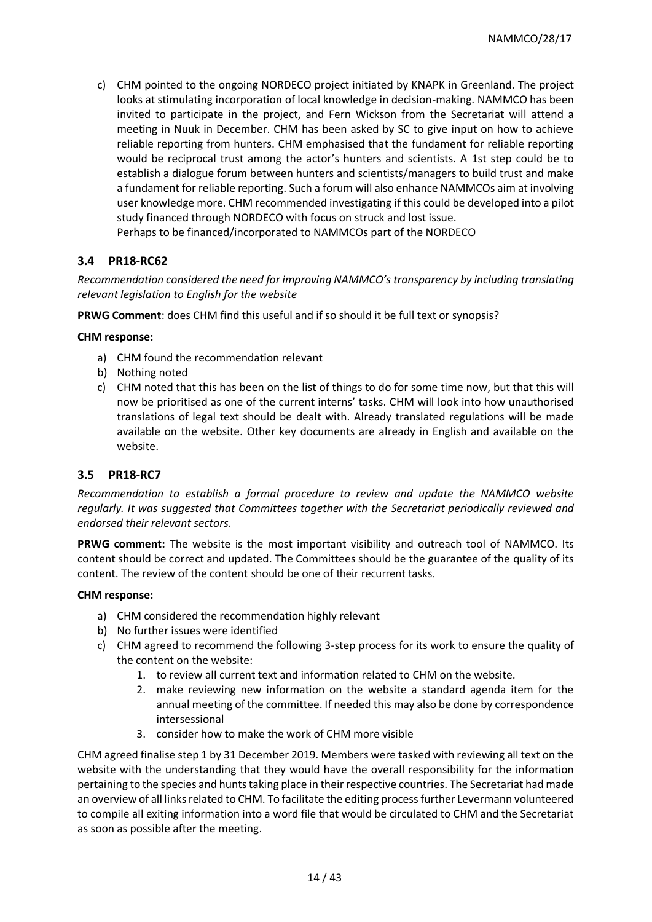c) CHM pointed to the ongoing NORDECO project initiated by KNAPK in Greenland. The project looks at stimulating incorporation of local knowledge in decision-making. NAMMCO has been invited to participate in the project, and Fern Wickson from the Secretariat will attend a meeting in Nuuk in December. CHM has been asked by SC to give input on how to achieve reliable reporting from hunters. CHM emphasised that the fundament for reliable reporting would be reciprocal trust among the actor's hunters and scientists. A 1st step could be to establish a dialogue forum between hunters and scientists/managers to build trust and make a fundament for reliable reporting. Such a forum will also enhance NAMMCOs aim at involving user knowledge more. CHM recommended investigating if this could be developed into a pilot study financed through NORDECO with focus on struck and lost issue.
Perhaps to be financed/incorporated to NAMMCOs part of the NORDECO

### 3.4 PR18-RC62

*Recommendation considered the need for improving NAMMCO's transparency by including translating relevant legislation to English for the website*

**PRWG Comment**: does CHM find this useful and if so should it be full text or synopsis?

**CHM response:**

a) CHM found the recommendation relevant
b) Nothing noted
c) CHM noted that this has been on the list of things to do for some time now, but that this will now be prioritised as one of the current interns' tasks. CHM will look into how unauthorised translations of legal text should be dealt with. Already translated regulations will be made available on the website. Other key documents are already in English and available on the website.

### 3.5 PR18-RC7

*Recommendation to establish a formal procedure to review and update the NAMMCO website regularly. It was suggested that Committees together with the Secretariat periodically reviewed and endorsed their relevant sectors.*

**PRWG comment:** The website is the most important visibility and outreach tool of NAMMCO. Its content should be correct and updated. The Committees should be the guarantee of the quality of its content. The review of the content should be one of their recurrent tasks.

**CHM response:**

a) CHM considered the recommendation highly relevant
b) No further issues were identified
c) CHM agreed to recommend the following 3-step process for its work to ensure the quality of the content on the website:
    1. to review all current text and information related to CHM on the website.
    2. make reviewing new information on the website a standard agenda item for the annual meeting of the committee. If needed this may also be done by correspondence intersessional
    3. consider how to make the work of CHM more visible

CHM agreed finalise step 1 by 31 December 2019. Members were tasked with reviewing all text on the website with the understanding that they would have the overall responsibility for the information pertaining to the species and hunts taking place in their respective countries. The Secretariat had made an overview of all links related to CHM. To facilitate the editing process further Levermann volunteered to compile all exiting information into a word file that would be circulated to CHM and the Secretariat as soon as possible after the meeting.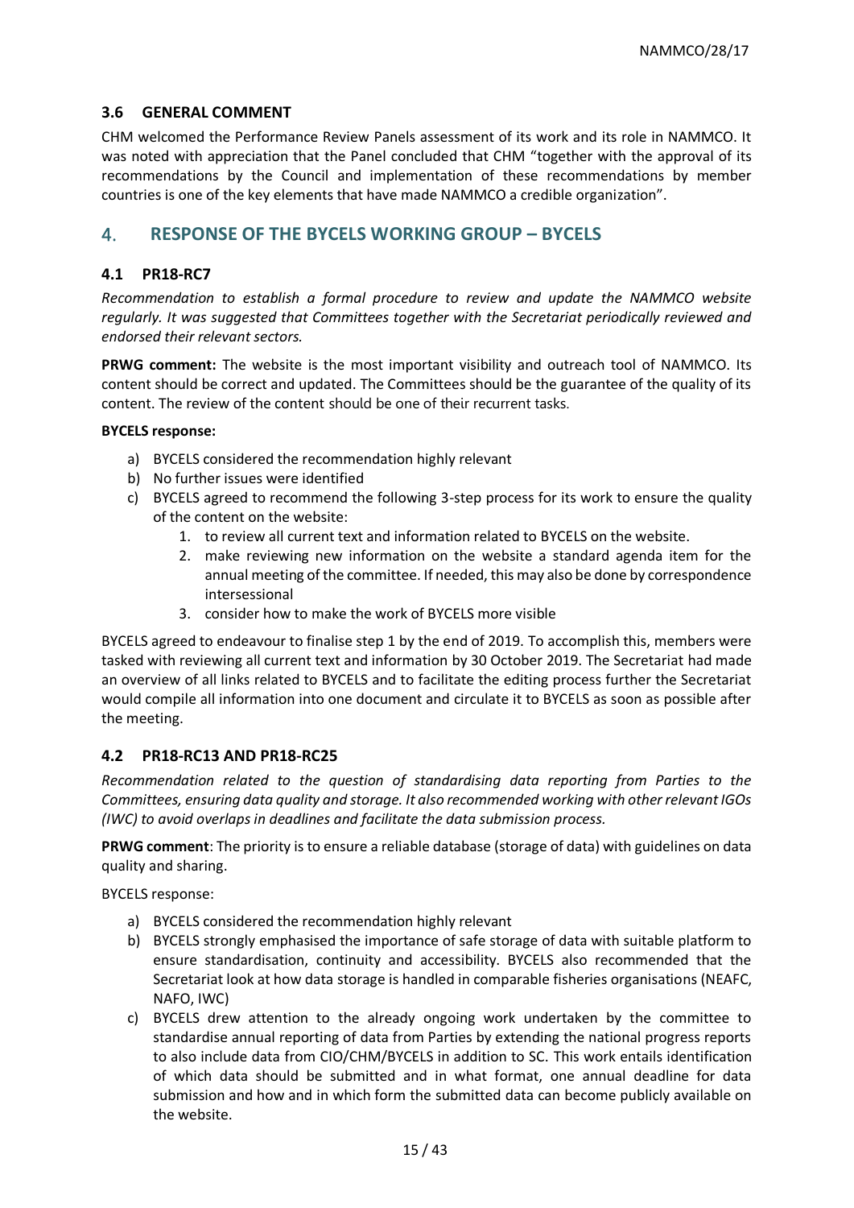### 3.6 GENERAL COMMENT

CHM welcomed the Performance Review Panels assessment of its work and its role in NAMMCO. It was noted with appreciation that the Panel concluded that CHM "together with the approval of its recommendations by the Council and implementation of these recommendations by member countries is one of the key elements that have made NAMMCO a credible organization".

## 4. RESPONSE OF THE BYCELS WORKING GROUP – BYCELS

### 4.1 PR18-RC7

*Recommendation to establish a formal procedure to review and update the NAMMCO website regularly. It was suggested that Committees together with the Secretariat periodically reviewed and endorsed their relevant sectors.*

**PRWG comment:** The website is the most important visibility and outreach tool of NAMMCO. Its content should be correct and updated. The Committees should be the guarantee of the quality of its content. The review of the content should be one of their recurrent tasks.

**BYCELS response:**

a) BYCELS considered the recommendation highly relevant
b) No further issues were identified
c) BYCELS agreed to recommend the following 3-step process for its work to ensure the quality of the content on the website:
    1. to review all current text and information related to BYCELS on the website.
    2. make reviewing new information on the website a standard agenda item for the annual meeting of the committee. If needed, this may also be done by correspondence intersessional
    3. consider how to make the work of BYCELS more visible

BYCELS agreed to endeavour to finalise step 1 by the end of 2019. To accomplish this, members were tasked with reviewing all current text and information by 30 October 2019. The Secretariat had made an overview of all links related to BYCELS and to facilitate the editing process further the Secretariat would compile all information into one document and circulate it to BYCELS as soon as possible after the meeting.

### 4.2 PR18-RC13 AND PR18-RC25

*Recommendation related to the question of standardising data reporting from Parties to the Committees, ensuring data quality and storage. It also recommended working with other relevant IGOs (IWC) to avoid overlaps in deadlines and facilitate the data submission process.*

**PRWG comment**: The priority is to ensure a reliable database (storage of data) with guidelines on data quality and sharing.

BYCELS response:

a) BYCELS considered the recommendation highly relevant
b) BYCELS strongly emphasised the importance of safe storage of data with suitable platform to ensure standardisation, continuity and accessibility. BYCELS also recommended that the Secretariat look at how data storage is handled in comparable fisheries organisations (NEAFC, NAFO, IWC)
c) BYCELS drew attention to the already ongoing work undertaken by the committee to standardise annual reporting of data from Parties by extending the national progress reports to also include data from CIO/CHM/BYCELS in addition to SC. This work entails identification of which data should be submitted and in what format, one annual deadline for data submission and how and in which form the submitted data can become publicly available on the website.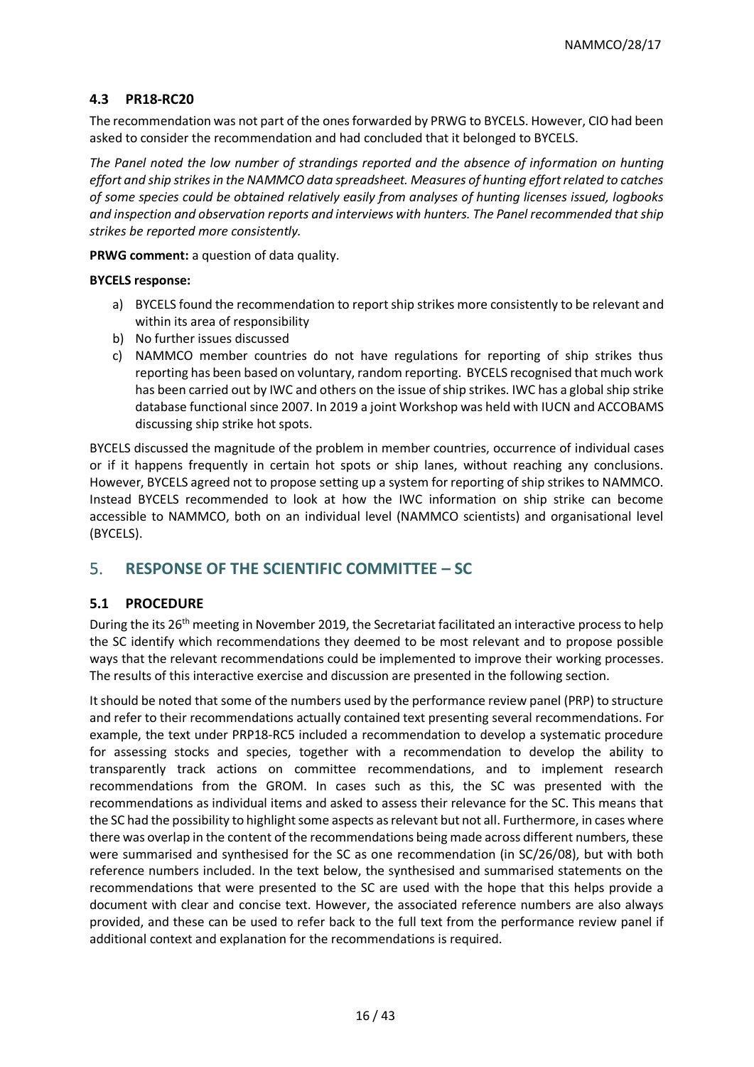### 4.3 PR18-RC20

The recommendation was not part of the ones forwarded by PRWG to BYCELS. However, CIO had been asked to consider the recommendation and had concluded that it belonged to BYCELS.

*The Panel noted the low number of strandings reported and the absence of information on hunting effort and ship strikes in the NAMMCO data spreadsheet. Measures of hunting effort related to catches of some species could be obtained relatively easily from analyses of hunting licenses issued, logbooks and inspection and observation reports and interviews with hunters. The Panel recommended that ship strikes be reported more consistently.*

**PRWG comment:** a question of data quality.

**BYCELS response:**

a) BYCELS found the recommendation to report ship strikes more consistently to be relevant and within its area of responsibility
b) No further issues discussed
c) NAMMCO member countries do not have regulations for reporting of ship strikes thus reporting has been based on voluntary, random reporting. BYCELS recognised that much work has been carried out by IWC and others on the issue of ship strikes. IWC has a global ship strike database functional since 2007. In 2019 a joint Workshop was held with IUCN and ACCOBAMS discussing ship strike hot spots.

BYCELS discussed the magnitude of the problem in member countries, occurrence of individual cases or if it happens frequently in certain hot spots or ship lanes, without reaching any conclusions. However, BYCELS agreed not to propose setting up a system for reporting of ship strikes to NAMMCO. Instead BYCELS recommended to look at how the IWC information on ship strike can become accessible to NAMMCO, both on an individual level (NAMMCO scientists) and organisational level (BYCELS).

## 5. RESPONSE OF THE SCIENTIFIC COMMITTEE – SC

### 5.1 PROCEDURE

During the its 26th meeting in November 2019, the Secretariat facilitated an interactive process to help the SC identify which recommendations they deemed to be most relevant and to propose possible ways that the relevant recommendations could be implemented to improve their working processes. The results of this interactive exercise and discussion are presented in the following section.

It should be noted that some of the numbers used by the performance review panel (PRP) to structure and refer to their recommendations actually contained text presenting several recommendations. For example, the text under PRP18-RC5 included a recommendation to develop a systematic procedure for assessing stocks and species, together with a recommendation to develop the ability to transparently track actions on committee recommendations, and to implement research recommendations from the GROM. In cases such as this, the SC was presented with the recommendations as individual items and asked to assess their relevance for the SC. This means that the SC had the possibility to highlight some aspects as relevant but not all. Furthermore, in cases where there was overlap in the content of the recommendations being made across different numbers, these were summarised and synthesised for the SC as one recommendation (in SC/26/08), but with both reference numbers included. In the text below, the synthesised and summarised statements on the recommendations that were presented to the SC are used with the hope that this helps provide a document with clear and concise text. However, the associated reference numbers are also always provided, and these can be used to refer back to the full text from the performance review panel if additional context and explanation for the recommendations is required.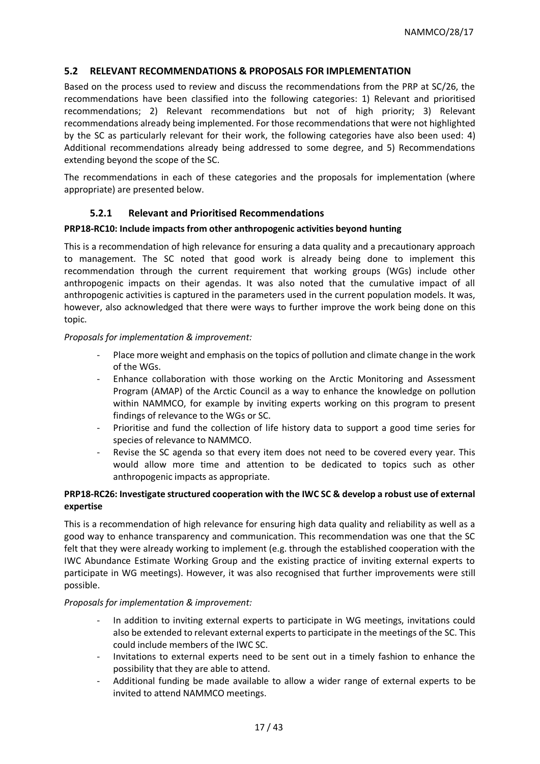## 5.2 RELEVANT RECOMMENDATIONS & PROPOSALS FOR IMPLEMENTATION

Based on the process used to review and discuss the recommendations from the PRP at SC/26, the recommendations have been classified into the following categories: 1) Relevant and prioritised recommendations; 2) Relevant recommendations but not of high priority; 3) Relevant recommendations already being implemented. For those recommendations that were not highlighted by the SC as particularly relevant for their work, the following categories have also been used: 4) Additional recommendations already being addressed to some degree, and 5) Recommendations extending beyond the scope of the SC.

The recommendations in each of these categories and the proposals for implementation (where appropriate) are presented below.

### 5.2.1 Relevant and Prioritised Recommendations

**PRP18-RC10: Include impacts from other anthropogenic activities beyond hunting**

This is a recommendation of high relevance for ensuring a data quality and a precautionary approach to management. The SC noted that good work is already being done to implement this recommendation through the current requirement that working groups (WGs) include other anthropogenic impacts on their agendas. It was also noted that the cumulative impact of all anthropogenic activities is captured in the parameters used in the current population models. It was, however, also acknowledged that there were ways to further improve the work being done on this topic.

*Proposals for implementation & improvement:*

- Place more weight and emphasis on the topics of pollution and climate change in the work of the WGs.
- Enhance collaboration with those working on the Arctic Monitoring and Assessment Program (AMAP) of the Arctic Council as a way to enhance the knowledge on pollution within NAMMCO, for example by inviting experts working on this program to present findings of relevance to the WGs or SC.
- Prioritise and fund the collection of life history data to support a good time series for species of relevance to NAMMCO.
- Revise the SC agenda so that every item does not need to be covered every year. This would allow more time and attention to be dedicated to topics such as other anthropogenic impacts as appropriate.

**PRP18-RC26: Investigate structured cooperation with the IWC SC & develop a robust use of external expertise**

This is a recommendation of high relevance for ensuring high data quality and reliability as well as a good way to enhance transparency and communication. This recommendation was one that the SC felt that they were already working to implement (e.g. through the established cooperation with the IWC Abundance Estimate Working Group and the existing practice of inviting external experts to participate in WG meetings). However, it was also recognised that further improvements were still possible.

*Proposals for implementation & improvement:*

- In addition to inviting external experts to participate in WG meetings, invitations could also be extended to relevant external experts to participate in the meetings of the SC. This could include members of the IWC SC.
- Invitations to external experts need to be sent out in a timely fashion to enhance the possibility that they are able to attend.
- Additional funding be made available to allow a wider range of external experts to be invited to attend NAMMCO meetings.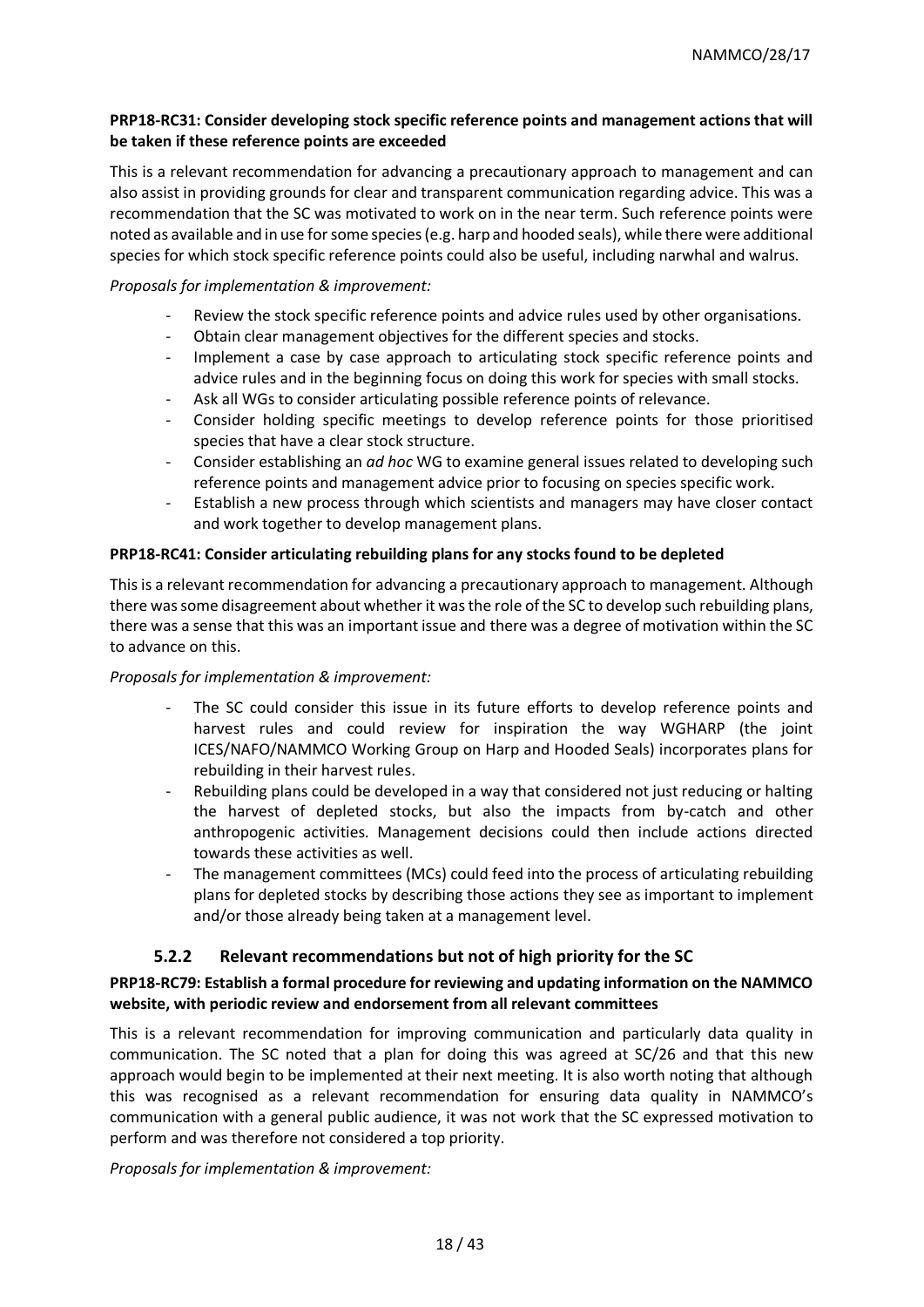**PRP18-RC31: Consider developing stock specific reference points and management actions that will be taken if these reference points are exceeded**

This is a relevant recommendation for advancing a precautionary approach to management and can also assist in providing grounds for clear and transparent communication regarding advice. This was a recommendation that the SC was motivated to work on in the near term. Such reference points were noted as available and in use for some species (e.g. harp and hooded seals), while there were additional species for which stock specific reference points could also be useful, including narwhal and walrus.

*Proposals for implementation & improvement:*

- Review the stock specific reference points and advice rules used by other organisations.
- Obtain clear management objectives for the different species and stocks.
- Implement a case by case approach to articulating stock specific reference points and advice rules and in the beginning focus on doing this work for species with small stocks.
- Ask all WGs to consider articulating possible reference points of relevance.
- Consider holding specific meetings to develop reference points for those prioritised species that have a clear stock structure.
- Consider establishing an *ad hoc* WG to examine general issues related to developing such reference points and management advice prior to focusing on species specific work.
- Establish a new process through which scientists and managers may have closer contact and work together to develop management plans.

**PRP18-RC41: Consider articulating rebuilding plans for any stocks found to be depleted**

This is a relevant recommendation for advancing a precautionary approach to management. Although there was some disagreement about whether it was the role of the SC to develop such rebuilding plans, there was a sense that this was an important issue and there was a degree of motivation within the SC to advance on this.

*Proposals for implementation & improvement:*

- The SC could consider this issue in its future efforts to develop reference points and harvest rules and could review for inspiration the way WGHARP (the joint ICES/NAFO/NAMMCO Working Group on Harp and Hooded Seals) incorporates plans for rebuilding in their harvest rules.
- Rebuilding plans could be developed in a way that considered not just reducing or halting the harvest of depleted stocks, but also the impacts from by-catch and other anthropogenic activities. Management decisions could then include actions directed towards these activities as well.
- The management committees (MCs) could feed into the process of articulating rebuilding plans for depleted stocks by describing those actions they see as important to implement and/or those already being taken at a management level.

### 5.2.2 Relevant recommendations but not of high priority for the SC

**PRP18-RC79: Establish a formal procedure for reviewing and updating information on the NAMMCO website, with periodic review and endorsement from all relevant committees**

This is a relevant recommendation for improving communication and particularly data quality in communication. The SC noted that a plan for doing this was agreed at SC/26 and that this new approach would begin to be implemented at their next meeting. It is also worth noting that although this was recognised as a relevant recommendation for ensuring data quality in NAMMCO's communication with a general public audience, it was not work that the SC expressed motivation to perform and was therefore not considered a top priority.

*Proposals for implementation & improvement:*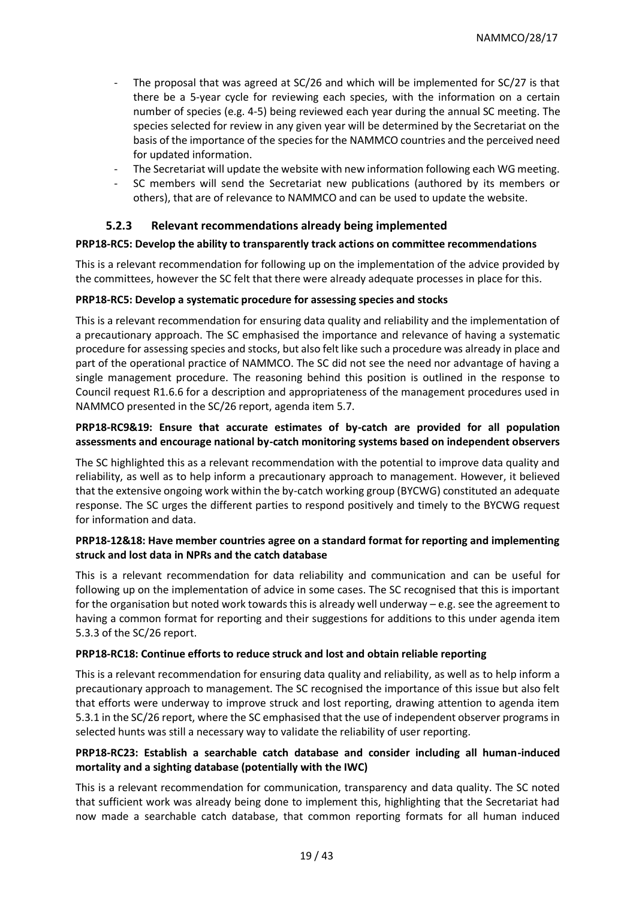- The proposal that was agreed at SC/26 and which will be implemented for SC/27 is that there be a 5-year cycle for reviewing each species, with the information on a certain number of species (e.g. 4-5) being reviewed each year during the annual SC meeting. The species selected for review in any given year will be determined by the Secretariat on the basis of the importance of the species for the NAMMCO countries and the perceived need for updated information.
- The Secretariat will update the website with new information following each WG meeting.
- SC members will send the Secretariat new publications (authored by its members or others), that are of relevance to NAMMCO and can be used to update the website.

### 5.2.3 Relevant recommendations already being implemented

**PRP18-RC5: Develop the ability to transparently track actions on committee recommendations**

This is a relevant recommendation for following up on the implementation of the advice provided by the committees, however the SC felt that there were already adequate processes in place for this.

**PRP18-RC5: Develop a systematic procedure for assessing species and stocks**

This is a relevant recommendation for ensuring data quality and reliability and the implementation of a precautionary approach. The SC emphasised the importance and relevance of having a systematic procedure for assessing species and stocks, but also felt like such a procedure was already in place and part of the operational practice of NAMMCO. The SC did not see the need nor advantage of having a single management procedure. The reasoning behind this position is outlined in the response to Council request R1.6.6 for a description and appropriateness of the management procedures used in NAMMCO presented in the SC/26 report, agenda item 5.7.

**PRP18-RC9&19: Ensure that accurate estimates of by-catch are provided for all population assessments and encourage national by-catch monitoring systems based on independent observers**

The SC highlighted this as a relevant recommendation with the potential to improve data quality and reliability, as well as to help inform a precautionary approach to management. However, it believed that the extensive ongoing work within the by-catch working group (BYCWG) constituted an adequate response. The SC urges the different parties to respond positively and timely to the BYCWG request for information and data.

**PRP18-12&18: Have member countries agree on a standard format for reporting and implementing struck and lost data in NPRs and the catch database**

This is a relevant recommendation for data reliability and communication and can be useful for following up on the implementation of advice in some cases. The SC recognised that this is important for the organisation but noted work towards this is already well underway – e.g. see the agreement to having a common format for reporting and their suggestions for additions to this under agenda item 5.3.3 of the SC/26 report.

**PRP18-RC18: Continue efforts to reduce struck and lost and obtain reliable reporting**

This is a relevant recommendation for ensuring data quality and reliability, as well as to help inform a precautionary approach to management. The SC recognised the importance of this issue but also felt that efforts were underway to improve struck and lost reporting, drawing attention to agenda item 5.3.1 in the SC/26 report, where the SC emphasised that the use of independent observer programs in selected hunts was still a necessary way to validate the reliability of user reporting.

**PRP18-RC23: Establish a searchable catch database and consider including all human-induced mortality and a sighting database (potentially with the IWC)**

This is a relevant recommendation for communication, transparency and data quality. The SC noted that sufficient work was already being done to implement this, highlighting that the Secretariat had now made a searchable catch database, that common reporting formats for all human induced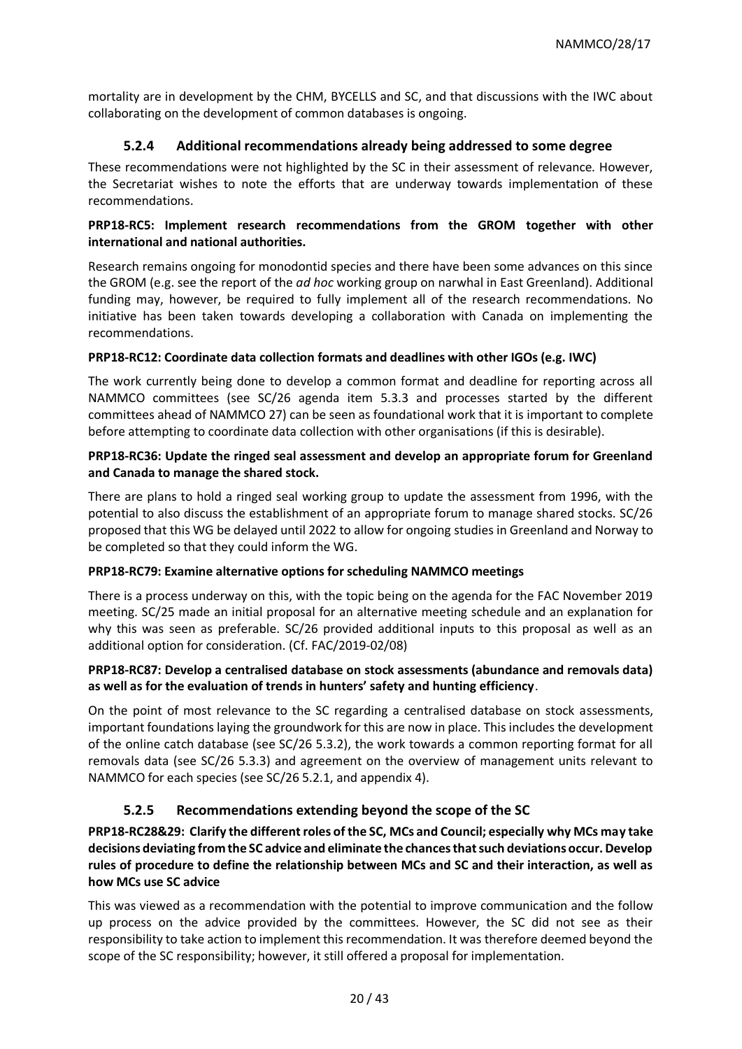mortality are in development by the CHM, BYCELLS and SC, and that discussions with the IWC about collaborating on the development of common databases is ongoing.

### 5.2.4 Additional recommendations already being addressed to some degree

These recommendations were not highlighted by the SC in their assessment of relevance. However, the Secretariat wishes to note the efforts that are underway towards implementation of these recommendations.

**PRP18-RC5: Implement research recommendations from the GROM together with other international and national authorities.**

Research remains ongoing for monodontid species and there have been some advances on this since the GROM (e.g. see the report of the *ad hoc* working group on narwhal in East Greenland). Additional funding may, however, be required to fully implement all of the research recommendations. No initiative has been taken towards developing a collaboration with Canada on implementing the recommendations.

**PRP18-RC12: Coordinate data collection formats and deadlines with other IGOs (e.g. IWC)**

The work currently being done to develop a common format and deadline for reporting across all NAMMCO committees (see SC/26 agenda item 5.3.3 and processes started by the different committees ahead of NAMMCO 27) can be seen as foundational work that it is important to complete before attempting to coordinate data collection with other organisations (if this is desirable).

**PRP18-RC36: Update the ringed seal assessment and develop an appropriate forum for Greenland and Canada to manage the shared stock.**

There are plans to hold a ringed seal working group to update the assessment from 1996, with the potential to also discuss the establishment of an appropriate forum to manage shared stocks. SC/26 proposed that this WG be delayed until 2022 to allow for ongoing studies in Greenland and Norway to be completed so that they could inform the WG.

**PRP18-RC79: Examine alternative options for scheduling NAMMCO meetings**

There is a process underway on this, with the topic being on the agenda for the FAC November 2019 meeting. SC/25 made an initial proposal for an alternative meeting schedule and an explanation for why this was seen as preferable. SC/26 provided additional inputs to this proposal as well as an additional option for consideration. (Cf. FAC/2019-02/08)

**PRP18-RC87: Develop a centralised database on stock assessments (abundance and removals data) as well as for the evaluation of trends in hunters' safety and hunting efficiency**.

On the point of most relevance to the SC regarding a centralised database on stock assessments, important foundations laying the groundwork for this are now in place. This includes the development of the online catch database (see SC/26 5.3.2), the work towards a common reporting format for all removals data (see SC/26 5.3.3) and agreement on the overview of management units relevant to NAMMCO for each species (see SC/26 5.2.1, and appendix 4).

### 5.2.5 Recommendations extending beyond the scope of the SC

**PRP18-RC28&29: Clarify the different roles of the SC, MCs and Council; especially why MCs may take decisions deviating from the SC advice and eliminate the chances that such deviations occur. Develop rules of procedure to define the relationship between MCs and SC and their interaction, as well as how MCs use SC advice**

This was viewed as a recommendation with the potential to improve communication and the follow up process on the advice provided by the committees. However, the SC did not see as their responsibility to take action to implement this recommendation. It was therefore deemed beyond the scope of the SC responsibility; however, it still offered a proposal for implementation.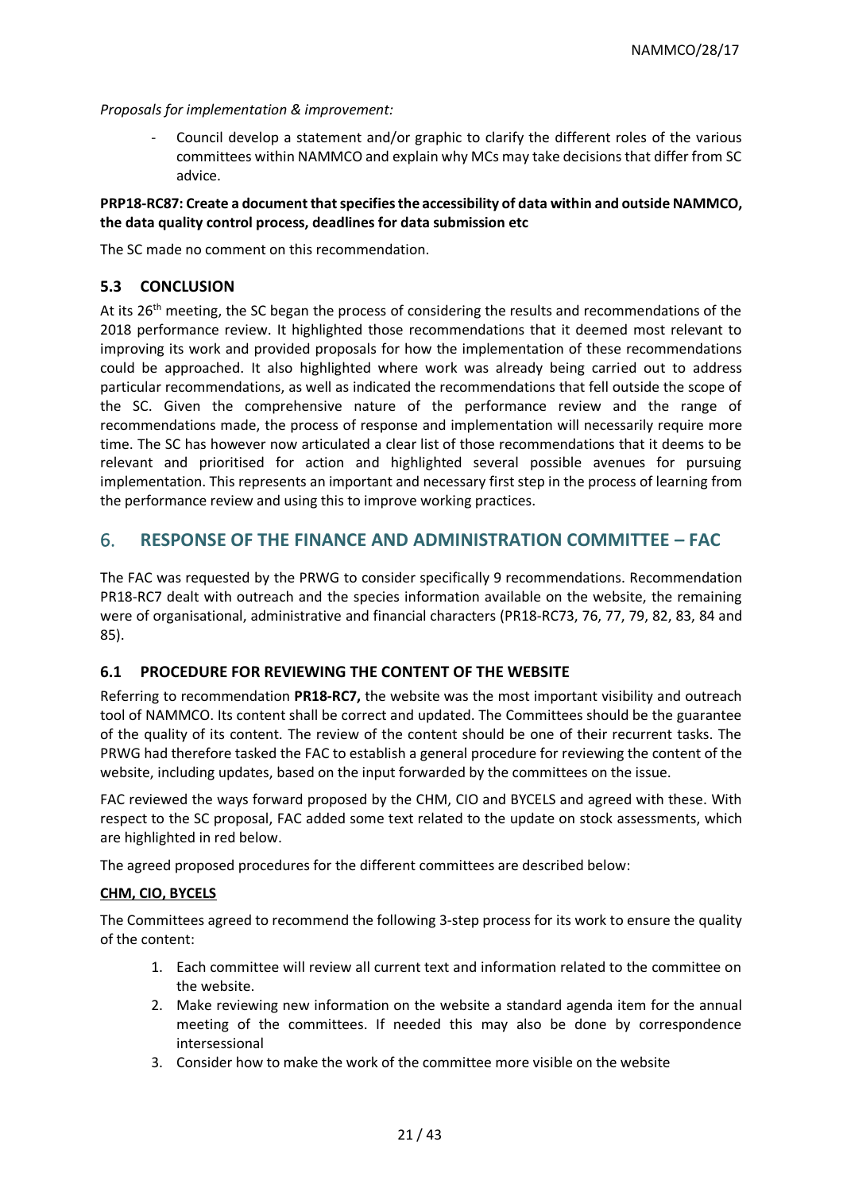*Proposals for implementation & improvement:*

- Council develop a statement and/or graphic to clarify the different roles of the various committees within NAMMCO and explain why MCs may take decisions that differ from SC advice.

**PRP18-RC87: Create a document that specifies the accessibility of data within and outside NAMMCO, the data quality control process, deadlines for data submission etc**

The SC made no comment on this recommendation.

### 5.3 CONCLUSION

At its 26th meeting, the SC began the process of considering the results and recommendations of the 2018 performance review. It highlighted those recommendations that it deemed most relevant to improving its work and provided proposals for how the implementation of these recommendations could be approached. It also highlighted where work was already being carried out to address particular recommendations, as well as indicated the recommendations that fell outside the scope of the SC. Given the comprehensive nature of the performance review and the range of recommendations made, the process of response and implementation will necessarily require more time. The SC has however now articulated a clear list of those recommendations that it deems to be relevant and prioritised for action and highlighted several possible avenues for pursuing implementation. This represents an important and necessary first step in the process of learning from the performance review and using this to improve working practices.

## 6. RESPONSE OF THE FINANCE AND ADMINISTRATION COMMITTEE – FAC

The FAC was requested by the PRWG to consider specifically 9 recommendations. Recommendation PR18-RC7 dealt with outreach and the species information available on the website, the remaining were of organisational, administrative and financial characters (PR18-RC73, 76, 77, 79, 82, 83, 84 and 85).

### 6.1 PROCEDURE FOR REVIEWING THE CONTENT OF THE WEBSITE

Referring to recommendation **PR18-RC7,** the website was the most important visibility and outreach tool of NAMMCO. Its content shall be correct and updated. The Committees should be the guarantee of the quality of its content. The review of the content should be one of their recurrent tasks. The PRWG had therefore tasked the FAC to establish a general procedure for reviewing the content of the website, including updates, based on the input forwarded by the committees on the issue.

FAC reviewed the ways forward proposed by the CHM, CIO and BYCELS and agreed with these. With respect to the SC proposal, FAC added some text related to the update on stock assessments, which are highlighted in red below.

The agreed proposed procedures for the different committees are described below:

**CHM, CIO, BYCELS**

The Committees agreed to recommend the following 3-step process for its work to ensure the quality of the content:

1. Each committee will review all current text and information related to the committee on the website.
2. Make reviewing new information on the website a standard agenda item for the annual meeting of the committees. If needed this may also be done by correspondence intersessional
3. Consider how to make the work of the committee more visible on the website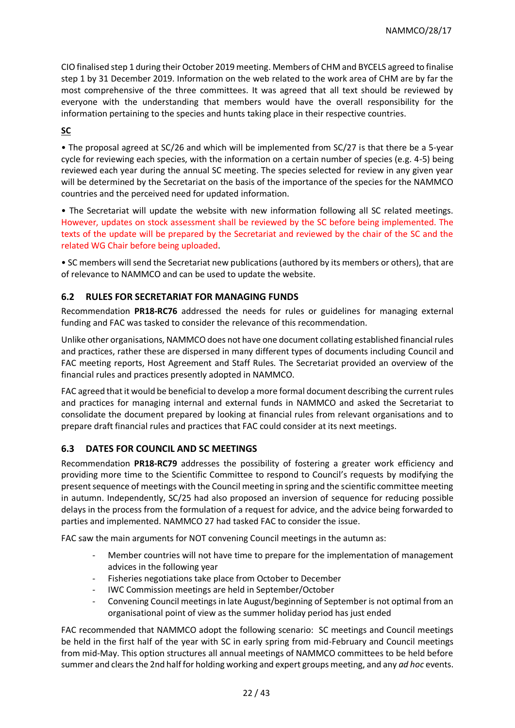CIO finalised step 1 during their October 2019 meeting. Members of CHM and BYCELS agreed to finalise step 1 by 31 December 2019. Information on the web related to the work area of CHM are by far the most comprehensive of the three committees. It was agreed that all text should be reviewed by everyone with the understanding that members would have the overall responsibility for the information pertaining to the species and hunts taking place in their respective countries.

**SC**

• The proposal agreed at SC/26 and which will be implemented from SC/27 is that there be a 5-year cycle for reviewing each species, with the information on a certain number of species (e.g. 4-5) being reviewed each year during the annual SC meeting. The species selected for review in any given year will be determined by the Secretariat on the basis of the importance of the species for the NAMMCO countries and the perceived need for updated information.

• The Secretariat will update the website with new information following all SC related meetings. However, updates on stock assessment shall be reviewed by the SC before being implemented. The texts of the update will be prepared by the Secretariat and reviewed by the chair of the SC and the related WG Chair before being uploaded.

• SC members will send the Secretariat new publications (authored by its members or others), that are of relevance to NAMMCO and can be used to update the website.

## 6.2 RULES FOR SECRETARIAT FOR MANAGING FUNDS

Recommendation **PR18-RC76** addressed the needs for rules or guidelines for managing external funding and FAC was tasked to consider the relevance of this recommendation.

Unlike other organisations, NAMMCO does not have one document collating established financial rules and practices, rather these are dispersed in many different types of documents including Council and FAC meeting reports, Host Agreement and Staff Rules. The Secretariat provided an overview of the financial rules and practices presently adopted in NAMMCO.

FAC agreed that it would be beneficial to develop a more formal document describing the current rules and practices for managing internal and external funds in NAMMCO and asked the Secretariat to consolidate the document prepared by looking at financial rules from relevant organisations and to prepare draft financial rules and practices that FAC could consider at its next meetings.

## 6.3 DATES FOR COUNCIL AND SC MEETINGS

Recommendation **PR18-RC79** addresses the possibility of fostering a greater work efficiency and providing more time to the Scientific Committee to respond to Council's requests by modifying the present sequence of meetings with the Council meeting in spring and the scientific committee meeting in autumn. Independently, SC/25 had also proposed an inversion of sequence for reducing possible delays in the process from the formulation of a request for advice, and the advice being forwarded to parties and implemented. NAMMCO 27 had tasked FAC to consider the issue.

FAC saw the main arguments for NOT convening Council meetings in the autumn as:

- Member countries will not have time to prepare for the implementation of management advices in the following year
- Fisheries negotiations take place from October to December
- IWC Commission meetings are held in September/October
- Convening Council meetings in late August/beginning of September is not optimal from an organisational point of view as the summer holiday period has just ended

FAC recommended that NAMMCO adopt the following scenario: SC meetings and Council meetings be held in the first half of the year with SC in early spring from mid-February and Council meetings from mid-May. This option structures all annual meetings of NAMMCO committees to be held before summer and clears the 2nd half for holding working and expert groups meeting, and any *ad hoc* events.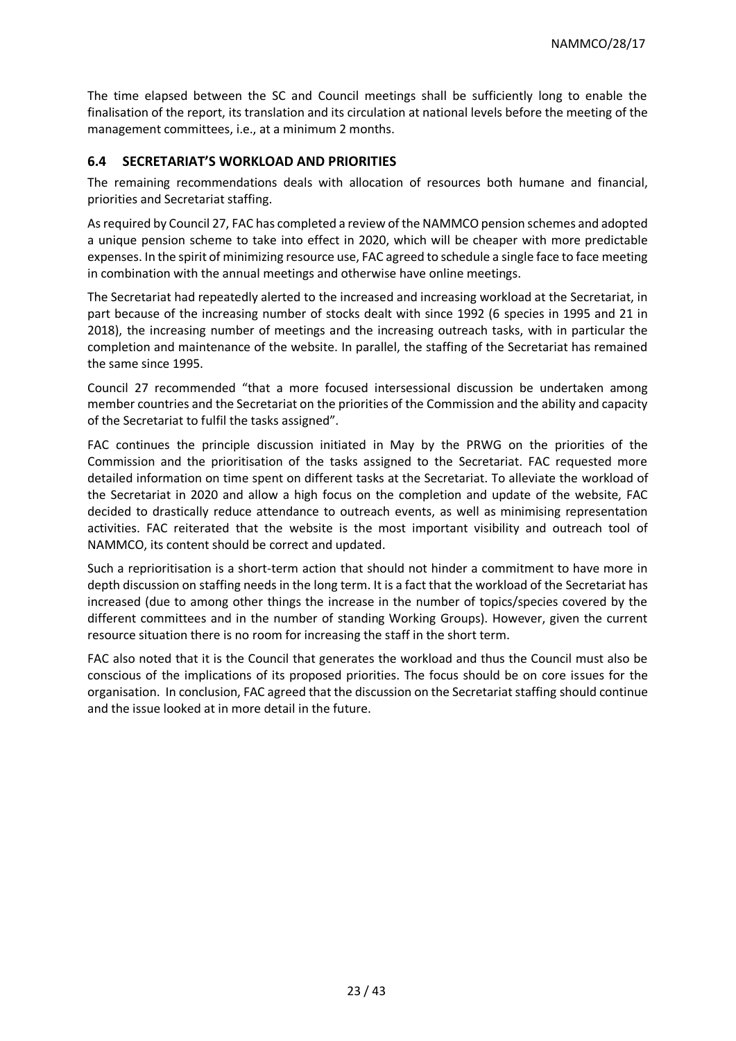The time elapsed between the SC and Council meetings shall be sufficiently long to enable the finalisation of the report, its translation and its circulation at national levels before the meeting of the management committees, i.e., at a minimum 2 months.

### 6.4 SECRETARIAT'S WORKLOAD AND PRIORITIES

The remaining recommendations deals with allocation of resources both humane and financial, priorities and Secretariat staffing.

As required by Council 27, FAC has completed a review of the NAMMCO pension schemes and adopted a unique pension scheme to take into effect in 2020, which will be cheaper with more predictable expenses. In the spirit of minimizing resource use, FAC agreed to schedule a single face to face meeting in combination with the annual meetings and otherwise have online meetings.

The Secretariat had repeatedly alerted to the increased and increasing workload at the Secretariat, in part because of the increasing number of stocks dealt with since 1992 (6 species in 1995 and 21 in 2018), the increasing number of meetings and the increasing outreach tasks, with in particular the completion and maintenance of the website. In parallel, the staffing of the Secretariat has remained the same since 1995.

Council 27 recommended "that a more focused intersessional discussion be undertaken among member countries and the Secretariat on the priorities of the Commission and the ability and capacity of the Secretariat to fulfil the tasks assigned".

FAC continues the principle discussion initiated in May by the PRWG on the priorities of the Commission and the prioritisation of the tasks assigned to the Secretariat. FAC requested more detailed information on time spent on different tasks at the Secretariat. To alleviate the workload of the Secretariat in 2020 and allow a high focus on the completion and update of the website, FAC decided to drastically reduce attendance to outreach events, as well as minimising representation activities. FAC reiterated that the website is the most important visibility and outreach tool of NAMMCO, its content should be correct and updated.

Such a reprioritisation is a short-term action that should not hinder a commitment to have more in depth discussion on staffing needs in the long term. It is a fact that the workload of the Secretariat has increased (due to among other things the increase in the number of topics/species covered by the different committees and in the number of standing Working Groups). However, given the current resource situation there is no room for increasing the staff in the short term.

FAC also noted that it is the Council that generates the workload and thus the Council must also be conscious of the implications of its proposed priorities. The focus should be on core issues for the organisation. In conclusion, FAC agreed that the discussion on the Secretariat staffing should continue and the issue looked at in more detail in the future.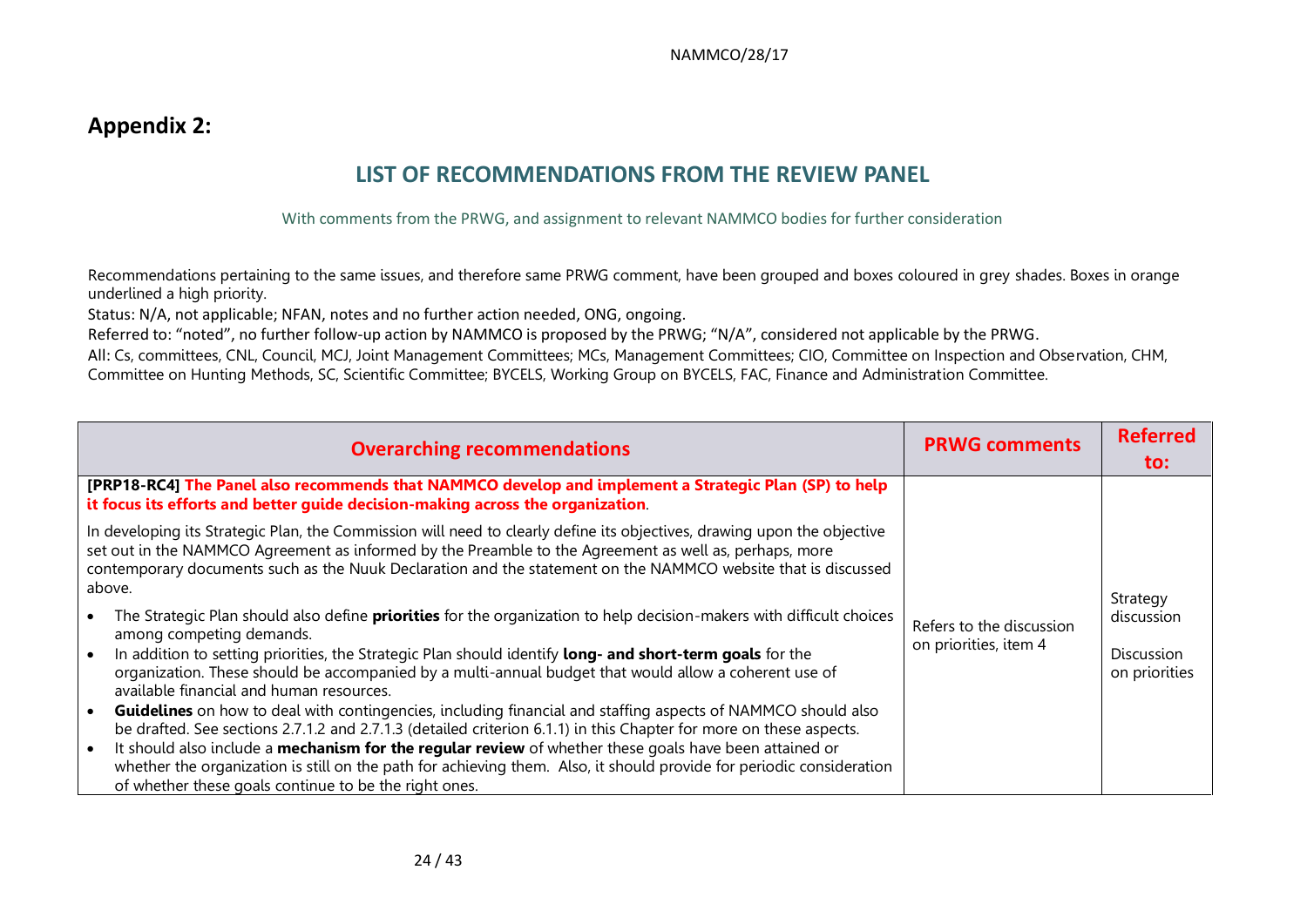## Appendix 2:

## LIST OF RECOMMENDATIONS FROM THE REVIEW PANEL

With comments from the PRWG, and assignment to relevant NAMMCO bodies for further consideration

Recommendations pertaining to the same issues, and therefore same PRWG comment, have been grouped and boxes coloured in grey shades. Boxes in orange underlined a high priority.

Status: N/A, not applicable; NFAN, notes and no further action needed, ONG, ongoing.

Referred to: "noted", no further follow-up action by NAMMCO is proposed by the PRWG; "N/A", considered not applicable by the PRWG.

All: Cs, committees, CNL, Council, MCJ, Joint Management Committees; MCs, Management Committees; CIO, Committee on Inspection and Observation, CHM, Committee on Hunting Methods, SC, Scientific Committee; BYCELS, Working Group on BYCELS, FAC, Finance and Administration Committee.

| Overarching recommendations | PRWG comments | Referred to: |
|---|---|---|
| **[PRP18-RC4] The Panel also recommends that NAMMCO develop and implement a Strategic Plan (SP) to help it focus its efforts and better guide decision-making across the organization.**<br><br>In developing its Strategic Plan, the Commission will need to clearly define its objectives, drawing upon the objective set out in the NAMMCO Agreement as informed by the Preamble to the Agreement as well as, perhaps, more contemporary documents such as the Nuuk Declaration and the statement on the NAMMCO website that is discussed above.<br><br>• The Strategic Plan should also define **priorities** for the organization to help decision-makers with difficult choices among competing demands.<br>• In addition to setting priorities, the Strategic Plan should identify **long- and short-term goals** for the organization. These should be accompanied by a multi-annual budget that would allow a coherent use of available financial and human resources.<br>• **Guidelines** on how to deal with contingencies, including financial and staffing aspects of NAMMCO should also be drafted. See sections 2.7.1.2 and 2.7.1.3 (detailed criterion 6.1.1) in this Chapter for more on these aspects.<br>• It should also include a **mechanism for the regular review** of whether these goals have been attained or whether the organization is still on the path for achieving them. Also, it should provide for periodic consideration of whether these goals continue to be the right ones. | Refers to the discussion on priorities, item 4 | Strategy discussion<br><br>Discussion on priorities |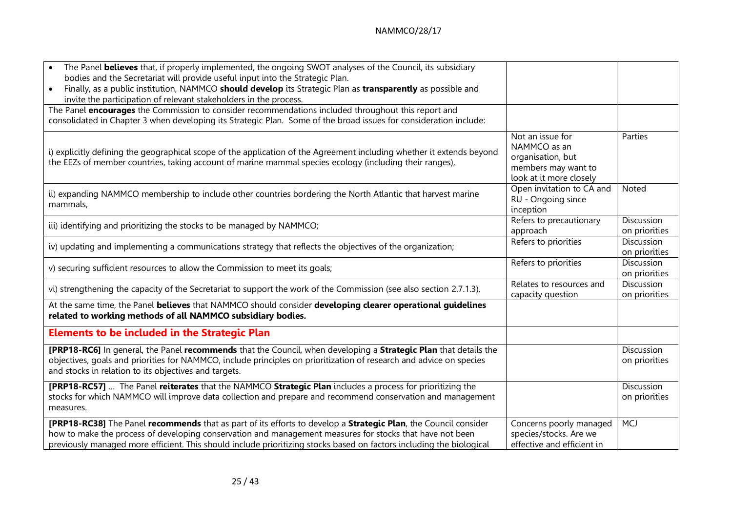| | | |
|---|---|---|
| • The Panel **believes** that, if properly implemented, the ongoing SWOT analyses of the Council, its subsidiary bodies and the Secretariat will provide useful input into the Strategic Plan. <br> • Finally, as a public institution, NAMMCO **should develop** its Strategic Plan as **transparently** as possible and invite the participation of relevant stakeholders in the process. | | |
| The Panel **encourages** the Commission to consider recommendations included throughout this report and consolidated in Chapter 3 when developing its Strategic Plan. Some of the broad issues for consideration include: | | |
| i) explicitly defining the geographical scope of the application of the Agreement including whether it extends beyond the EEZs of member countries, taking account of marine mammal species ecology (including their ranges), | Not an issue for NAMMCO as an organisation, but members may want to look at it more closely | Parties |
| ii) expanding NAMMCO membership to include other countries bordering the North Atlantic that harvest marine mammals, | Open invitation to CA and RU - Ongoing since inception | Noted |
| iii) identifying and prioritizing the stocks to be managed by NAMMCO; | Refers to precautionary approach | Discussion on priorities |
| iv) updating and implementing a communications strategy that reflects the objectives of the organization; | Refers to priorities | Discussion on priorities |
| v) securing sufficient resources to allow the Commission to meet its goals; | Refers to priorities | Discussion on priorities |
| vi) strengthening the capacity of the Secretariat to support the work of the Commission (see also section 2.7.1.3). | Relates to resources and capacity question | Discussion on priorities |
| At the same time, the Panel **believes** that NAMMCO should consider **developing clearer operational guidelines related to working methods of all NAMMCO subsidiary bodies.** | | |
| **Elements to be included in the Strategic Plan** | | |
| **[PRP18-RC6]** In general, the Panel **recommends** that the Council, when developing a **Strategic Plan** that details the objectives, goals and priorities for NAMMCO, include principles on prioritization of research and advice on species and stocks in relation to its objectives and targets. | | Discussion on priorities |
| **[PRP18-RC57]** ... The Panel **reiterates** that the NAMMCO **Strategic Plan** includes a process for prioritizing the stocks for which NAMMCO will improve data collection and prepare and recommend conservation and management measures. | | Discussion on priorities |
| **[PRP18-RC38]** The Panel **recommends** that as part of its efforts to develop a **Strategic Plan**, the Council consider how to make the process of developing conservation and management measures for stocks that have not been previously managed more efficient. This should include prioritizing stocks based on factors including the biological | Concerns poorly managed species/stocks. Are we effective and efficient in | MCJ |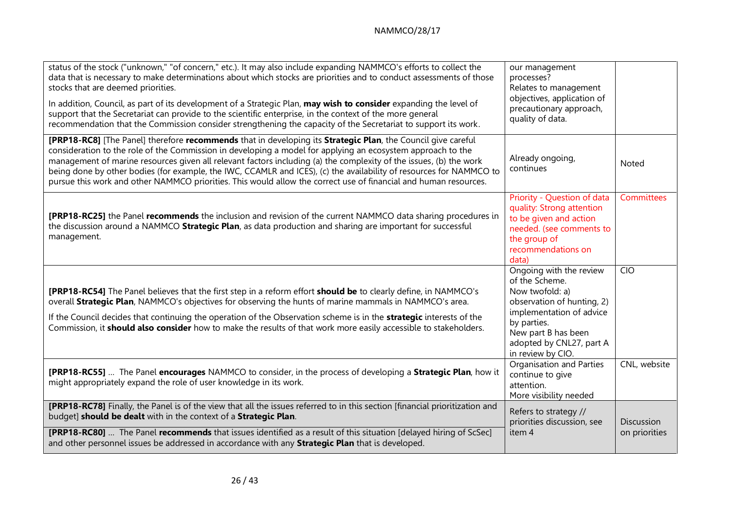| | | |
|---|---|---|
| status of the stock ("unknown," "of concern," etc.). It may also include expanding NAMMCO's efforts to collect the data that is necessary to make determinations about which stocks are priorities and to conduct assessments of those stocks that are deemed priorities.<br><br>In addition, Council, as part of its development of a Strategic Plan, **may wish to consider** expanding the level of support that the Secretariat can provide to the scientific enterprise, in the context of the more general recommendation that the Commission consider strengthening the capacity of the Secretariat to support its work. | our management processes?<br>Relates to management objectives, application of precautionary approach, quality of data. | |
| **[PRP18-RC8]** [The Panel] therefore **recommends** that in developing its **Strategic Plan**, the Council give careful consideration to the role of the Commission in developing a model for applying an ecosystem approach to the management of marine resources given all relevant factors including (a) the complexity of the issues, (b) the work being done by other bodies (for example, the IWC, CCAMLR and ICES), (c) the availability of resources for NAMMCO to pursue this work and other NAMMCO priorities. This would allow the correct use of financial and human resources. | Already ongoing, continues | Noted |
| **[PRP18-RC25]** the Panel **recommends** the inclusion and revision of the current NAMMCO data sharing procedures in the discussion around a NAMMCO **Strategic Plan**, as data production and sharing are important for successful management. | Priority - Question of data quality: Strong attention to be given and action needed. (see comments to the group of recommendations on data) | Committees |
| **[PRP18-RC54]** The Panel believes that the first step in a reform effort **should be** to clearly define, in NAMMCO's overall **Strategic Plan**, NAMMCO's objectives for observing the hunts of marine mammals in NAMMCO's area.<br><br>If the Council decides that continuing the operation of the Observation scheme is in the **strategic** interests of the Commission, it **should also consider** how to make the results of that work more easily accessible to stakeholders. | Ongoing with the review of the Scheme.<br>Now twofold: a) observation of hunting, 2) implementation of advice by parties.<br>New part B has been adopted by CNL27, part A in review by CIO. | CIO |
| **[PRP18-RC55]** ... The Panel **encourages** NAMMCO to consider, in the process of developing a **Strategic Plan**, how it might appropriately expand the role of user knowledge in its work. | Organisation and Parties continue to give attention.<br>More visibility needed | CNL, website |
| **[PRP18-RC78]** Finally, the Panel is of the view that all the issues referred to in this section [financial prioritization and budget] **should be dealt** with in the context of a **Strategic Plan**.<br><br>**[PRP18-RC80]** ... The Panel **recommends** that issues identified as a result of this situation [delayed hiring of ScSec] and other personnel issues be addressed in accordance with any **Strategic Plan** that is developed. | Refers to strategy // priorities discussion, see item 4 | Discussion on priorities |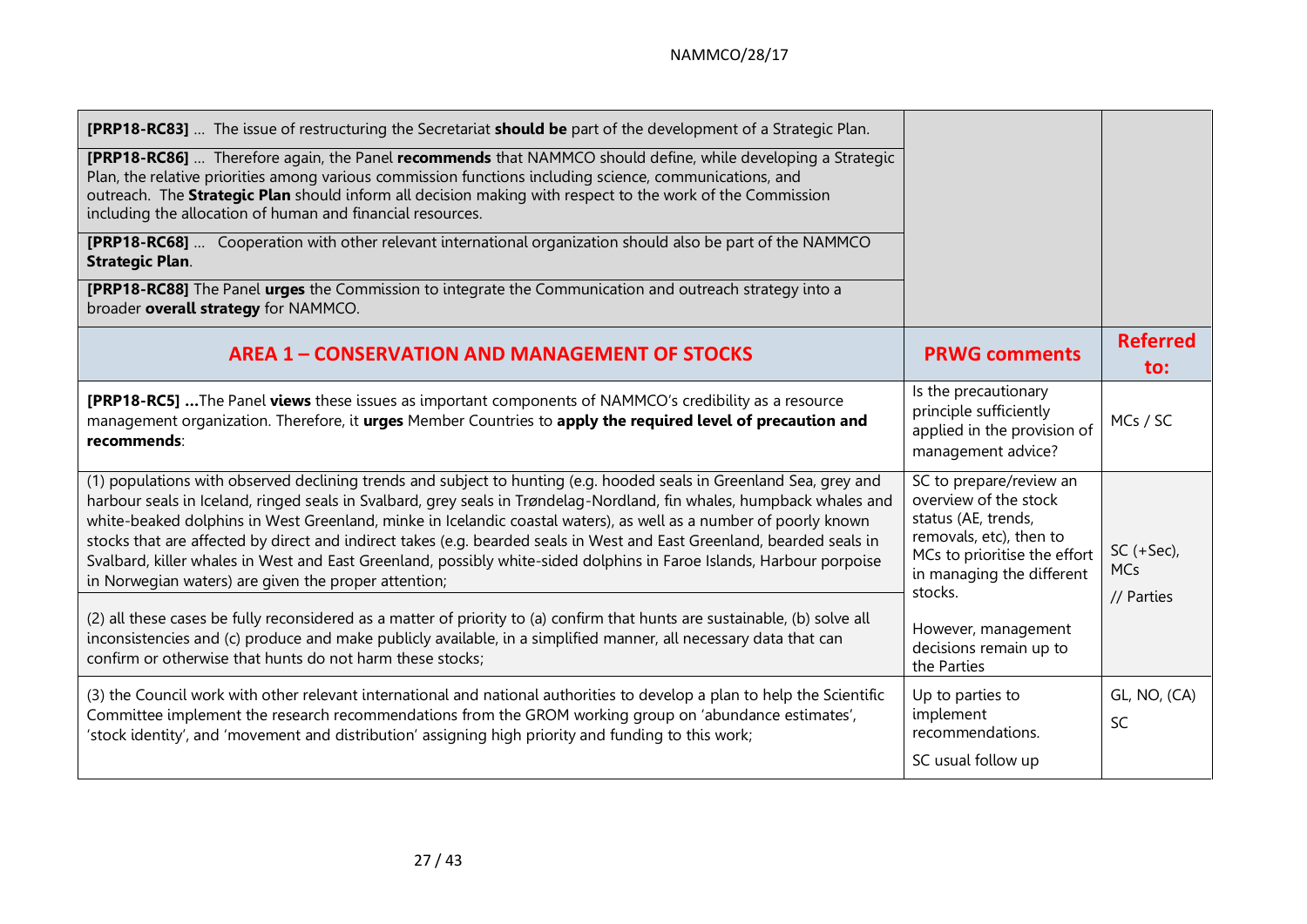| | | |
|---|---|---|
| **[PRP18-RC83]** … The issue of restructuring the Secretariat **should be** part of the development of a Strategic Plan.<br><br>**[PRP18-RC86]** … Therefore again, the Panel **recommends** that NAMMCO should define, while developing a Strategic Plan, the relative priorities among various commission functions including science, communications, and outreach. The **Strategic Plan** should inform all decision making with respect to the work of the Commission including the allocation of human and financial resources.<br><br>**[PRP18-RC68]** … Cooperation with other relevant international organization should also be part of the NAMMCO **Strategic Plan**.<br><br>**[PRP18-RC88]** The Panel **urges** the Commission to integrate the Communication and outreach strategy into a broader **overall strategy** for NAMMCO. | | |
| **AREA 1 – CONSERVATION AND MANAGEMENT OF STOCKS** | **PRWG comments** | **Referred to:** |
| **[PRP18-RC5] …**The Panel **views** these issues as important components of NAMMCO's credibility as a resource management organization. Therefore, it **urges** Member Countries to **apply the required level of precaution and recommends**: | Is the precautionary principle sufficiently applied in the provision of management advice? | MCs / SC |
| (1) populations with observed declining trends and subject to hunting (e.g. hooded seals in Greenland Sea, grey and harbour seals in Iceland, ringed seals in Svalbard, grey seals in Trøndelag-Nordland, fin whales, humpback whales and white-beaked dolphins in West Greenland, minke in Icelandic coastal waters), as well as a number of poorly known stocks that are affected by direct and indirect takes (e.g. bearded seals in West and East Greenland, bearded seals in Svalbard, killer whales in West and East Greenland, possibly white-sided dolphins in Faroe Islands, Harbour porpoise in Norwegian waters) are given the proper attention;<br><br>(2) all these cases be fully reconsidered as a matter of priority to (a) confirm that hunts are sustainable, (b) solve all inconsistencies and (c) produce and make publicly available, in a simplified manner, all necessary data that can confirm or otherwise that hunts do not harm these stocks; | SC to prepare/review an overview of the stock status (AE, trends, removals, etc), then to MCs to prioritise the effort in managing the different stocks.<br><br>However, management decisions remain up to the Parties | SC (+Sec), MCs<br><br>// Parties |
| (3) the Council work with other relevant international and national authorities to develop a plan to help the Scientific Committee implement the research recommendations from the GROM working group on 'abundance estimates', 'stock identity', and 'movement and distribution' assigning high priority and funding to this work; | Up to parties to implement recommendations.<br><br>SC usual follow up | GL, NO, (CA)<br><br>SC |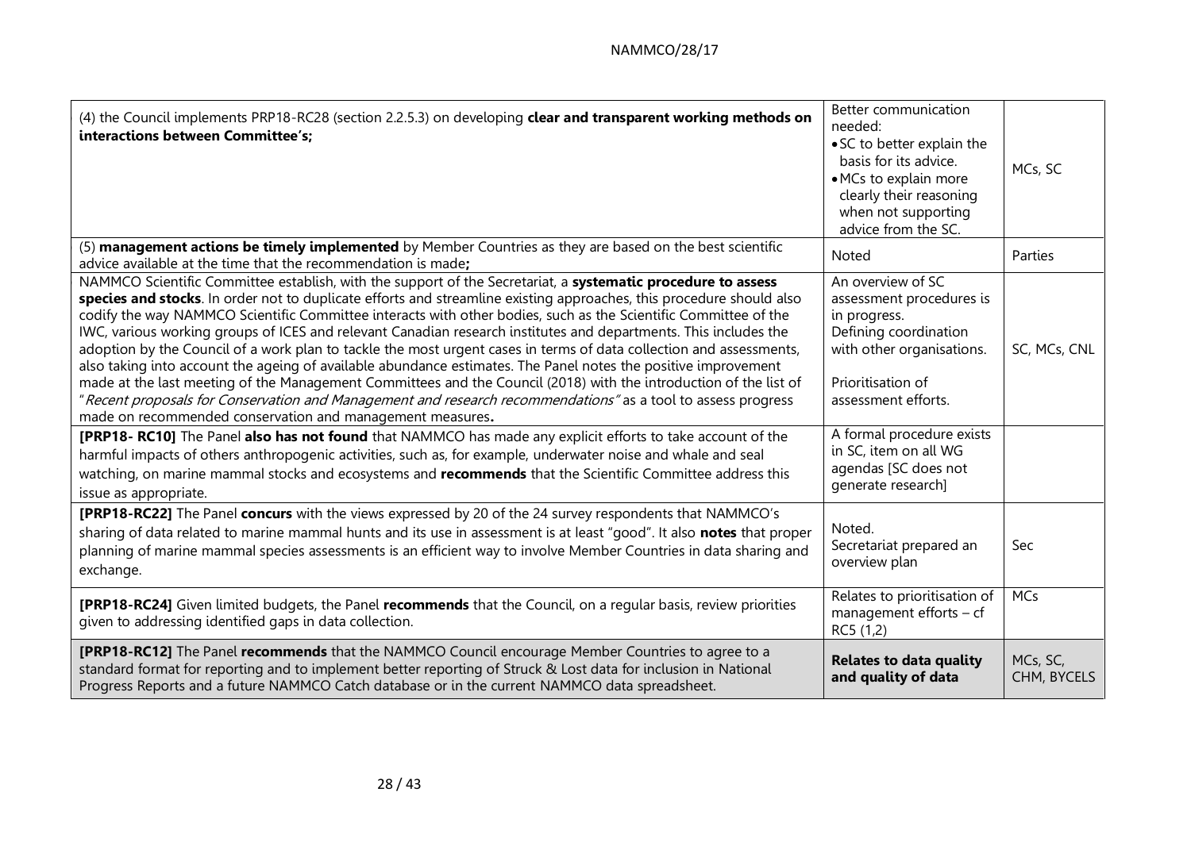| | | |
|---|---|---|
| (4) the Council implements PRP18-RC28 (section 2.2.5.3) on developing **clear and transparent working methods on interactions between Committee's;** | Better communication needed:<br>• SC to better explain the basis for its advice.<br>• MCs to explain more clearly their reasoning when not supporting advice from the SC. | MCs, SC |
| (5) **management actions be timely implemented** by Member Countries as they are based on the best scientific advice available at the time that the recommendation is made**;** | Noted | Parties |
| NAMMCO Scientific Committee establish, with the support of the Secretariat, a **systematic procedure to assess species and stocks**. In order not to duplicate efforts and streamline existing approaches, this procedure should also codify the way NAMMCO Scientific Committee interacts with other bodies, such as the Scientific Committee of the IWC, various working groups of ICES and relevant Canadian research institutes and departments. This includes the adoption by the Council of a work plan to tackle the most urgent cases in terms of data collection and assessments, also taking into account the ageing of available abundance estimates. The Panel notes the positive improvement made at the last meeting of the Management Committees and the Council (2018) with the introduction of the list of "*Recent proposals for Conservation and Management and research recommendations*" as a tool to assess progress made on recommended conservation and management measures**.** | An overview of SC assessment procedures is in progress.<br>Defining coordination with other organisations.<br><br>Prioritisation of assessment efforts. | SC, MCs, CNL |
| **[PRP18- RC10]** The Panel **also has not found** that NAMMCO has made any explicit efforts to take account of the harmful impacts of others anthropogenic activities, such as, for example, underwater noise and whale and seal watching, on marine mammal stocks and ecosystems and **recommends** that the Scientific Committee address this issue as appropriate. | A formal procedure exists in SC, item on all WG agendas [SC does not generate research] | |
| **[PRP18-RC22]** The Panel **concurs** with the views expressed by 20 of the 24 survey respondents that NAMMCO's sharing of data related to marine mammal hunts and its use in assessment is at least "good". It also **notes** that proper planning of marine mammal species assessments is an efficient way to involve Member Countries in data sharing and exchange. | Noted.<br>Secretariat prepared an overview plan | Sec |
| **[PRP18-RC24]** Given limited budgets, the Panel **recommends** that the Council, on a regular basis, review priorities given to addressing identified gaps in data collection. | Relates to prioritisation of management efforts – cf RC5 (1,2) | MCs |
| **[PRP18-RC12]** The Panel **recommends** that the NAMMCO Council encourage Member Countries to agree to a standard format for reporting and to implement better reporting of Struck & Lost data for inclusion in National Progress Reports and a future NAMMCO Catch database or in the current NAMMCO data spreadsheet. | **Relates to data quality and quality of data** | MCs, SC, CHM, BYCELS |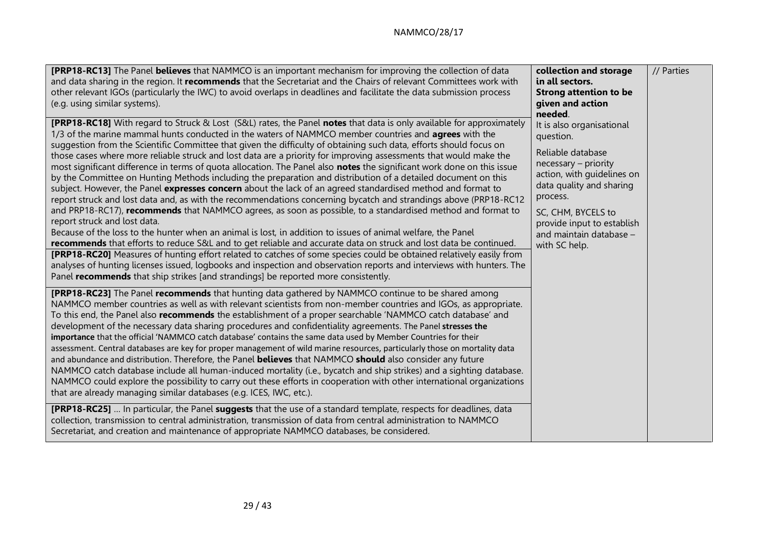| | | |
|---|---|---|
| **[PRP18-RC13]** The Panel **believes** that NAMMCO is an important mechanism for improving the collection of data and data sharing in the region. It **recommends** that the Secretariat and the Chairs of relevant Committees work with other relevant IGOs (particularly the IWC) to avoid overlaps in deadlines and facilitate the data submission process (e.g. using similar systems). | **collection and storage in all sectors. Strong attention to be given and action needed**. It is also organisational question. Reliable database necessary – priority action, with guidelines on data quality and sharing process. SC, CHM, BYCELS to provide input to establish and maintain database – with SC help. | // Parties |
| **[PRP18-RC18]** With regard to Struck & Lost (S&L) rates, the Panel **notes** that data is only available for approximately 1/3 of the marine mammal hunts conducted in the waters of NAMMCO member countries and **agrees** with the suggestion from the Scientific Committee that given the difficulty of obtaining such data, efforts should focus on those cases where more reliable struck and lost data are a priority for improving assessments that would make the most significant difference in terms of quota allocation. The Panel also **notes** the significant work done on this issue by the Committee on Hunting Methods including the preparation and distribution of a detailed document on this subject. However, the Panel **expresses concern** about the lack of an agreed standardised method and format to report struck and lost data and, as with the recommendations concerning bycatch and strandings above (PRP18-RC12 and PRP18-RC17), **recommends** that NAMMCO agrees, as soon as possible, to a standardised method and format to report struck and lost data. Because of the loss to the hunter when an animal is lost, in addition to issues of animal welfare, the Panel **recommends** that efforts to reduce S&L and to get reliable and accurate data on struck and lost data be continued. | | |
| **[PRP18-RC20]** Measures of hunting effort related to catches of some species could be obtained relatively easily from analyses of hunting licenses issued, logbooks and inspection and observation reports and interviews with hunters. The Panel **recommends** that ship strikes [and strandings] be reported more consistently. | | |
| **[PRP18-RC23]** The Panel **recommends** that hunting data gathered by NAMMCO continue to be shared among NAMMCO member countries as well as with relevant scientists from non-member countries and IGOs, as appropriate. To this end, the Panel also **recommends** the establishment of a proper searchable 'NAMMCO catch database' and development of the necessary data sharing procedures and confidentiality agreements. The Panel **stresses the importance** that the official 'NAMMCO catch database' contains the same data used by Member Countries for their assessment. Central databases are key for proper management of wild marine resources, particularly those on mortality data and abundance and distribution. Therefore, the Panel **believes** that NAMMCO **should** also consider any future NAMMCO catch database include all human-induced mortality (i.e., bycatch and ship strikes) and a sighting database. NAMMCO could explore the possibility to carry out these efforts in cooperation with other international organizations that are already managing similar databases (e.g. ICES, IWC, etc.). | | |
| **[PRP18-RC25]** … In particular, the Panel **suggests** that the use of a standard template, respects for deadlines, data collection, transmission to central administration, transmission of data from central administration to NAMMCO Secretariat, and creation and maintenance of appropriate NAMMCO databases, be considered. | | |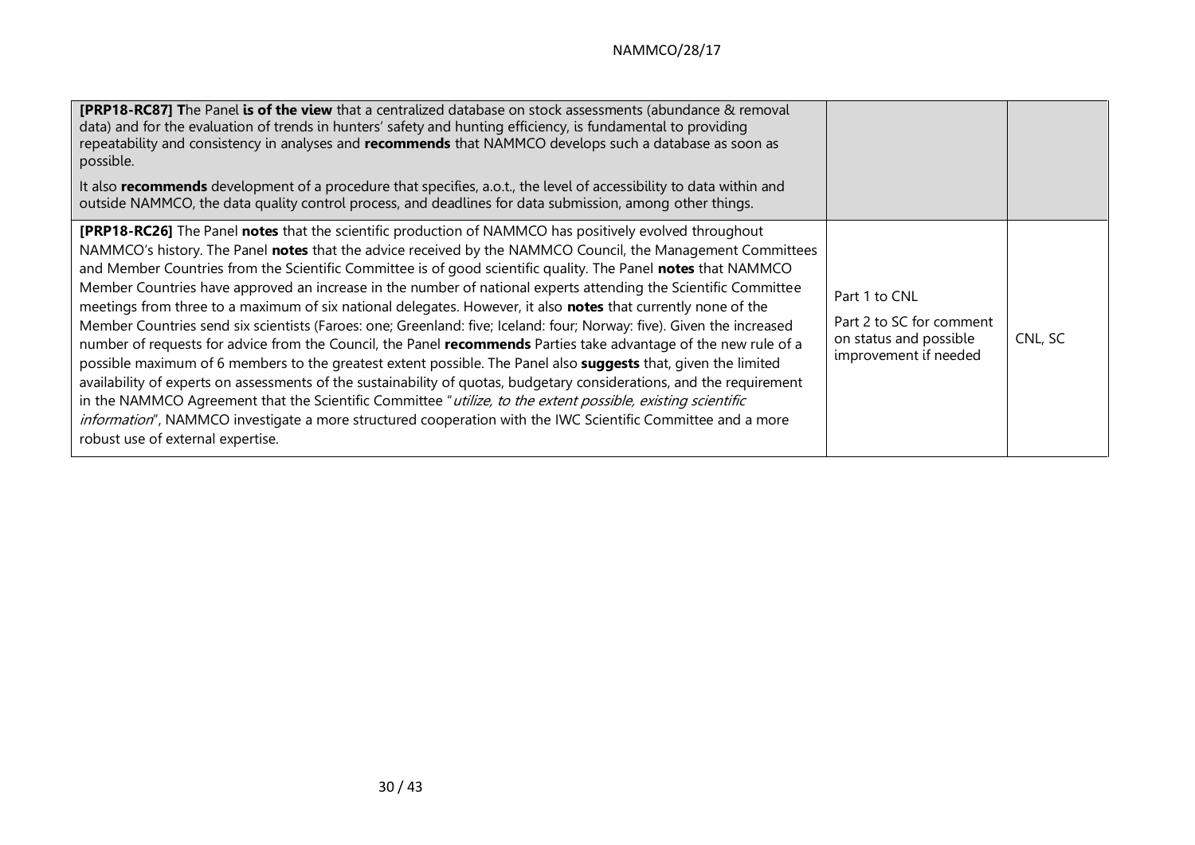| | | |
|---|---|---|
| **[PRP18-RC87] T**he Panel **is of the view** that a centralized database on stock assessments (abundance & removal data) and for the evaluation of trends in hunters' safety and hunting efficiency, is fundamental to providing repeatability and consistency in analyses and **recommends** that NAMMCO develops such a database as soon as possible.<br><br>It also **recommends** development of a procedure that specifies, a.o.t., the level of accessibility to data within and outside NAMMCO, the data quality control process, and deadlines for data submission, among other things. | | |
| **[PRP18-RC26]** The Panel **notes** that the scientific production of NAMMCO has positively evolved throughout NAMMCO's history. The Panel **notes** that the advice received by the NAMMCO Council, the Management Committees and Member Countries from the Scientific Committee is of good scientific quality. The Panel **notes** that NAMMCO Member Countries have approved an increase in the number of national experts attending the Scientific Committee meetings from three to a maximum of six national delegates. However, it also **notes** that currently none of the Member Countries send six scientists (Faroes: one; Greenland: five; Iceland: four; Norway: five). Given the increased number of requests for advice from the Council, the Panel **recommends** Parties take advantage of the new rule of a possible maximum of 6 members to the greatest extent possible. The Panel also **suggests** that, given the limited availability of experts on assessments of the sustainability of quotas, budgetary considerations, and the requirement in the NAMMCO Agreement that the Scientific Committee "*utilize, to the extent possible, existing scientific information*", NAMMCO investigate a more structured cooperation with the IWC Scientific Committee and a more robust use of external expertise. | Part 1 to CNL<br><br>Part 2 to SC for comment on status and possible improvement if needed | CNL, SC |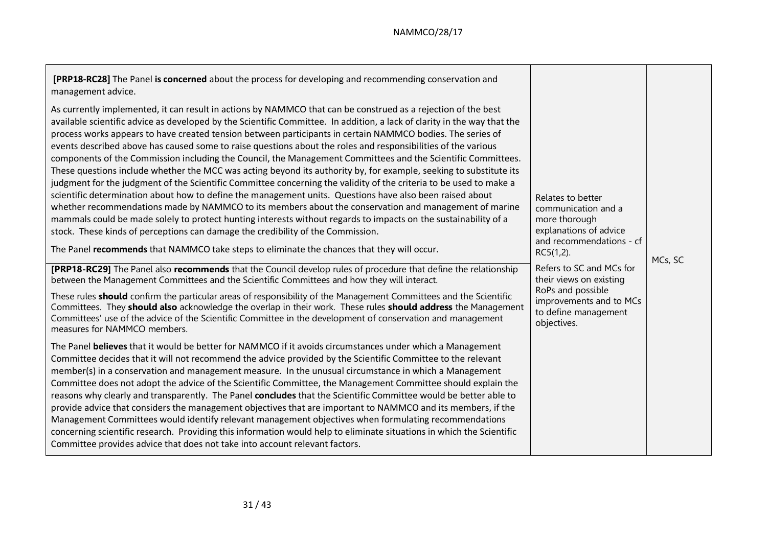| | | |
|---|---|---|
| **[PRP18-RC28]** The Panel **is concerned** about the process for developing and recommending conservation and management advice.<br><br>As currently implemented, it can result in actions by NAMMCO that can be construed as a rejection of the best available scientific advice as developed by the Scientific Committee. In addition, a lack of clarity in the way that the process works appears to have created tension between participants in certain NAMMCO bodies. The series of events described above has caused some to raise questions about the roles and responsibilities of the various components of the Commission including the Council, the Management Committees and the Scientific Committees. These questions include whether the MCC was acting beyond its authority by, for example, seeking to substitute its judgment for the judgment of the Scientific Committee concerning the validity of the criteria to be used to make a scientific determination about how to define the management units. Questions have also been raised about whether recommendations made by NAMMCO to its members about the conservation and management of marine mammals could be made solely to protect hunting interests without regards to impacts on the sustainability of a stock. These kinds of perceptions can damage the credibility of the Commission.<br><br>The Panel **recommends** that NAMMCO take steps to eliminate the chances that they will occur.<br><br>**[PRP18-RC29]** The Panel also **recommends** that the Council develop rules of procedure that define the relationship between the Management Committees and the Scientific Committees and how they will interact.<br><br>These rules **should** confirm the particular areas of responsibility of the Management Committees and the Scientific Committees. They **should also** acknowledge the overlap in their work. These rules **should address** the Management Committees' use of the advice of the Scientific Committee in the development of conservation and management measures for NAMMCO members.<br><br>The Panel **believes** that it would be better for NAMMCO if it avoids circumstances under which a Management Committee decides that it will not recommend the advice provided by the Scientific Committee to the relevant member(s) in a conservation and management measure. In the unusual circumstance in which a Management Committee does not adopt the advice of the Scientific Committee, the Management Committee should explain the reasons why clearly and transparently. The Panel **concludes** that the Scientific Committee would be better able to provide advice that considers the management objectives that are important to NAMMCO and its members, if the Management Committees would identify relevant management objectives when formulating recommendations concerning scientific research. Providing this information would help to eliminate situations in which the Scientific Committee provides advice that does not take into account relevant factors. | Relates to better communication and a more thorough explanations of advice and recommendations - cf RC5(1,2).<br><br>Refers to SC and MCs for their views on existing RoPs and possible improvements and to MCs to define management objectives. | MCs, SC |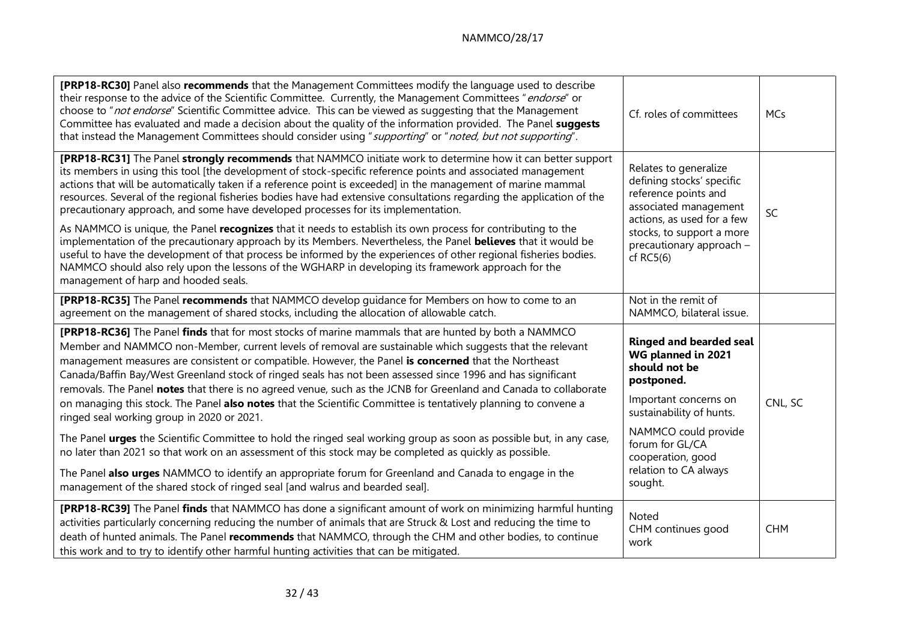| | | |
|---|---|---|
| **[PRP18-RC30]** Panel also **recommends** that the Management Committees modify the language used to describe their response to the advice of the Scientific Committee. Currently, the Management Committees "*endorse*" or choose to "*not endorse*" Scientific Committee advice. This can be viewed as suggesting that the Management Committee has evaluated and made a decision about the quality of the information provided. The Panel **suggests** that instead the Management Committees should consider using "*supporting*" or "*noted, but not supporting*". | Cf. roles of committees | MCs |
| **[PRP18-RC31]** The Panel **strongly recommends** that NAMMCO initiate work to determine how it can better support its members in using this tool [the development of stock-specific reference points and associated management actions that will be automatically taken if a reference point is exceeded] in the management of marine mammal resources. Several of the regional fisheries bodies have had extensive consultations regarding the application of the precautionary approach, and some have developed processes for its implementation.<br><br>As NAMMCO is unique, the Panel **recognizes** that it needs to establish its own process for contributing to the implementation of the precautionary approach by its Members. Nevertheless, the Panel **believes** that it would be useful to have the development of that process be informed by the experiences of other regional fisheries bodies. NAMMCO should also rely upon the lessons of the WGHARP in developing its framework approach for the management of harp and hooded seals. | Relates to generalize defining stocks' specific reference points and associated management actions, as used for a few stocks, to support a more precautionary approach – cf RC5(6) | SC |
| **[PRP18-RC35]** The Panel **recommends** that NAMMCO develop guidance for Members on how to come to an agreement on the management of shared stocks, including the allocation of allowable catch. | Not in the remit of NAMMCO, bilateral issue. | |
| **[PRP18-RC36]** The Panel **finds** that for most stocks of marine mammals that are hunted by both a NAMMCO Member and NAMMCO non-Member, current levels of removal are sustainable which suggests that the relevant management measures are consistent or compatible. However, the Panel **is concerned** that the Northeast Canada/Baffin Bay/West Greenland stock of ringed seals has not been assessed since 1996 and has significant removals. The Panel **notes** that there is no agreed venue, such as the JCNB for Greenland and Canada to collaborate on managing this stock. The Panel **also notes** that the Scientific Committee is tentatively planning to convene a ringed seal working group in 2020 or 2021.<br><br>The Panel **urges** the Scientific Committee to hold the ringed seal working group as soon as possible but, in any case, no later than 2021 so that work on an assessment of this stock may be completed as quickly as possible.<br><br>The Panel **also urges** NAMMCO to identify an appropriate forum for Greenland and Canada to engage in the management of the shared stock of ringed seal [and walrus and bearded seal]. | **Ringed and bearded seal WG planned in 2021 should not be postponed.**<br><br>Important concerns on sustainability of hunts.<br><br>NAMMCO could provide forum for GL/CA cooperation, good relation to CA always sought. | CNL, SC |
| **[PRP18-RC39]** The Panel **finds** that NAMMCO has done a significant amount of work on minimizing harmful hunting activities particularly concerning reducing the number of animals that are Struck & Lost and reducing the time to death of hunted animals. The Panel **recommends** that NAMMCO, through the CHM and other bodies, to continue this work and to try to identify other harmful hunting activities that can be mitigated. | Noted<br>CHM continues good work | CHM |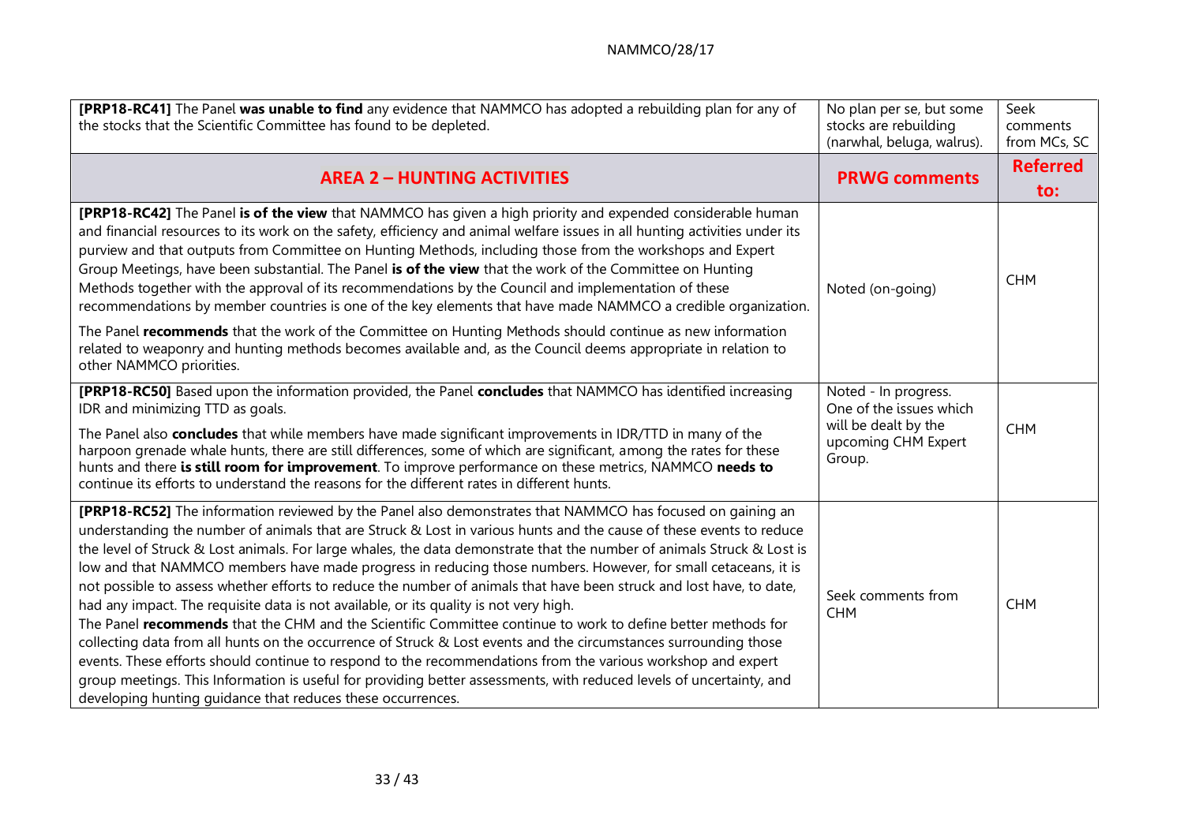| | | |
|---|---|---|
| **[PRP18-RC41]** The Panel **was unable to find** any evidence that NAMMCO has adopted a rebuilding plan for any of the stocks that the Scientific Committee has found to be depleted. | No plan per se, but some stocks are rebuilding (narwhal, beluga, walrus). | Seek comments from MCs, SC |
| **AREA 2 – HUNTING ACTIVITIES** | **PRWG comments** | **Referred to:** |
| **[PRP18-RC42]** The Panel **is of the view** that NAMMCO has given a high priority and expended considerable human and financial resources to its work on the safety, efficiency and animal welfare issues in all hunting activities under its purview and that outputs from Committee on Hunting Methods, including those from the workshops and Expert Group Meetings, have been substantial. The Panel **is of the view** that the work of the Committee on Hunting Methods together with the approval of its recommendations by the Council and implementation of these recommendations by member countries is one of the key elements that have made NAMMCO a credible organization.<br><br>The Panel **recommends** that the work of the Committee on Hunting Methods should continue as new information related to weaponry and hunting methods becomes available and, as the Council deems appropriate in relation to other NAMMCO priorities. | Noted (on-going) | CHM |
| **[PRP18-RC50]** Based upon the information provided, the Panel **concludes** that NAMMCO has identified increasing IDR and minimizing TTD as goals.<br><br>The Panel also **concludes** that while members have made significant improvements in IDR/TTD in many of the harpoon grenade whale hunts, there are still differences, some of which are significant, among the rates for these hunts and there **is still room for improvement**. To improve performance on these metrics, NAMMCO **needs to** continue its efforts to understand the reasons for the different rates in different hunts. | Noted - In progress. One of the issues which will be dealt by the upcoming CHM Expert Group. | CHM |
| **[PRP18-RC52]** The information reviewed by the Panel also demonstrates that NAMMCO has focused on gaining an understanding the number of animals that are Struck & Lost in various hunts and the cause of these events to reduce the level of Struck & Lost animals. For large whales, the data demonstrate that the number of animals Struck & Lost is low and that NAMMCO members have made progress in reducing those numbers. However, for small cetaceans, it is not possible to assess whether efforts to reduce the number of animals that have been struck and lost have, to date, had any impact. The requisite data is not available, or its quality is not very high.<br>The Panel **recommends** that the CHM and the Scientific Committee continue to work to define better methods for collecting data from all hunts on the occurrence of Struck & Lost events and the circumstances surrounding those events. These efforts should continue to respond to the recommendations from the various workshop and expert group meetings. This Information is useful for providing better assessments, with reduced levels of uncertainty, and developing hunting guidance that reduces these occurrences. | Seek comments from CHM | CHM |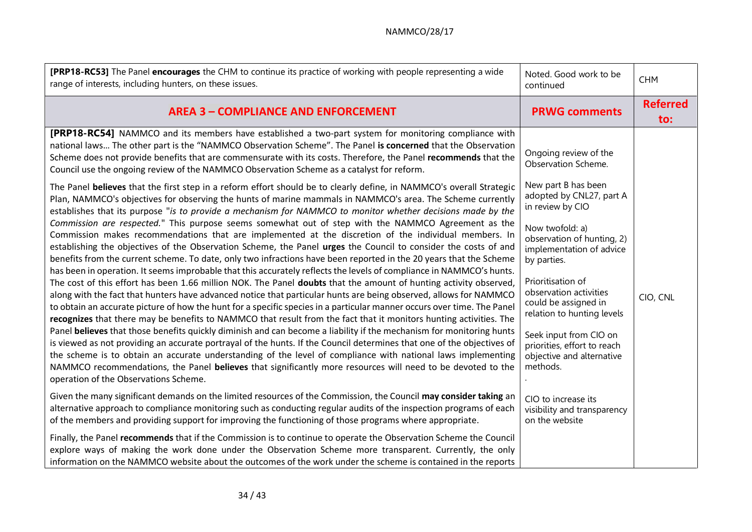| | | |
|---|---|---|
| **[PRP18-RC53]** The Panel **encourages** the CHM to continue its practice of working with people representing a wide range of interests, including hunters, on these issues. | Noted. Good work to be continued | CHM |
| **AREA 3 – COMPLIANCE AND ENFORCEMENT** | **PRWG comments** | **Referred to:** |
| **[PRP18-RC54]** NAMMCO and its members have established a two-part system for monitoring compliance with national laws… The other part is the "NAMMCO Observation Scheme". The Panel **is concerned** that the Observation Scheme does not provide benefits that are commensurate with its costs. Therefore, the Panel **recommends** that the Council use the ongoing review of the NAMMCO Observation Scheme as a catalyst for reform.<br><br>The Panel **believes** that the first step in a reform effort should be to clearly define, in NAMMCO's overall Strategic Plan, NAMMCO's objectives for observing the hunts of marine mammals in NAMMCO's area. The Scheme currently establishes that its purpose "*is to provide a mechanism for NAMMCO to monitor whether decisions made by the Commission are respected.*" This purpose seems somewhat out of step with the NAMMCO Agreement as the Commission makes recommendations that are implemented at the discretion of the individual members. In establishing the objectives of the Observation Scheme, the Panel **urges** the Council to consider the costs of and benefits from the current scheme. To date, only two infractions have been reported in the 20 years that the Scheme has been in operation. It seems improbable that this accurately reflects the levels of compliance in NAMMCO's hunts. The cost of this effort has been 1.66 million NOK. The Panel **doubts** that the amount of hunting activity observed, along with the fact that hunters have advanced notice that particular hunts are being observed, allows for NAMMCO to obtain an accurate picture of how the hunt for a specific species in a particular manner occurs over time. The Panel **recognizes** that there may be benefits to NAMMCO that result from the fact that it monitors hunting activities. The Panel **believes** that those benefits quickly diminish and can become a liability if the mechanism for monitoring hunts is viewed as not providing an accurate portrayal of the hunts. If the Council determines that one of the objectives of the scheme is to obtain an accurate understanding of the level of compliance with national laws implementing NAMMCO recommendations, the Panel **believes** that significantly more resources will need to be devoted to the operation of the Observations Scheme.<br><br>Given the many significant demands on the limited resources of the Commission, the Council **may consider taking** an alternative approach to compliance monitoring such as conducting regular audits of the inspection programs of each of the members and providing support for improving the functioning of those programs where appropriate.<br><br>Finally, the Panel **recommends** that if the Commission is to continue to operate the Observation Scheme the Council explore ways of making the work done under the Observation Scheme more transparent. Currently, the only information on the NAMMCO website about the outcomes of the work under the scheme is contained in the reports | Ongoing review of the Observation Scheme.<br><br>New part B has been adopted by CNL27, part A in review by CIO<br><br>Now twofold: a) observation of hunting, 2) implementation of advice by parties.<br><br>Prioritisation of observation activities could be assigned in relation to hunting levels<br><br>Seek input from CIO on priorities, effort to reach objective and alternative methods.<br>.<br><br>CIO to increase its visibility and transparency on the website | CIO, CNL |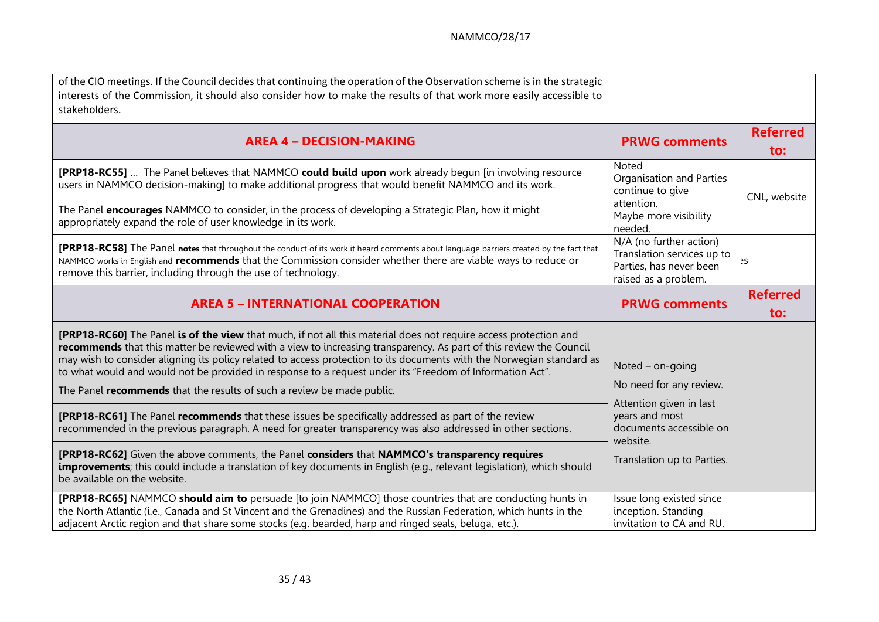| | | |
|---|---|---|
| of the CIO meetings. If the Council decides that continuing the operation of the Observation scheme is in the strategic interests of the Commission, it should also consider how to make the results of that work more easily accessible to stakeholders. | | |
| **AREA 4 – DECISION-MAKING** | **PRWG comments** | **Referred to:** |
| **[PRP18-RC55]** … The Panel believes that NAMMCO **could build upon** work already begun [in involving resource users in NAMMCO decision-making] to make additional progress that would benefit NAMMCO and its work.<br><br>The Panel **encourages** NAMMCO to consider, in the process of developing a Strategic Plan, how it might appropriately expand the role of user knowledge in its work. | Noted<br>Organisation and Parties continue to give attention.<br>Maybe more visibility needed. | CNL, website |
| **[PRP18-RC58]** The Panel **notes** that throughout the conduct of its work it heard comments about language barriers created by the fact that NAMMCO works in English and **recommends** that the Commission consider whether there are viable ways to reduce or remove this barrier, including through the use of technology. | N/A (no further action)<br>Translation services up to Parties, has never been raised as a problem. | es |
| **AREA 5 – INTERNATIONAL COOPERATION** | **PRWG comments** | **Referred to:** |
| **[PRP18-RC60]** The Panel **is of the view** that much, if not all this material does not require access protection and **recommends** that this matter be reviewed with a view to increasing transparency. As part of this review the Council may wish to consider aligning its policy related to access protection to its documents with the Norwegian standard as to what would and would not be provided in response to a request under its "Freedom of Information Act".<br><br>The Panel **recommends** that the results of such a review be made public. | Noted – on-going<br><br>No need for any review.<br><br>Attention given in last years and most documents accessible on website.<br><br>Translation up to Parties. | |
| **[PRP18-RC61]** The Panel **recommends** that these issues be specifically addressed as part of the review recommended in the previous paragraph. A need for greater transparency was also addressed in other sections. | | |
| **[PRP18-RC62]** Given the above comments, the Panel **considers** that **NAMMCO's transparency requires improvements**; this could include a translation of key documents in English (e.g., relevant legislation), which should be available on the website. | | |
| **[PRP18-RC65]** NAMMCO **should aim to** persuade [to join NAMMCO] those countries that are conducting hunts in the North Atlantic (i.e., Canada and St Vincent and the Grenadines) and the Russian Federation, which hunts in the adjacent Arctic region and that share some stocks (e.g. bearded, harp and ringed seals, beluga, etc.). | Issue long existed since inception. Standing invitation to CA and RU. | |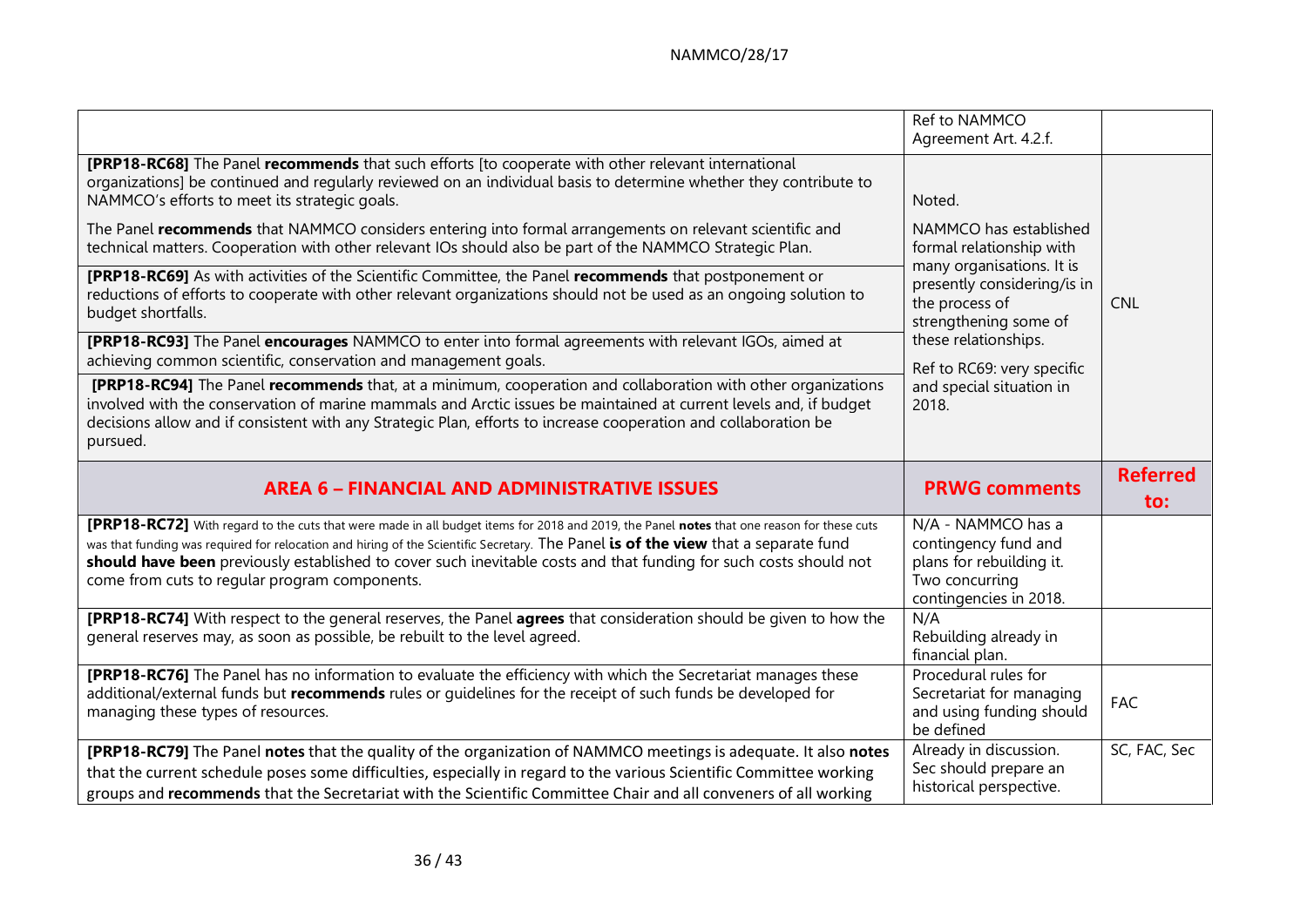| | | |
|---|---|---|
| | Ref to NAMMCO Agreement Art. 4.2.f. | |
| **[PRP18-RC68]** The Panel **recommends** that such efforts [to cooperate with other relevant international organizations] be continued and regularly reviewed on an individual basis to determine whether they contribute to NAMMCO's efforts to meet its strategic goals.<br><br>The Panel **recommends** that NAMMCO considers entering into formal arrangements on relevant scientific and technical matters. Cooperation with other relevant IOs should also be part of the NAMMCO Strategic Plan. | Noted.<br><br>NAMMCO has established formal relationship with many organisations. It is presently considering/is in the process of strengthening some of these relationships.<br><br>Ref to RC69: very specific and special situation in 2018. | CNL |
| **[PRP18-RC69]** As with activities of the Scientific Committee, the Panel **recommends** that postponement or reductions of efforts to cooperate with other relevant organizations should not be used as an ongoing solution to budget shortfalls. | | |
| **[PRP18-RC93]** The Panel **encourages** NAMMCO to enter into formal agreements with relevant IGOs, aimed at achieving common scientific, conservation and management goals. | | |
| **[PRP18-RC94]** The Panel **recommends** that, at a minimum, cooperation and collaboration with other organizations involved with the conservation of marine mammals and Arctic issues be maintained at current levels and, if budget decisions allow and if consistent with any Strategic Plan, efforts to increase cooperation and collaboration be pursued. | | |
| **AREA 6 – FINANCIAL AND ADMINISTRATIVE ISSUES** | **PRWG comments** | **Referred to:** |
| **[PRP18-RC72]** With regard to the cuts that were made in all budget items for 2018 and 2019, the Panel **notes** that one reason for these cuts was that funding was required for relocation and hiring of the Scientific Secretary. The Panel **is of the view** that a separate fund **should have been** previously established to cover such inevitable costs and that funding for such costs should not come from cuts to regular program components. | N/A - NAMMCO has a contingency fund and plans for rebuilding it. Two concurring contingencies in 2018. | |
| **[PRP18-RC74]** With respect to the general reserves, the Panel **agrees** that consideration should be given to how the general reserves may, as soon as possible, be rebuilt to the level agreed. | N/A<br>Rebuilding already in financial plan. | |
| **[PRP18-RC76]** The Panel has no information to evaluate the efficiency with which the Secretariat manages these additional/external funds but **recommends** rules or guidelines for the receipt of such funds be developed for managing these types of resources. | Procedural rules for Secretariat for managing and using funding should be defined | FAC |
| **[PRP18-RC79]** The Panel **notes** that the quality of the organization of NAMMCO meetings is adequate. It also **notes** that the current schedule poses some difficulties, especially in regard to the various Scientific Committee working groups and **recommends** that the Secretariat with the Scientific Committee Chair and all conveners of all working | Already in discussion. Sec should prepare an historical perspective. | SC, FAC, Sec |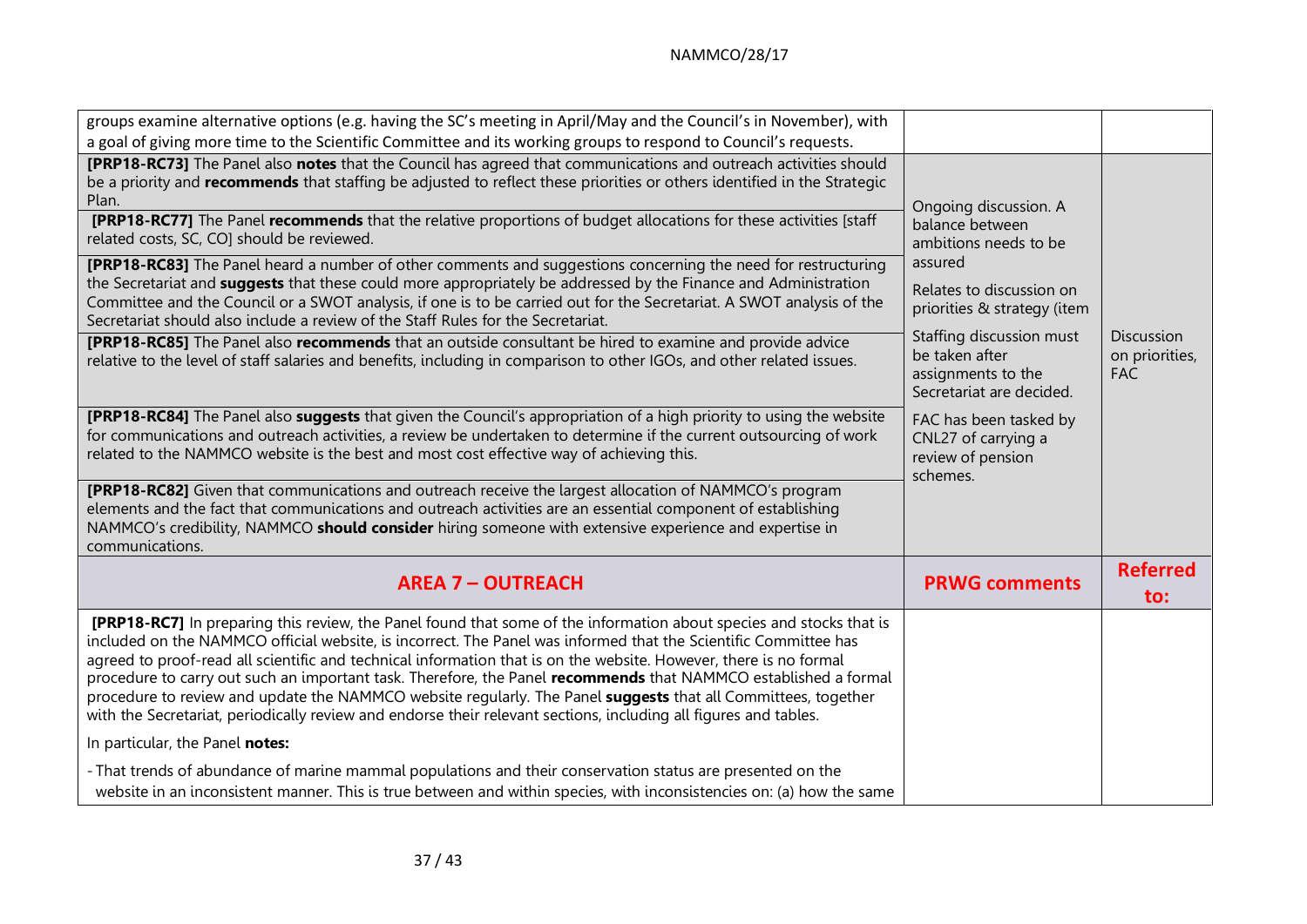| | | |
|---|---|---|
| groups examine alternative options (e.g. having the SC's meeting in April/May and the Council's in November), with a goal of giving more time to the Scientific Committee and its working groups to respond to Council's requests. | | |
| **[PRP18-RC73]** The Panel also **notes** that the Council has agreed that communications and outreach activities should be a priority and **recommends** that staffing be adjusted to reflect these priorities or others identified in the Strategic Plan.<br><br>**[PRP18-RC77]** The Panel **recommends** that the relative proportions of budget allocations for these activities [staff related costs, SC, CO] should be reviewed.<br><br>**[PRP18-RC83]** The Panel heard a number of other comments and suggestions concerning the need for restructuring the Secretariat and **suggests** that these could more appropriately be addressed by the Finance and Administration Committee and the Council or a SWOT analysis, if one is to be carried out for the Secretariat. A SWOT analysis of the Secretariat should also include a review of the Staff Rules for the Secretariat.<br><br>**[PRP18-RC85]** The Panel also **recommends** that an outside consultant be hired to examine and provide advice relative to the level of staff salaries and benefits, including in comparison to other IGOs, and other related issues.<br><br>**[PRP18-RC84]** The Panel also **suggests** that given the Council's appropriation of a high priority to using the website for communications and outreach activities, a review be undertaken to determine if the current outsourcing of work related to the NAMMCO website is the best and most cost effective way of achieving this.<br><br>**[PRP18-RC82]** Given that communications and outreach receive the largest allocation of NAMMCO's program elements and the fact that communications and outreach activities are an essential component of establishing NAMMCO's credibility, NAMMCO **should consider** hiring someone with extensive experience and expertise in communications. | Ongoing discussion. A balance between ambitions needs to be assured<br><br>Relates to discussion on priorities & strategy (item<br><br>Staffing discussion must be taken after assignments to the Secretariat are decided.<br><br>FAC has been tasked by CNL27 of carrying a review of pension schemes. | Discussion on priorities, FAC |
| **AREA 7 – OUTREACH** | **PRWG comments** | **Referred to:** |
| **[PRP18-RC7]** In preparing this review, the Panel found that some of the information about species and stocks that is included on the NAMMCO official website, is incorrect. The Panel was informed that the Scientific Committee has agreed to proof-read all scientific and technical information that is on the website. However, there is no formal procedure to carry out such an important task. Therefore, the Panel **recommends** that NAMMCO established a formal procedure to review and update the NAMMCO website regularly. The Panel **suggests** that all Committees, together with the Secretariat, periodically review and endorse their relevant sections, including all figures and tables.<br><br>In particular, the Panel **notes:**<br><br>- That trends of abundance of marine mammal populations and their conservation status are presented on the website in an inconsistent manner. This is true between and within species, with inconsistencies on: (a) how the same | | |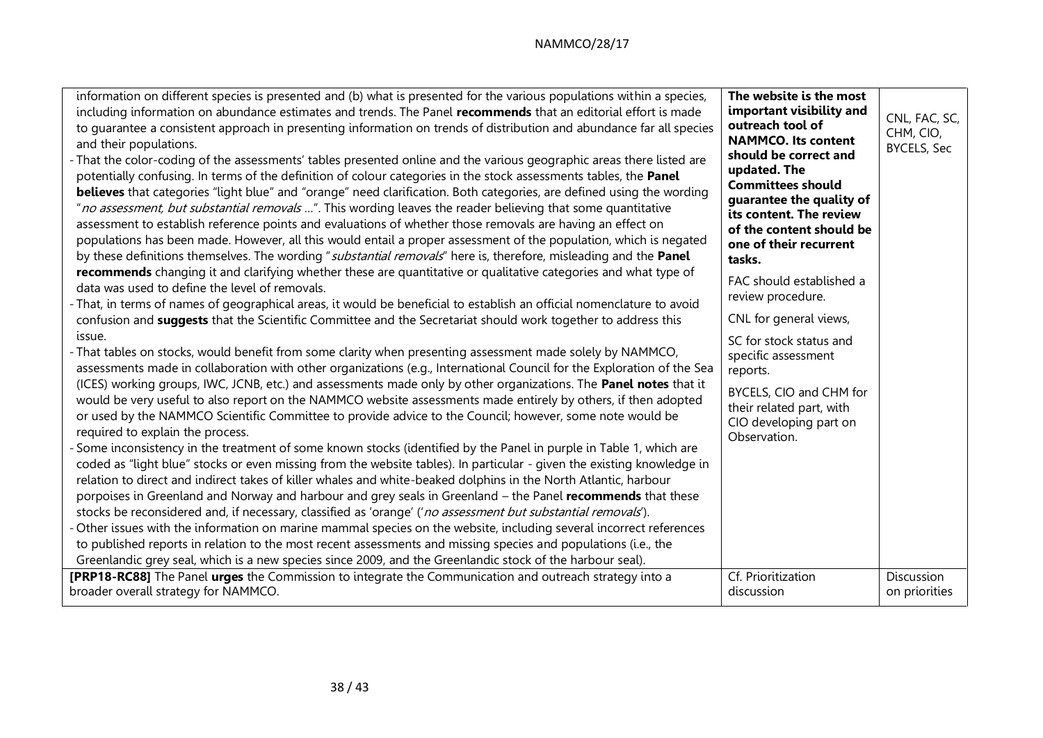| | | |
|---|---|---|
| information on different species is presented and (b) what is presented for the various populations within a species, including information on abundance estimates and trends. The Panel **recommends** that an editorial effort is made to guarantee a consistent approach in presenting information on trends of distribution and abundance far all species and their populations.<br>- That the color-coding of the assessments' tables presented online and the various geographic areas there listed are potentially confusing. In terms of the definition of colour categories in the stock assessments tables, the **Panel believes** that categories "light blue" and "orange" need clarification. Both categories, are defined using the wording "*no assessment, but substantial removals* …". This wording leaves the reader believing that some quantitative assessment to establish reference points and evaluations of whether those removals are having an effect on populations has been made. However, all this would entail a proper assessment of the population, which is negated by these definitions themselves. The wording "*substantial removals*" here is, therefore, misleading and the **Panel recommends** changing it and clarifying whether these are quantitative or qualitative categories and what type of data was used to define the level of removals.<br>- That, in terms of names of geographical areas, it would be beneficial to establish an official nomenclature to avoid confusion and **suggests** that the Scientific Committee and the Secretariat should work together to address this issue.<br>- That tables on stocks, would benefit from some clarity when presenting assessment made solely by NAMMCO, assessments made in collaboration with other organizations (e.g., International Council for the Exploration of the Sea (ICES) working groups, IWC, JCNB, etc.) and assessments made only by other organizations. The **Panel notes** that it would be very useful to also report on the NAMMCO website assessments made entirely by others, if then adopted or used by the NAMMCO Scientific Committee to provide advice to the Council; however, some note would be required to explain the process.<br>- Some inconsistency in the treatment of some known stocks (identified by the Panel in purple in Table 1, which are coded as "light blue" stocks or even missing from the website tables). In particular - given the existing knowledge in relation to direct and indirect takes of killer whales and white-beaked dolphins in the North Atlantic, harbour porpoises in Greenland and Norway and harbour and grey seals in Greenland – the Panel **recommends** that these stocks be reconsidered and, if necessary, classified as 'orange' ('*no assessment but substantial removals*').<br>- Other issues with the information on marine mammal species on the website, including several incorrect references to published reports in relation to the most recent assessments and missing species and populations (i.e., the Greenlandic grey seal, which is a new species since 2009, and the Greenlandic stock of the harbour seal). | **The website is the most important visibility and outreach tool of NAMMCO. Its content should be correct and updated. The Committees should guarantee the quality of its content. The review of the content should be one of their recurrent tasks.**<br><br>FAC should established a review procedure.<br><br>CNL for general views,<br><br>SC for stock status and specific assessment reports.<br><br>BYCELS, CIO and CHM for their related part, with CIO developing part on Observation. | CNL, FAC, SC, CHM, CIO, BYCELS, Sec |
| **[PRP18-RC88]** The Panel **urges** the Commission to integrate the Communication and outreach strategy into a broader overall strategy for NAMMCO. | Cf. Prioritization discussion | Discussion on priorities |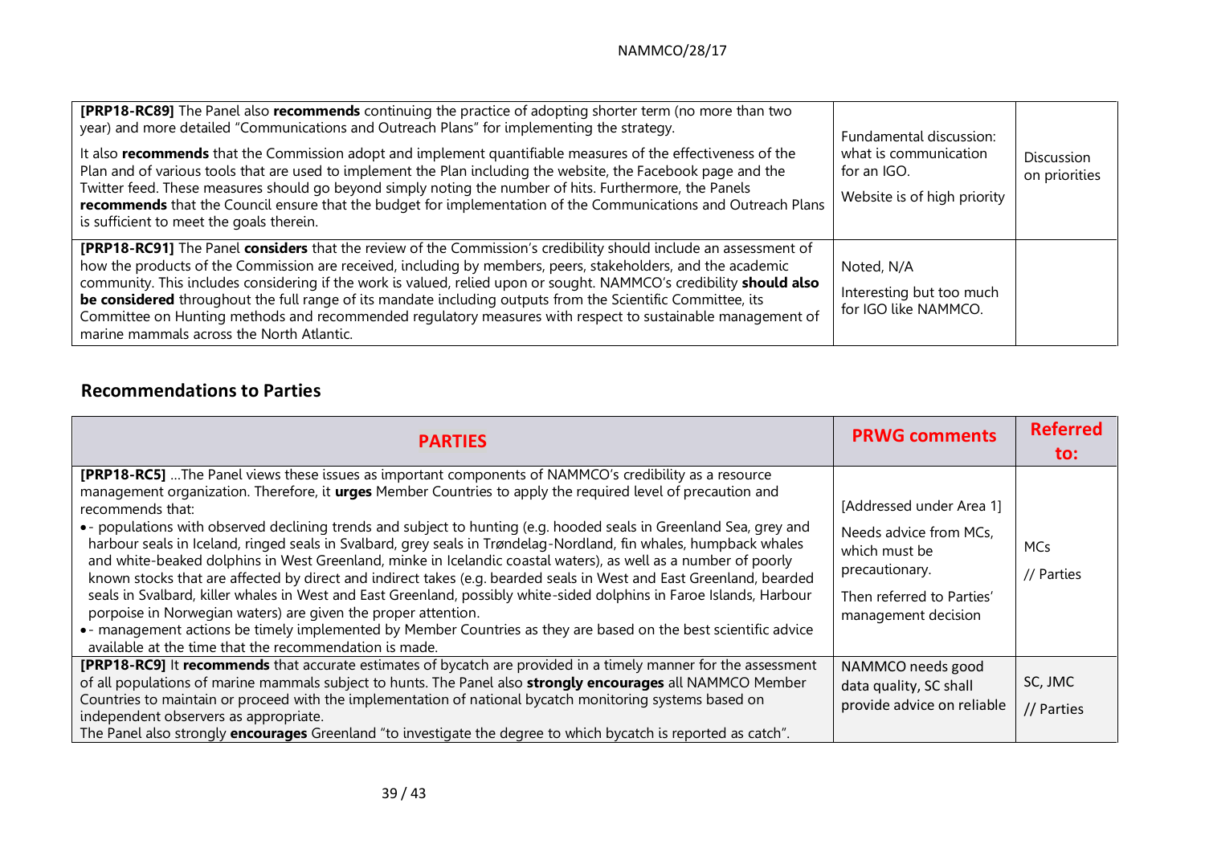| | | |
|---|---|---|
| **[PRP18-RC89]** The Panel also **recommends** continuing the practice of adopting shorter term (no more than two year) and more detailed "Communications and Outreach Plans" for implementing the strategy.<br><br>It also **recommends** that the Commission adopt and implement quantifiable measures of the effectiveness of the Plan and of various tools that are used to implement the Plan including the website, the Facebook page and the Twitter feed. These measures should go beyond simply noting the number of hits. Furthermore, the Panels **recommends** that the Council ensure that the budget for implementation of the Communications and Outreach Plans is sufficient to meet the goals therein. | Fundamental discussion: what is communication for an IGO.<br><br>Website is of high priority | Discussion on priorities |
| **[PRP18-RC91]** The Panel **considers** that the review of the Commission's credibility should include an assessment of how the products of the Commission are received, including by members, peers, stakeholders, and the academic community. This includes considering if the work is valued, relied upon or sought. NAMMCO's credibility **should also be considered** throughout the full range of its mandate including outputs from the Scientific Committee, its Committee on Hunting methods and recommended regulatory measures with respect to sustainable management of marine mammals across the North Atlantic. | Noted, N/A<br><br>Interesting but too much for IGO like NAMMCO. | |

## Recommendations to Parties

| PARTIES | PRWG comments | Referred to: |
|---|---|---|
| **[PRP18-RC5]** …The Panel views these issues as important components of NAMMCO's credibility as a resource management organization. Therefore, it **urges** Member Countries to apply the required level of precaution and recommends that:<br>• - populations with observed declining trends and subject to hunting (e.g. hooded seals in Greenland Sea, grey and harbour seals in Iceland, ringed seals in Svalbard, grey seals in Trøndelag-Nordland, fin whales, humpback whales and white-beaked dolphins in West Greenland, minke in Icelandic coastal waters), as well as a number of poorly known stocks that are affected by direct and indirect takes (e.g. bearded seals in West and East Greenland, bearded seals in Svalbard, killer whales in West and East Greenland, possibly white-sided dolphins in Faroe Islands, Harbour porpoise in Norwegian waters) are given the proper attention.<br>• - management actions be timely implemented by Member Countries as they are based on the best scientific advice available at the time that the recommendation is made. | [Addressed under Area 1]<br><br>Needs advice from MCs, which must be precautionary.<br><br>Then referred to Parties' management decision | MCs<br><br>// Parties |
| **[PRP18-RC9]** It **recommends** that accurate estimates of bycatch are provided in a timely manner for the assessment of all populations of marine mammals subject to hunts. The Panel also **strongly encourages** all NAMMCO Member Countries to maintain or proceed with the implementation of national bycatch monitoring systems based on independent observers as appropriate.<br>The Panel also strongly **encourages** Greenland "to investigate the degree to which bycatch is reported as catch". | NAMMCO needs good data quality, SC shall provide advice on reliable | SC, JMC<br><br>// Parties |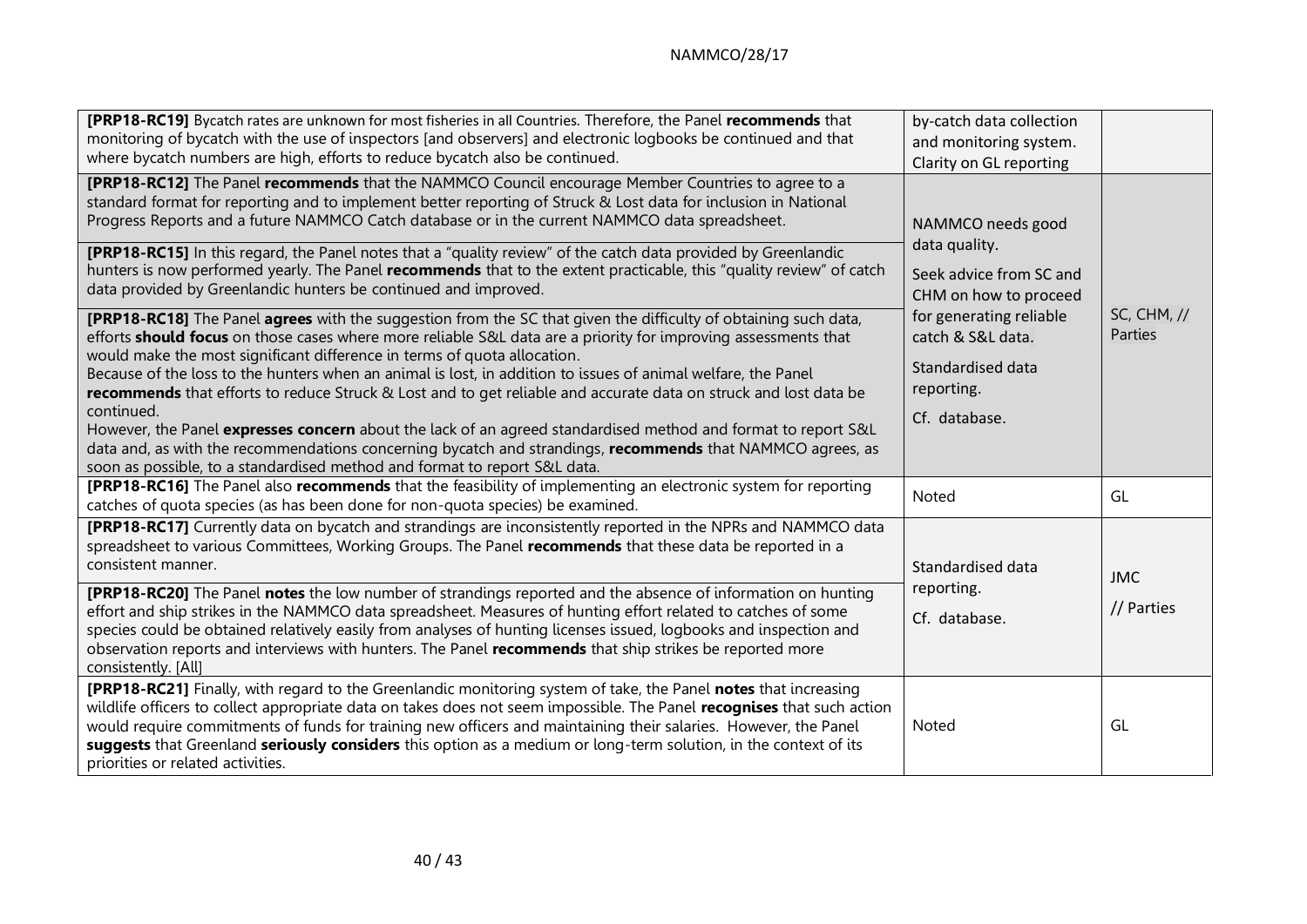| | | |
|---|---|---|
| **[PRP18-RC19]** Bycatch rates are unknown for most fisheries in all Countries. Therefore, the Panel **recommends** that monitoring of bycatch with the use of inspectors [and observers] and electronic logbooks be continued and that where bycatch numbers are high, efforts to reduce bycatch also be continued. | by-catch data collection and monitoring system. Clarity on GL reporting | |
| **[PRP18-RC12]** The Panel **recommends** that the NAMMCO Council encourage Member Countries to agree to a standard format for reporting and to implement better reporting of Struck & Lost data for inclusion in National Progress Reports and a future NAMMCO Catch database or in the current NAMMCO data spreadsheet. | NAMMCO needs good data quality.<br><br>Seek advice from SC and CHM on how to proceed for generating reliable catch & S&L data.<br><br>Standardised data reporting.<br><br>Cf. database. | SC, CHM, // Parties |
| **[PRP18-RC15]** In this regard, the Panel notes that a "quality review" of the catch data provided by Greenlandic hunters is now performed yearly. The Panel **recommends** that to the extent practicable, this "quality review" of catch data provided by Greenlandic hunters be continued and improved. | | |
| **[PRP18-RC18]** The Panel **agrees** with the suggestion from the SC that given the difficulty of obtaining such data, efforts **should focus** on those cases where more reliable S&L data are a priority for improving assessments that would make the most significant difference in terms of quota allocation.<br>Because of the loss to the hunters when an animal is lost, in addition to issues of animal welfare, the Panel **recommends** that efforts to reduce Struck & Lost and to get reliable and accurate data on struck and lost data be continued.<br>However, the Panel **expresses concern** about the lack of an agreed standardised method and format to report S&L data and, as with the recommendations concerning bycatch and strandings, **recommends** that NAMMCO agrees, as soon as possible, to a standardised method and format to report S&L data. | | |
| **[PRP18-RC16]** The Panel also **recommends** that the feasibility of implementing an electronic system for reporting catches of quota species (as has been done for non-quota species) be examined. | Noted | GL |
| **[PRP18-RC17]** Currently data on bycatch and strandings are inconsistently reported in the NPRs and NAMMCO data spreadsheet to various Committees, Working Groups. The Panel **recommends** that these data be reported in a consistent manner. | Standardised data reporting.<br><br>Cf. database. | JMC<br><br>// Parties |
| **[PRP18-RC20]** The Panel **notes** the low number of strandings reported and the absence of information on hunting effort and ship strikes in the NAMMCO data spreadsheet. Measures of hunting effort related to catches of some species could be obtained relatively easily from analyses of hunting licenses issued, logbooks and inspection and observation reports and interviews with hunters. The Panel **recommends** that ship strikes be reported more consistently. [All] | | |
| **[PRP18-RC21]** Finally, with regard to the Greenlandic monitoring system of take, the Panel **notes** that increasing wildlife officers to collect appropriate data on takes does not seem impossible. The Panel **recognises** that such action would require commitments of funds for training new officers and maintaining their salaries. However, the Panel **suggests** that Greenland **seriously considers** this option as a medium or long-term solution, in the context of its priorities or related activities. | Noted | GL |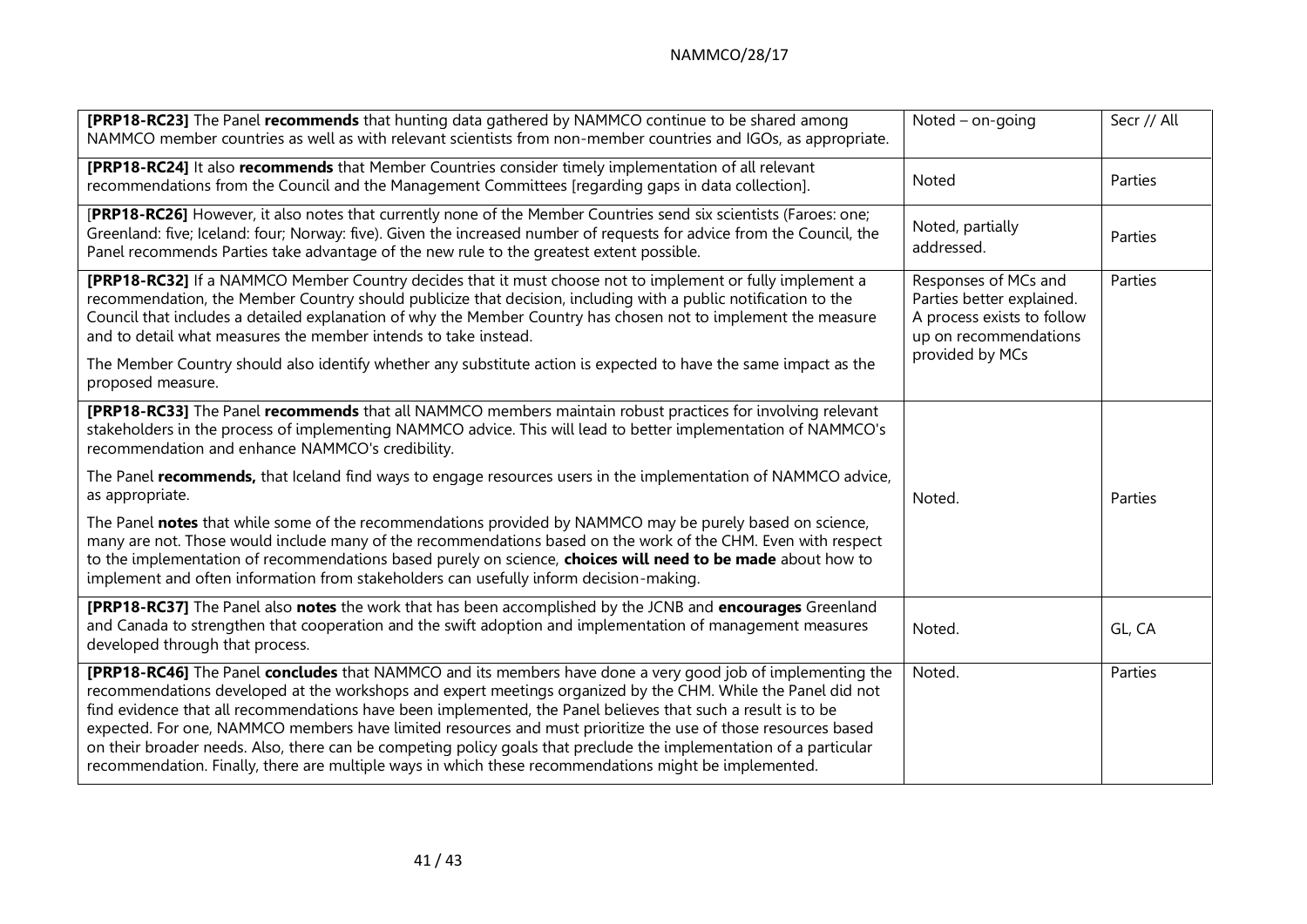| | | |
|---|---|---|
| **[PRP18-RC23]** The Panel **recommends** that hunting data gathered by NAMMCO continue to be shared among NAMMCO member countries as well as with relevant scientists from non-member countries and IGOs, as appropriate. | Noted – on-going | Secr // All |
| **[PRP18-RC24]** It also **recommends** that Member Countries consider timely implementation of all relevant recommendations from the Council and the Management Committees [regarding gaps in data collection]. | Noted | Parties |
| [**PRP18-RC26]** However, it also notes that currently none of the Member Countries send six scientists (Faroes: one; Greenland: five; Iceland: four; Norway: five). Given the increased number of requests for advice from the Council, the Panel recommends Parties take advantage of the new rule to the greatest extent possible. | Noted, partially addressed. | Parties |
| **[PRP18-RC32]** If a NAMMCO Member Country decides that it must choose not to implement or fully implement a recommendation, the Member Country should publicize that decision, including with a public notification to the Council that includes a detailed explanation of why the Member Country has chosen not to implement the measure and to detail what measures the member intends to take instead.<br><br>The Member Country should also identify whether any substitute action is expected to have the same impact as the proposed measure. | Responses of MCs and Parties better explained. A process exists to follow up on recommendations provided by MCs | Parties |
| **[PRP18-RC33]** The Panel **recommends** that all NAMMCO members maintain robust practices for involving relevant stakeholders in the process of implementing NAMMCO advice. This will lead to better implementation of NAMMCO's recommendation and enhance NAMMCO's credibility.<br><br>The Panel **recommends,** that Iceland find ways to engage resources users in the implementation of NAMMCO advice, as appropriate.<br><br>The Panel **notes** that while some of the recommendations provided by NAMMCO may be purely based on science, many are not. Those would include many of the recommendations based on the work of the CHM. Even with respect to the implementation of recommendations based purely on science, **choices will need to be made** about how to implement and often information from stakeholders can usefully inform decision-making. | Noted. | Parties |
| **[PRP18-RC37]** The Panel also **notes** the work that has been accomplished by the JCNB and **encourages** Greenland and Canada to strengthen that cooperation and the swift adoption and implementation of management measures developed through that process. | Noted. | GL, CA |
| **[PRP18-RC46]** The Panel **concludes** that NAMMCO and its members have done a very good job of implementing the recommendations developed at the workshops and expert meetings organized by the CHM. While the Panel did not find evidence that all recommendations have been implemented, the Panel believes that such a result is to be expected. For one, NAMMCO members have limited resources and must prioritize the use of those resources based on their broader needs. Also, there can be competing policy goals that preclude the implementation of a particular recommendation. Finally, there are multiple ways in which these recommendations might be implemented. | Noted. | Parties |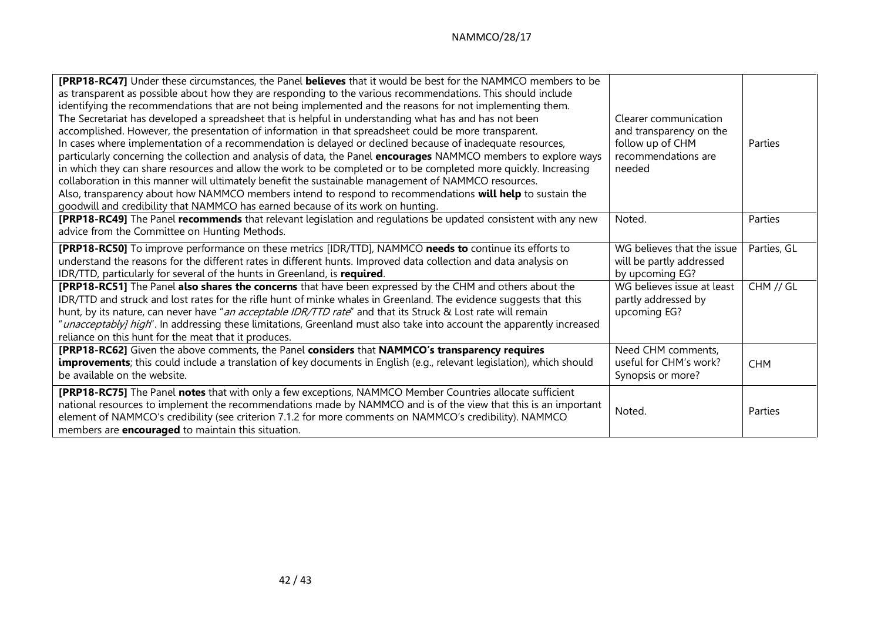| | | |
|---|---|---|
| **[PRP18-RC47]** Under these circumstances, the Panel **believes** that it would be best for the NAMMCO members to be as transparent as possible about how they are responding to the various recommendations. This should include identifying the recommendations that are not being implemented and the reasons for not implementing them. The Secretariat has developed a spreadsheet that is helpful in understanding what has and has not been accomplished. However, the presentation of information in that spreadsheet could be more transparent. In cases where implementation of a recommendation is delayed or declined because of inadequate resources, particularly concerning the collection and analysis of data, the Panel **encourages** NAMMCO members to explore ways in which they can share resources and allow the work to be completed or to be completed more quickly. Increasing collaboration in this manner will ultimately benefit the sustainable management of NAMMCO resources. Also, transparency about how NAMMCO members intend to respond to recommendations **will help** to sustain the goodwill and credibility that NAMMCO has earned because of its work on hunting. | Clearer communication and transparency on the follow up of CHM recommendations are needed | Parties |
| **[PRP18-RC49]** The Panel **recommends** that relevant legislation and regulations be updated consistent with any new advice from the Committee on Hunting Methods. | Noted. | Parties |
| **[PRP18-RC50]** To improve performance on these metrics [IDR/TTD], NAMMCO **needs to** continue its efforts to understand the reasons for the different rates in different hunts. Improved data collection and data analysis on IDR/TTD, particularly for several of the hunts in Greenland, is **required**. | WG believes that the issue will be partly addressed by upcoming EG? | Parties, GL |
| **[PRP18-RC51]** The Panel **also shares the concerns** that have been expressed by the CHM and others about the IDR/TTD and struck and lost rates for the rifle hunt of minke whales in Greenland. The evidence suggests that this hunt, by its nature, can never have "*an acceptable IDR/TTD rate*" and that its Struck & Lost rate will remain "*unacceptably] high*". In addressing these limitations, Greenland must also take into account the apparently increased reliance on this hunt for the meat that it produces. | WG believes issue at least partly addressed by upcoming EG? | CHM // GL |
| **[PRP18-RC62]** Given the above comments, the Panel **considers** that **NAMMCO's transparency requires improvements**; this could include a translation of key documents in English (e.g., relevant legislation), which should be available on the website. | Need CHM comments, useful for CHM's work? Synopsis or more? | CHM |
| **[PRP18-RC75]** The Panel **notes** that with only a few exceptions, NAMMCO Member Countries allocate sufficient national resources to implement the recommendations made by NAMMCO and is of the view that this is an important element of NAMMCO's credibility (see criterion 7.1.2 for more comments on NAMMCO's credibility). NAMMCO members are **encouraged** to maintain this situation. | Noted. | Parties |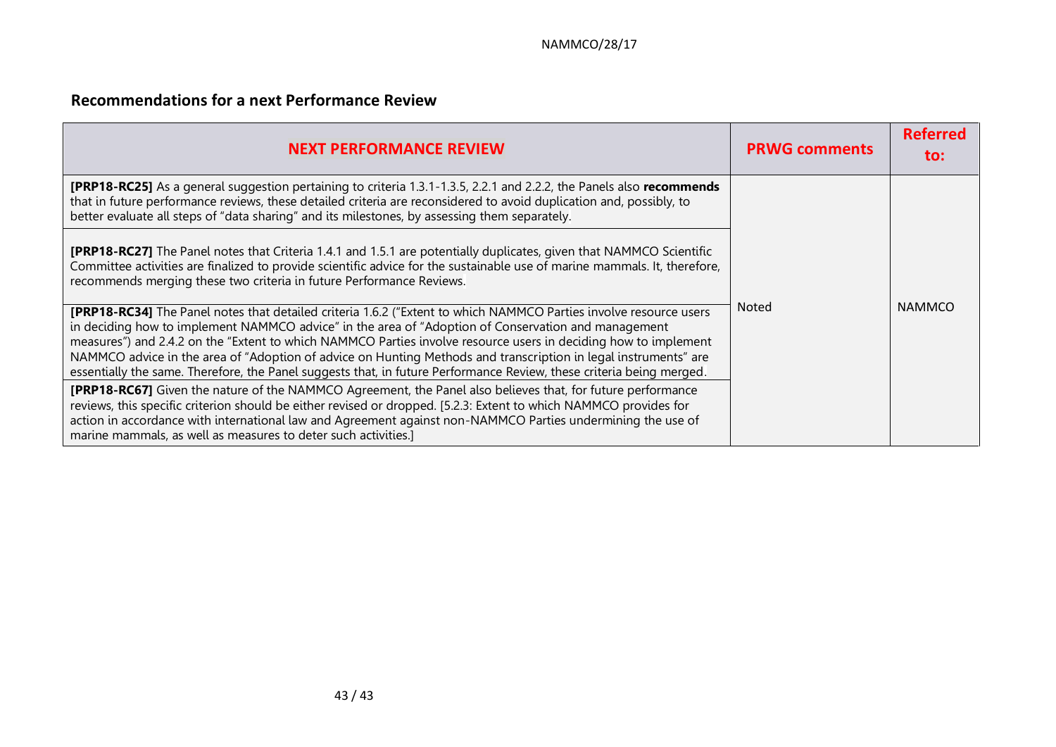## Recommendations for a next Performance Review

| NEXT PERFORMANCE REVIEW | PRWG comments | Referred to: |
|---|---|---|
| **[PRP18-RC25]** As a general suggestion pertaining to criteria 1.3.1-1.3.5, 2.2.1 and 2.2.2, the Panels also **recommends** that in future performance reviews, these detailed criteria are reconsidered to avoid duplication and, possibly, to better evaluate all steps of "data sharing" and its milestones, by assessing them separately. | Noted | NAMMCO |
| **[PRP18-RC27]** The Panel notes that Criteria 1.4.1 and 1.5.1 are potentially duplicates, given that NAMMCO Scientific Committee activities are finalized to provide scientific advice for the sustainable use of marine mammals. It, therefore, recommends merging these two criteria in future Performance Reviews. | | |
| **[PRP18-RC34]** The Panel notes that detailed criteria 1.6.2 ("Extent to which NAMMCO Parties involve resource users in deciding how to implement NAMMCO advice" in the area of "Adoption of Conservation and management measures") and 2.4.2 on the "Extent to which NAMMCO Parties involve resource users in deciding how to implement NAMMCO advice in the area of "Adoption of advice on Hunting Methods and transcription in legal instruments" are essentially the same. Therefore, the Panel suggests that, in future Performance Review, these criteria being merged. | | |
| **[PRP18-RC67]** Given the nature of the NAMMCO Agreement, the Panel also believes that, for future performance reviews, this specific criterion should be either revised or dropped. [5.2.3: Extent to which NAMMCO provides for action in accordance with international law and Agreement against non-NAMMCO Parties undermining the use of marine mammals, as well as measures to deter such activities.] | | |